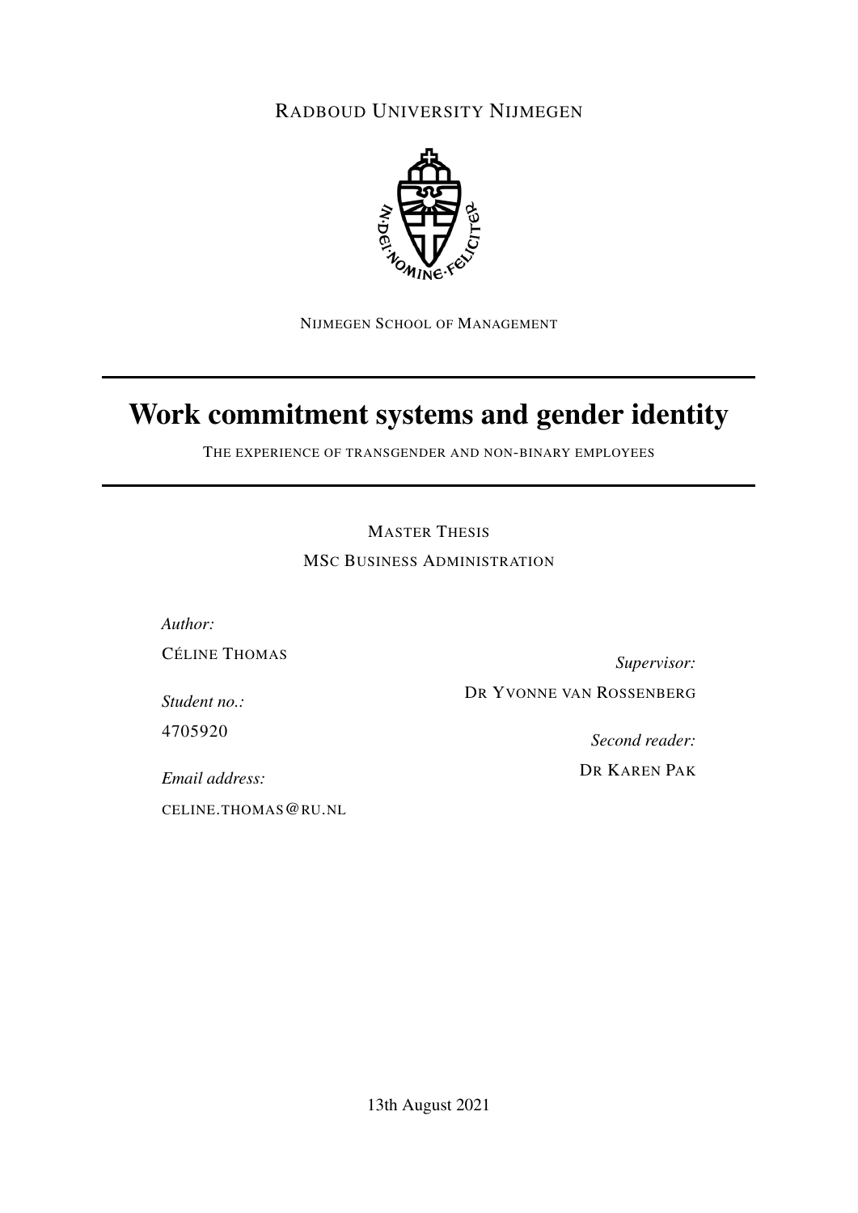RADBOUD UNIVERSITY NIJMEGEN

NIJMEGEN SCHOOL OF MANAGEMENT

# Work commitment systems and gender identity

THE EXPERIENCE OF TRANSGENDER AND NON-BINARY EMPLOYEES

MASTER THESIS

MSC BUSINESS ADMINISTRATION

*Author:*

CÉLINE THOMAS

*Student no.:*

4705920

*Email address:*

CELINE.THOMAS@RU.NL

*Supervisor:*

DR YVONNE VAN ROSSENBERG

*Second reader:*

DR KAREN PAK

13th August 2021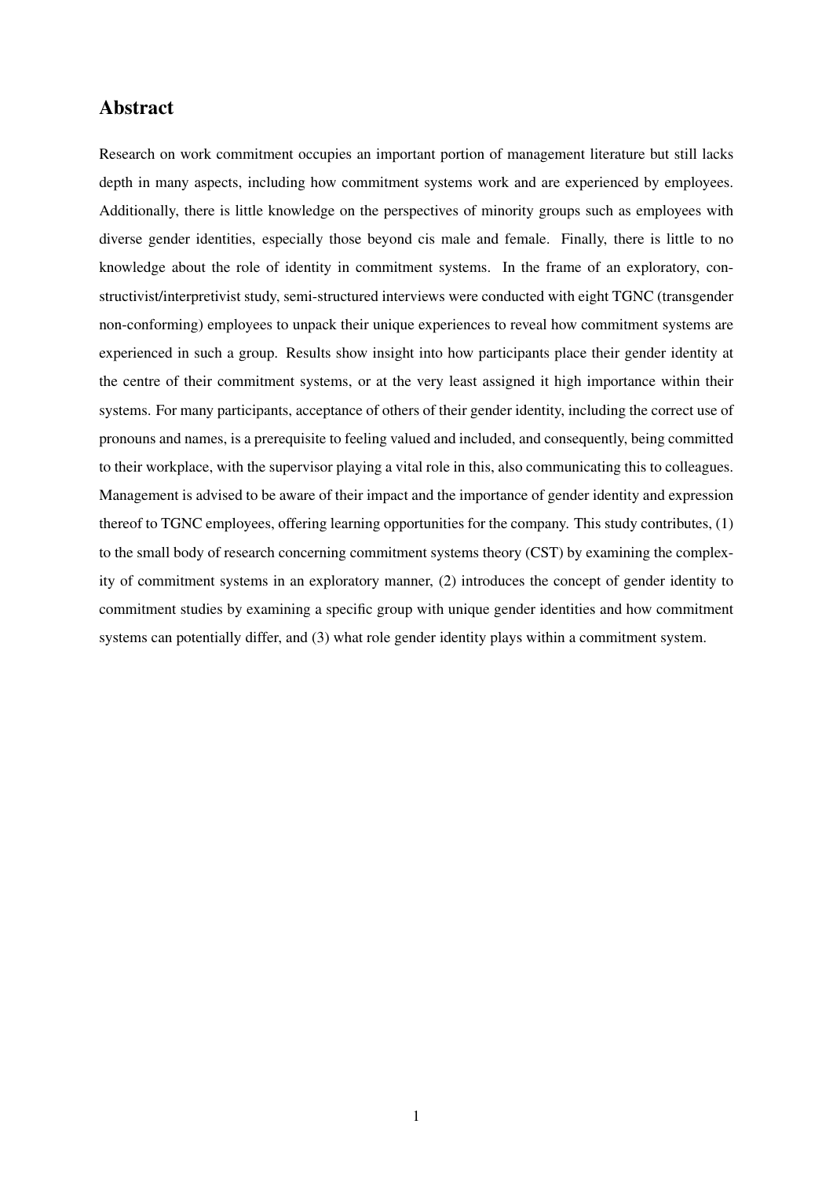## Abstract

Research on work commitment occupies an important portion of management literature but still lacks depth in many aspects, including how commitment systems work and are experienced by employees. Additionally, there is little knowledge on the perspectives of minority groups such as employees with diverse gender identities, especially those beyond cis male and female. Finally, there is little to no knowledge about the role of identity in commitment systems. In the frame of an exploratory, constructivist/interpretivist study, semi-structured interviews were conducted with eight TGNC (transgender non-conforming) employees to unpack their unique experiences to reveal how commitment systems are experienced in such a group. Results show insight into how participants place their gender identity at the centre of their commitment systems, or at the very least assigned it high importance within their systems. For many participants, acceptance of others of their gender identity, including the correct use of pronouns and names, is a prerequisite to feeling valued and included, and consequently, being committed to their workplace, with the supervisor playing a vital role in this, also communicating this to colleagues. Management is advised to be aware of their impact and the importance of gender identity and expression thereof to TGNC employees, offering learning opportunities for the company. This study contributes, (1) to the small body of research concerning commitment systems theory (CST) by examining the complexity of commitment systems in an exploratory manner, (2) introduces the concept of gender identity to commitment studies by examining a specific group with unique gender identities and how commitment systems can potentially differ, and (3) what role gender identity plays within a commitment system.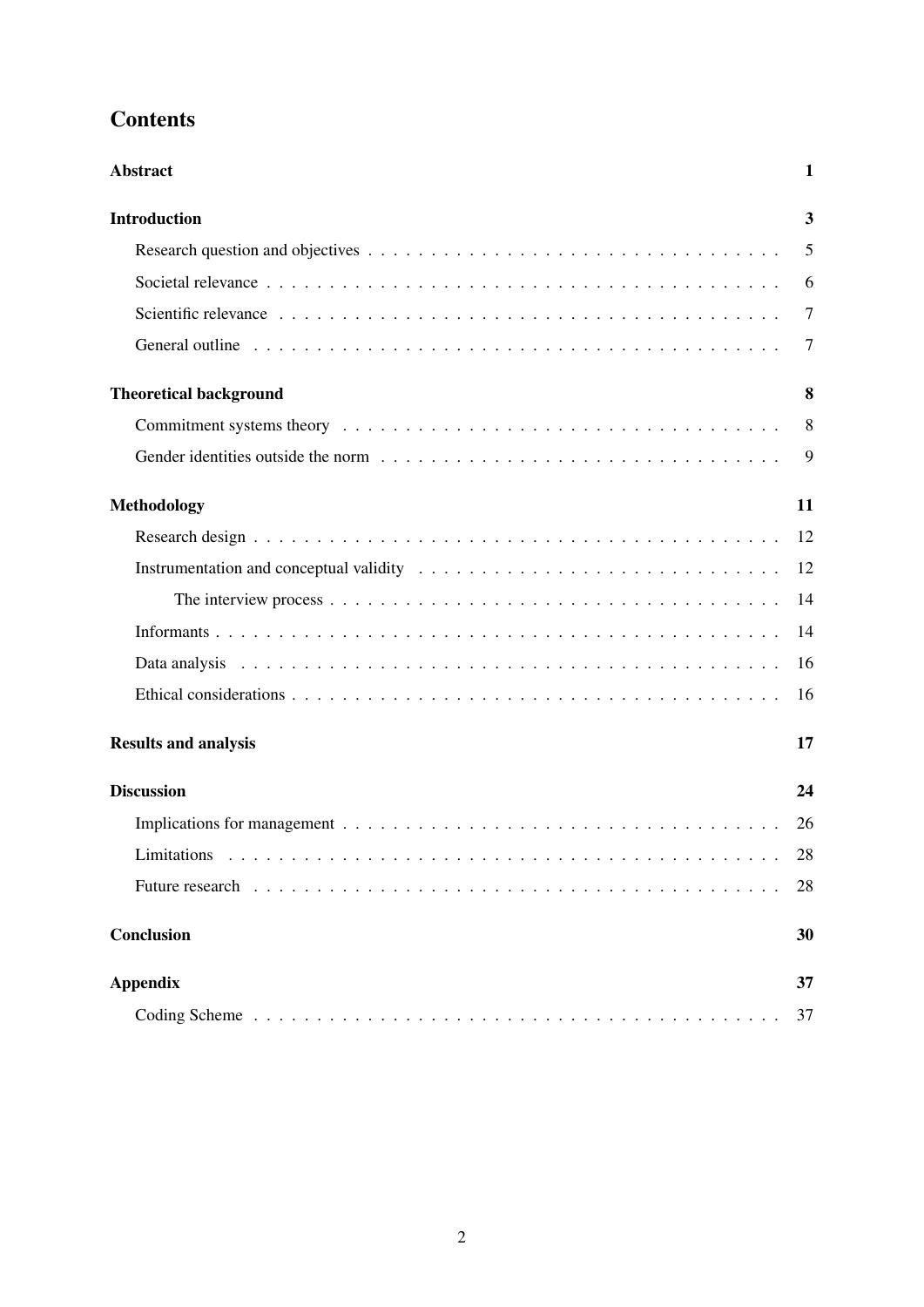# Contents

**Abstract** **1**

**Introduction** **3**

- Research question and objectives 5
- Societal relevance 6
- Scientific relevance 7
- General outline 7

**Theoretical background** **8**

- Commitment systems theory 8
- Gender identities outside the norm 9

**Methodology** **11**

- Research design 12
- Instrumentation and conceptual validity 12
  - The interview process 14
- Informants 14
- Data analysis 16
- Ethical considerations 16

**Results and analysis** **17**

**Discussion** **24**

- Implications for management 26
- Limitations 28
- Future research 28

**Conclusion** **30**

**Appendix** **37**

- Coding Scheme 37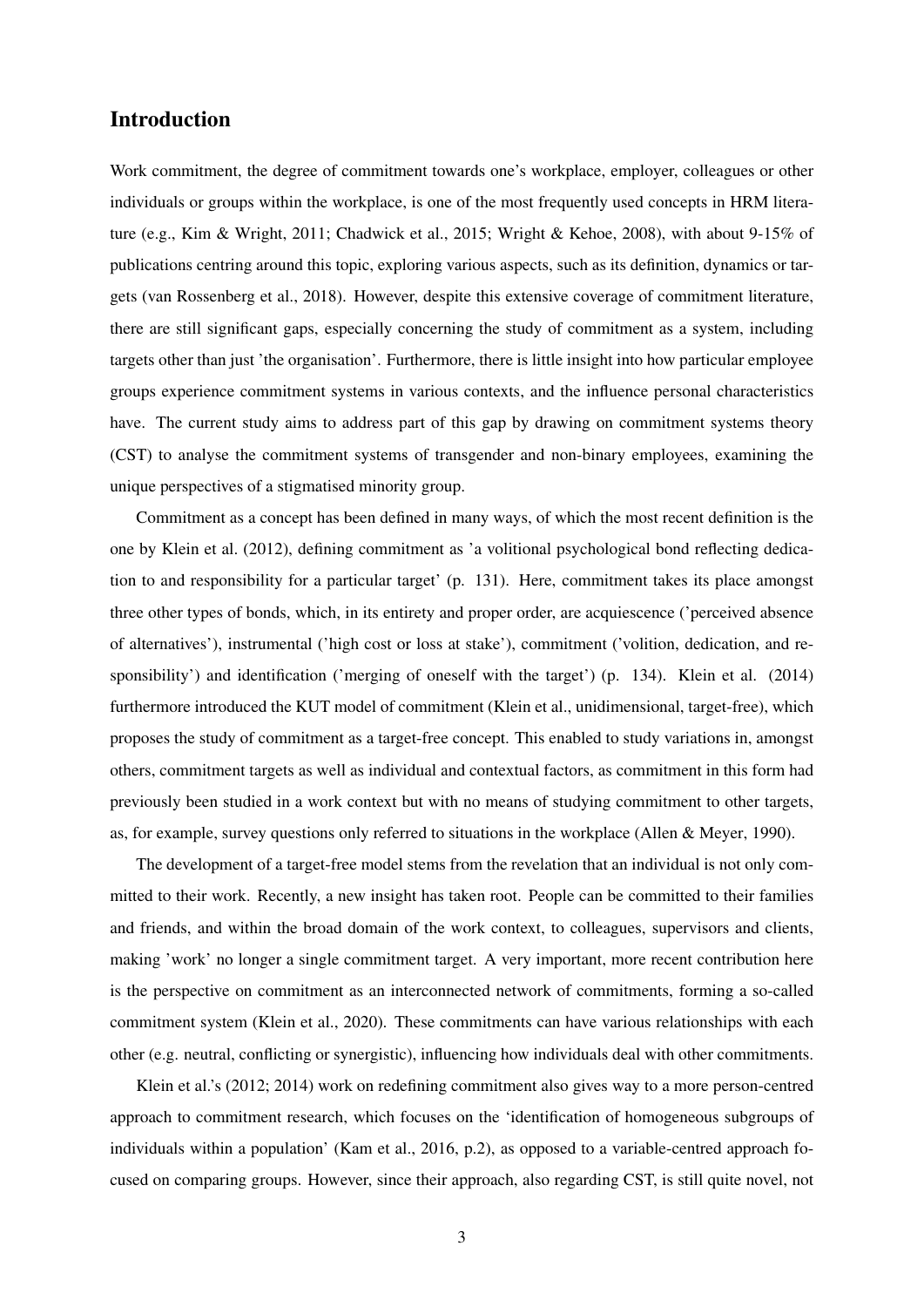## Introduction

Work commitment, the degree of commitment towards one's workplace, employer, colleagues or other individuals or groups within the workplace, is one of the most frequently used concepts in HRM literature (e.g., Kim & Wright, 2011; Chadwick et al., 2015; Wright & Kehoe, 2008), with about 9-15% of publications centring around this topic, exploring various aspects, such as its definition, dynamics or targets (van Rossenberg et al., 2018). However, despite this extensive coverage of commitment literature, there are still significant gaps, especially concerning the study of commitment as a system, including targets other than just 'the organisation'. Furthermore, there is little insight into how particular employee groups experience commitment systems in various contexts, and the influence personal characteristics have. The current study aims to address part of this gap by drawing on commitment systems theory (CST) to analyse the commitment systems of transgender and non-binary employees, examining the unique perspectives of a stigmatised minority group.

Commitment as a concept has been defined in many ways, of which the most recent definition is the one by Klein et al. (2012), defining commitment as 'a volitional psychological bond reflecting dedication to and responsibility for a particular target' (p. 131). Here, commitment takes its place amongst three other types of bonds, which, in its entirety and proper order, are acquiescence ('perceived absence of alternatives'), instrumental ('high cost or loss at stake'), commitment ('volition, dedication, and responsibility') and identification ('merging of oneself with the target') (p. 134). Klein et al. (2014) furthermore introduced the KUT model of commitment (Klein et al., unidimensional, target-free), which proposes the study of commitment as a target-free concept. This enabled to study variations in, amongst others, commitment targets as well as individual and contextual factors, as commitment in this form had previously been studied in a work context but with no means of studying commitment to other targets, as, for example, survey questions only referred to situations in the workplace (Allen & Meyer, 1990).

The development of a target-free model stems from the revelation that an individual is not only committed to their work. Recently, a new insight has taken root. People can be committed to their families and friends, and within the broad domain of the work context, to colleagues, supervisors and clients, making 'work' no longer a single commitment target. A very important, more recent contribution here is the perspective on commitment as an interconnected network of commitments, forming a so-called commitment system (Klein et al., 2020). These commitments can have various relationships with each other (e.g. neutral, conflicting or synergistic), influencing how individuals deal with other commitments.

Klein et al.'s (2012; 2014) work on redefining commitment also gives way to a more person-centred approach to commitment research, which focuses on the 'identification of homogeneous subgroups of individuals within a population' (Kam et al., 2016, p.2), as opposed to a variable-centred approach focused on comparing groups. However, since their approach, also regarding CST, is still quite novel, not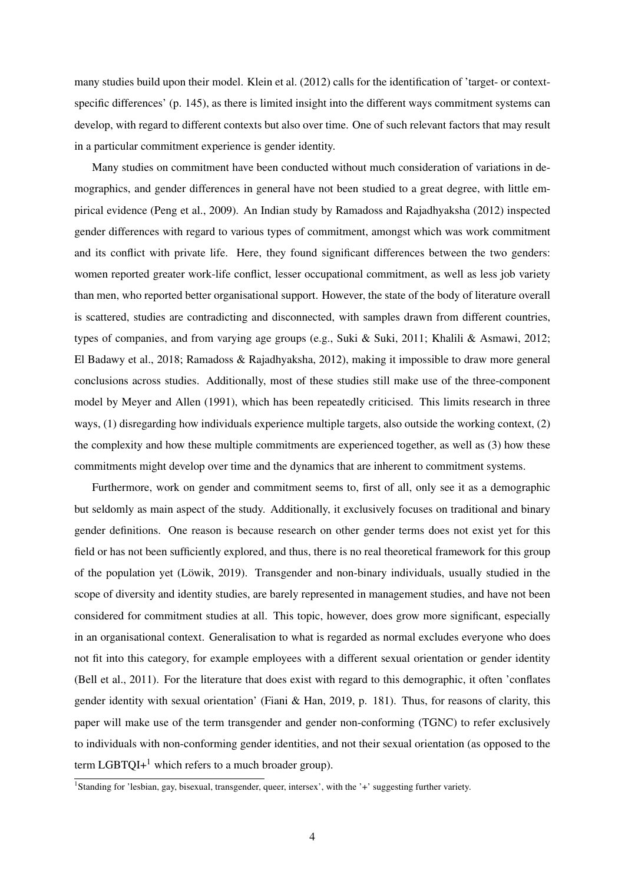many studies build upon their model. Klein et al. (2012) calls for the identification of 'target- or context-specific differences' (p. 145), as there is limited insight into the different ways commitment systems can develop, with regard to different contexts but also over time. One of such relevant factors that may result in a particular commitment experience is gender identity.

Many studies on commitment have been conducted without much consideration of variations in demographics, and gender differences in general have not been studied to a great degree, with little empirical evidence (Peng et al., 2009). An Indian study by Ramadoss and Rajadhyaksha (2012) inspected gender differences with regard to various types of commitment, amongst which was work commitment and its conflict with private life. Here, they found significant differences between the two genders: women reported greater work-life conflict, lesser occupational commitment, as well as less job variety than men, who reported better organisational support. However, the state of the body of literature overall is scattered, studies are contradicting and disconnected, with samples drawn from different countries, types of companies, and from varying age groups (e.g., Suki & Suki, 2011; Khalili & Asmawi, 2012; El Badawy et al., 2018; Ramadoss & Rajadhyaksha, 2012), making it impossible to draw more general conclusions across studies. Additionally, most of these studies still make use of the three-component model by Meyer and Allen (1991), which has been repeatedly criticised. This limits research in three ways, (1) disregarding how individuals experience multiple targets, also outside the working context, (2) the complexity and how these multiple commitments are experienced together, as well as (3) how these commitments might develop over time and the dynamics that are inherent to commitment systems.

Furthermore, work on gender and commitment seems to, first of all, only see it as a demographic but seldomly as main aspect of the study. Additionally, it exclusively focuses on traditional and binary gender definitions. One reason is because research on other gender terms does not exist yet for this field or has not been sufficiently explored, and thus, there is no real theoretical framework for this group of the population yet (Löwik, 2019). Transgender and non-binary individuals, usually studied in the scope of diversity and identity studies, are barely represented in management studies, and have not been considered for commitment studies at all. This topic, however, does grow more significant, especially in an organisational context. Generalisation to what is regarded as normal excludes everyone who does not fit into this category, for example employees with a different sexual orientation or gender identity (Bell et al., 2011). For the literature that does exist with regard to this demographic, it often 'conflates gender identity with sexual orientation' (Fiani & Han, 2019, p. 181). Thus, for reasons of clarity, this paper will make use of the term transgender and gender non-conforming (TGNC) to refer exclusively to individuals with non-conforming gender identities, and not their sexual orientation (as opposed to the term LGBTQI+[1] which refers to a much broader group).

[1] Standing for 'lesbian, gay, bisexual, transgender, queer, intersex', with the '+' suggesting further variety.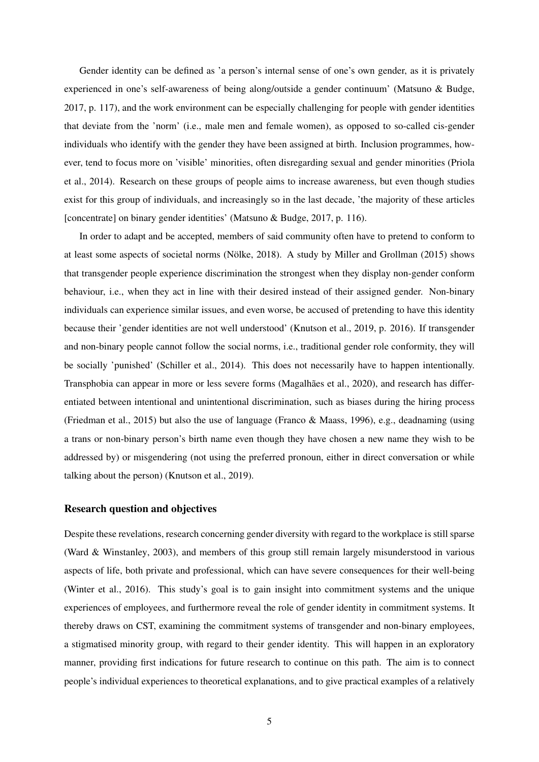Gender identity can be defined as 'a person's internal sense of one's own gender, as it is privately experienced in one's self-awareness of being along/outside a gender continuum' (Matsuno & Budge, 2017, p. 117), and the work environment can be especially challenging for people with gender identities that deviate from the 'norm' (i.e., male men and female women), as opposed to so-called cis-gender individuals who identify with the gender they have been assigned at birth. Inclusion programmes, however, tend to focus more on 'visible' minorities, often disregarding sexual and gender minorities (Priola et al., 2014). Research on these groups of people aims to increase awareness, but even though studies exist for this group of individuals, and increasingly so in the last decade, 'the majority of these articles [concentrate] on binary gender identities' (Matsuno & Budge, 2017, p. 116).

In order to adapt and be accepted, members of said community often have to pretend to conform to at least some aspects of societal norms (Nölke, 2018). A study by Miller and Grollman (2015) shows that transgender people experience discrimination the strongest when they display non-gender conform behaviour, i.e., when they act in line with their desired instead of their assigned gender. Non-binary individuals can experience similar issues, and even worse, be accused of pretending to have this identity because their 'gender identities are not well understood' (Knutson et al., 2019, p. 2016). If transgender and non-binary people cannot follow the social norms, i.e., traditional gender role conformity, they will be socially 'punished' (Schiller et al., 2014). This does not necessarily have to happen intentionally. Transphobia can appear in more or less severe forms (Magalhães et al., 2020), and research has differentiated between intentional and unintentional discrimination, such as biases during the hiring process (Friedman et al., 2015) but also the use of language (Franco & Maass, 1996), e.g., deadnaming (using a trans or non-binary person's birth name even though they have chosen a new name they wish to be addressed by) or misgendering (not using the preferred pronoun, either in direct conversation or while talking about the person) (Knutson et al., 2019).

### Research question and objectives

Despite these revelations, research concerning gender diversity with regard to the workplace is still sparse (Ward & Winstanley, 2003), and members of this group still remain largely misunderstood in various aspects of life, both private and professional, which can have severe consequences for their well-being (Winter et al., 2016). This study's goal is to gain insight into commitment systems and the unique experiences of employees, and furthermore reveal the role of gender identity in commitment systems. It thereby draws on CST, examining the commitment systems of transgender and non-binary employees, a stigmatised minority group, with regard to their gender identity. This will happen in an exploratory manner, providing first indications for future research to continue on this path. The aim is to connect people's individual experiences to theoretical explanations, and to give practical examples of a relatively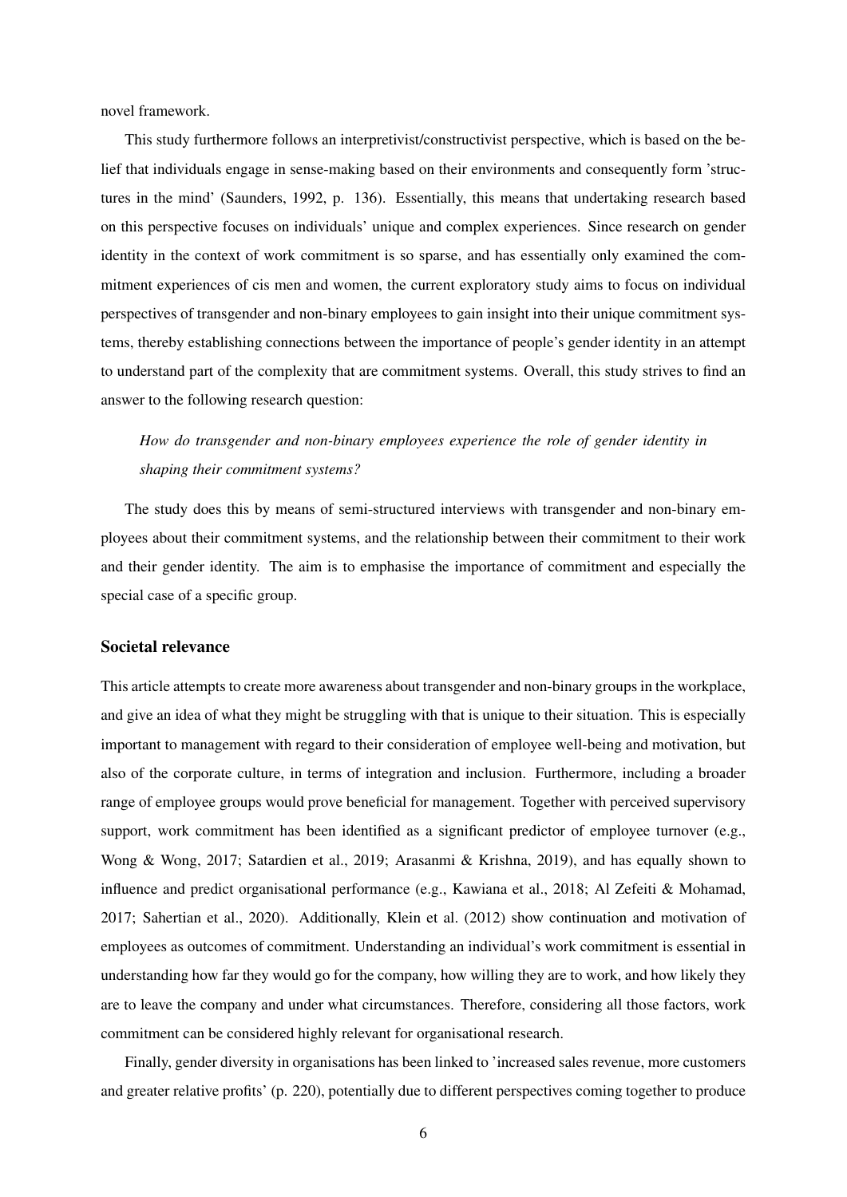novel framework.

This study furthermore follows an interpretivist/constructivist perspective, which is based on the belief that individuals engage in sense-making based on their environments and consequently form 'structures in the mind' (Saunders, 1992, p. 136). Essentially, this means that undertaking research based on this perspective focuses on individuals' unique and complex experiences. Since research on gender identity in the context of work commitment is so sparse, and has essentially only examined the commitment experiences of cis men and women, the current exploratory study aims to focus on individual perspectives of transgender and non-binary employees to gain insight into their unique commitment systems, thereby establishing connections between the importance of people's gender identity in an attempt to understand part of the complexity that are commitment systems. Overall, this study strives to find an answer to the following research question:

> *How do transgender and non-binary employees experience the role of gender identity in shaping their commitment systems?*

The study does this by means of semi-structured interviews with transgender and non-binary employees about their commitment systems, and the relationship between their commitment to their work and their gender identity. The aim is to emphasise the importance of commitment and especially the special case of a specific group.

### Societal relevance

This article attempts to create more awareness about transgender and non-binary groups in the workplace, and give an idea of what they might be struggling with that is unique to their situation. This is especially important to management with regard to their consideration of employee well-being and motivation, but also of the corporate culture, in terms of integration and inclusion. Furthermore, including a broader range of employee groups would prove beneficial for management. Together with perceived supervisory support, work commitment has been identified as a significant predictor of employee turnover (e.g., Wong & Wong, 2017; Satardien et al., 2019; Arasanmi & Krishna, 2019), and has equally shown to influence and predict organisational performance (e.g., Kawiana et al., 2018; Al Zefeiti & Mohamad, 2017; Sahertian et al., 2020). Additionally, Klein et al. (2012) show continuation and motivation of employees as outcomes of commitment. Understanding an individual's work commitment is essential in understanding how far they would go for the company, how willing they are to work, and how likely they are to leave the company and under what circumstances. Therefore, considering all those factors, work commitment can be considered highly relevant for organisational research.

Finally, gender diversity in organisations has been linked to 'increased sales revenue, more customers and greater relative profits' (p. 220), potentially due to different perspectives coming together to produce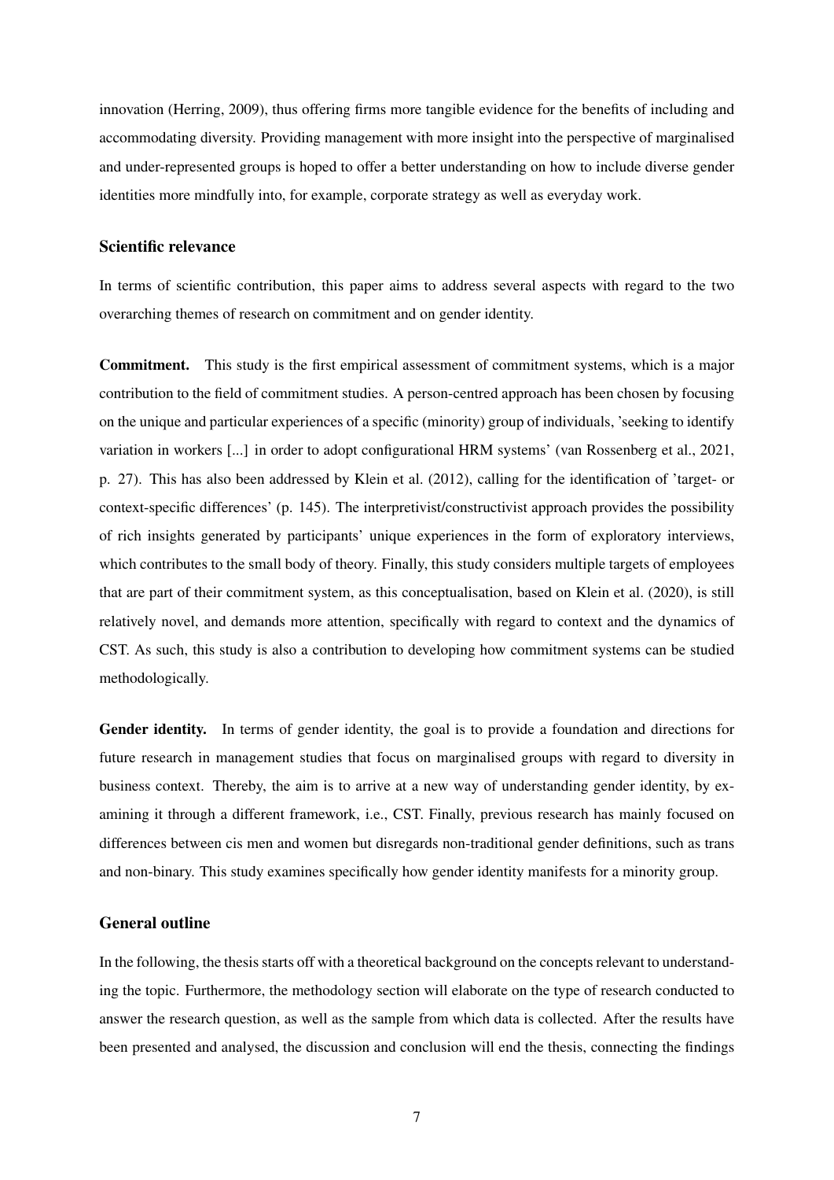innovation (Herring, 2009), thus offering firms more tangible evidence for the benefits of including and accommodating diversity. Providing management with more insight into the perspective of marginalised and under-represented groups is hoped to offer a better understanding on how to include diverse gender identities more mindfully into, for example, corporate strategy as well as everyday work.

### Scientific relevance

In terms of scientific contribution, this paper aims to address several aspects with regard to the two overarching themes of research on commitment and on gender identity.

**Commitment.** This study is the first empirical assessment of commitment systems, which is a major contribution to the field of commitment studies. A person-centred approach has been chosen by focusing on the unique and particular experiences of a specific (minority) group of individuals, 'seeking to identify variation in workers [...] in order to adopt configurational HRM systems' (van Rossenberg et al., 2021, p. 27). This has also been addressed by Klein et al. (2012), calling for the identification of 'target- or context-specific differences' (p. 145). The interpretivist/constructivist approach provides the possibility of rich insights generated by participants' unique experiences in the form of exploratory interviews, which contributes to the small body of theory. Finally, this study considers multiple targets of employees that are part of their commitment system, as this conceptualisation, based on Klein et al. (2020), is still relatively novel, and demands more attention, specifically with regard to context and the dynamics of CST. As such, this study is also a contribution to developing how commitment systems can be studied methodologically.

**Gender identity.** In terms of gender identity, the goal is to provide a foundation and directions for future research in management studies that focus on marginalised groups with regard to diversity in business context. Thereby, the aim is to arrive at a new way of understanding gender identity, by examining it through a different framework, i.e., CST. Finally, previous research has mainly focused on differences between cis men and women but disregards non-traditional gender definitions, such as trans and non-binary. This study examines specifically how gender identity manifests for a minority group.

### General outline

In the following, the thesis starts off with a theoretical background on the concepts relevant to understanding the topic. Furthermore, the methodology section will elaborate on the type of research conducted to answer the research question, as well as the sample from which data is collected. After the results have been presented and analysed, the discussion and conclusion will end the thesis, connecting the findings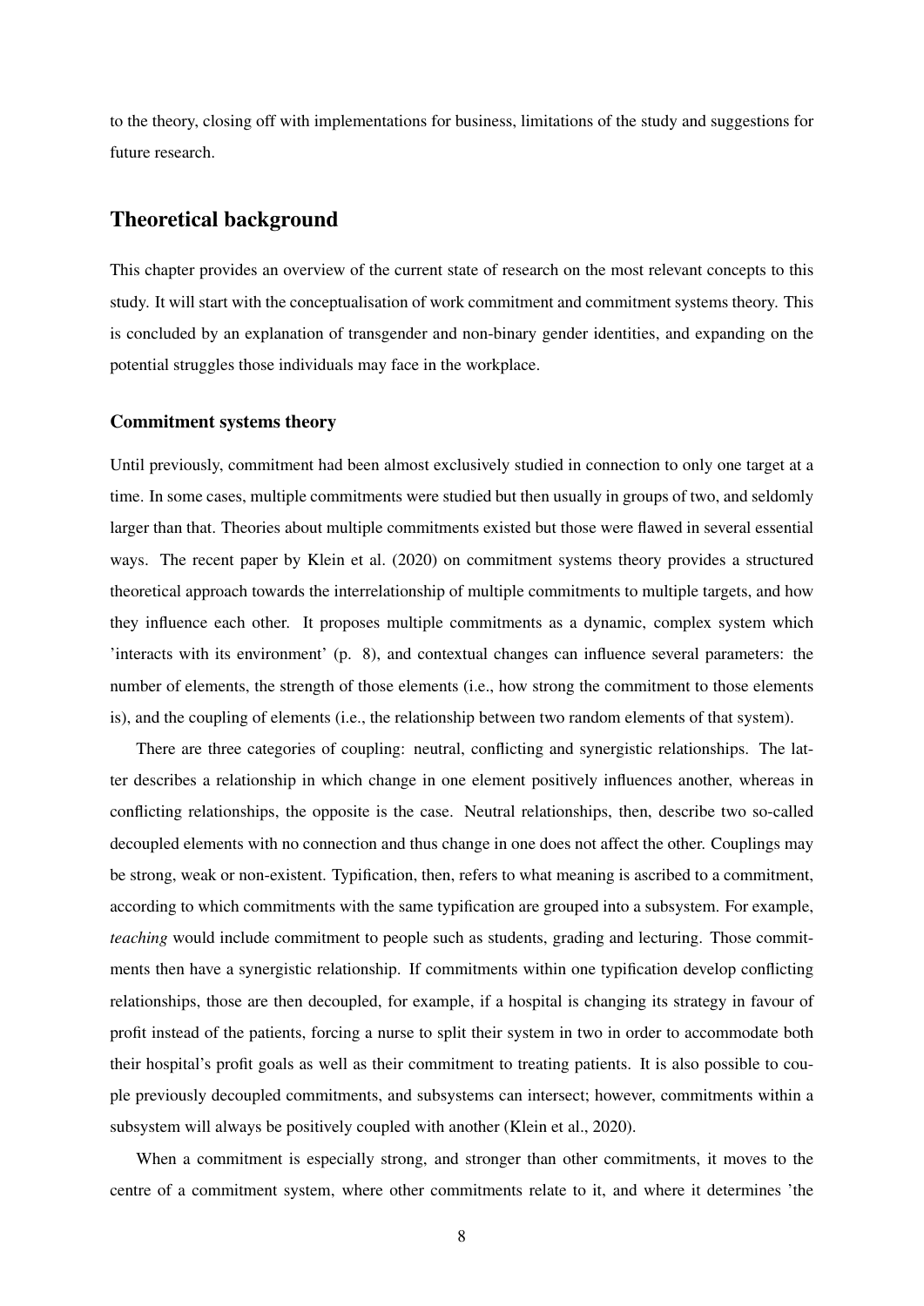to the theory, closing off with implementations for business, limitations of the study and suggestions for future research.

## Theoretical background

This chapter provides an overview of the current state of research on the most relevant concepts to this study. It will start with the conceptualisation of work commitment and commitment systems theory. This is concluded by an explanation of transgender and non-binary gender identities, and expanding on the potential struggles those individuals may face in the workplace.

### Commitment systems theory

Until previously, commitment had been almost exclusively studied in connection to only one target at a time. In some cases, multiple commitments were studied but then usually in groups of two, and seldomly larger than that. Theories about multiple commitments existed but those were flawed in several essential ways. The recent paper by Klein et al. (2020) on commitment systems theory provides a structured theoretical approach towards the interrelationship of multiple commitments to multiple targets, and how they influence each other. It proposes multiple commitments as a dynamic, complex system which 'interacts with its environment' (p. 8), and contextual changes can influence several parameters: the number of elements, the strength of those elements (i.e., how strong the commitment to those elements is), and the coupling of elements (i.e., the relationship between two random elements of that system).

There are three categories of coupling: neutral, conflicting and synergistic relationships. The latter describes a relationship in which change in one element positively influences another, whereas in conflicting relationships, the opposite is the case. Neutral relationships, then, describe two so-called decoupled elements with no connection and thus change in one does not affect the other. Couplings may be strong, weak or non-existent. Typification, then, refers to what meaning is ascribed to a commitment, according to which commitments with the same typification are grouped into a subsystem. For example, *teaching* would include commitment to people such as students, grading and lecturing. Those commitments then have a synergistic relationship. If commitments within one typification develop conflicting relationships, those are then decoupled, for example, if a hospital is changing its strategy in favour of profit instead of the patients, forcing a nurse to split their system in two in order to accommodate both their hospital's profit goals as well as their commitment to treating patients. It is also possible to couple previously decoupled commitments, and subsystems can intersect; however, commitments within a subsystem will always be positively coupled with another (Klein et al., 2020).

When a commitment is especially strong, and stronger than other commitments, it moves to the centre of a commitment system, where other commitments relate to it, and where it determines 'the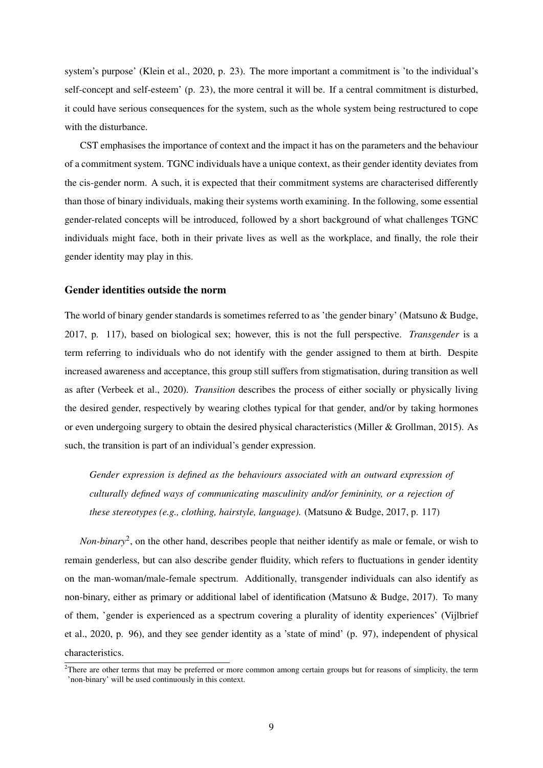system's purpose' (Klein et al., 2020, p. 23). The more important a commitment is 'to the individual's self-concept and self-esteem' (p. 23), the more central it will be. If a central commitment is disturbed, it could have serious consequences for the system, such as the whole system being restructured to cope with the disturbance.

CST emphasises the importance of context and the impact it has on the parameters and the behaviour of a commitment system. TGNC individuals have a unique context, as their gender identity deviates from the cis-gender norm. A such, it is expected that their commitment systems are characterised differently than those of binary individuals, making their systems worth examining. In the following, some essential gender-related concepts will be introduced, followed by a short background of what challenges TGNC individuals might face, both in their private lives as well as the workplace, and finally, the role their gender identity may play in this.

### Gender identities outside the norm

The world of binary gender standards is sometimes referred to as 'the gender binary' (Matsuno & Budge, 2017, p. 117), based on biological sex; however, this is not the full perspective. *Transgender* is a term referring to individuals who do not identify with the gender assigned to them at birth. Despite increased awareness and acceptance, this group still suffers from stigmatisation, during transition as well as after (Verbeek et al., 2020). *Transition* describes the process of either socially or physically living the desired gender, respectively by wearing clothes typical for that gender, and/or by taking hormones or even undergoing surgery to obtain the desired physical characteristics (Miller & Grollman, 2015). As such, the transition is part of an individual's gender expression.

> *Gender expression is defined as the behaviours associated with an outward expression of culturally defined ways of communicating masculinity and/or femininity, or a rejection of these stereotypes (e.g., clothing, hairstyle, language).* (Matsuno & Budge, 2017, p. 117)

*Non-binary*[2], on the other hand, describes people that neither identify as male or female, or wish to remain genderless, but can also describe gender fluidity, which refers to fluctuations in gender identity on the man-woman/male-female spectrum. Additionally, transgender individuals can also identify as non-binary, either as primary or additional label of identification (Matsuno & Budge, 2017). To many of them, 'gender is experienced as a spectrum covering a plurality of identity experiences' (Vijlbrief et al., 2020, p. 96), and they see gender identity as a 'state of mind' (p. 97), independent of physical characteristics.

[2] There are other terms that may be preferred or more common among certain groups but for reasons of simplicity, the term 'non-binary' will be used continuously in this context.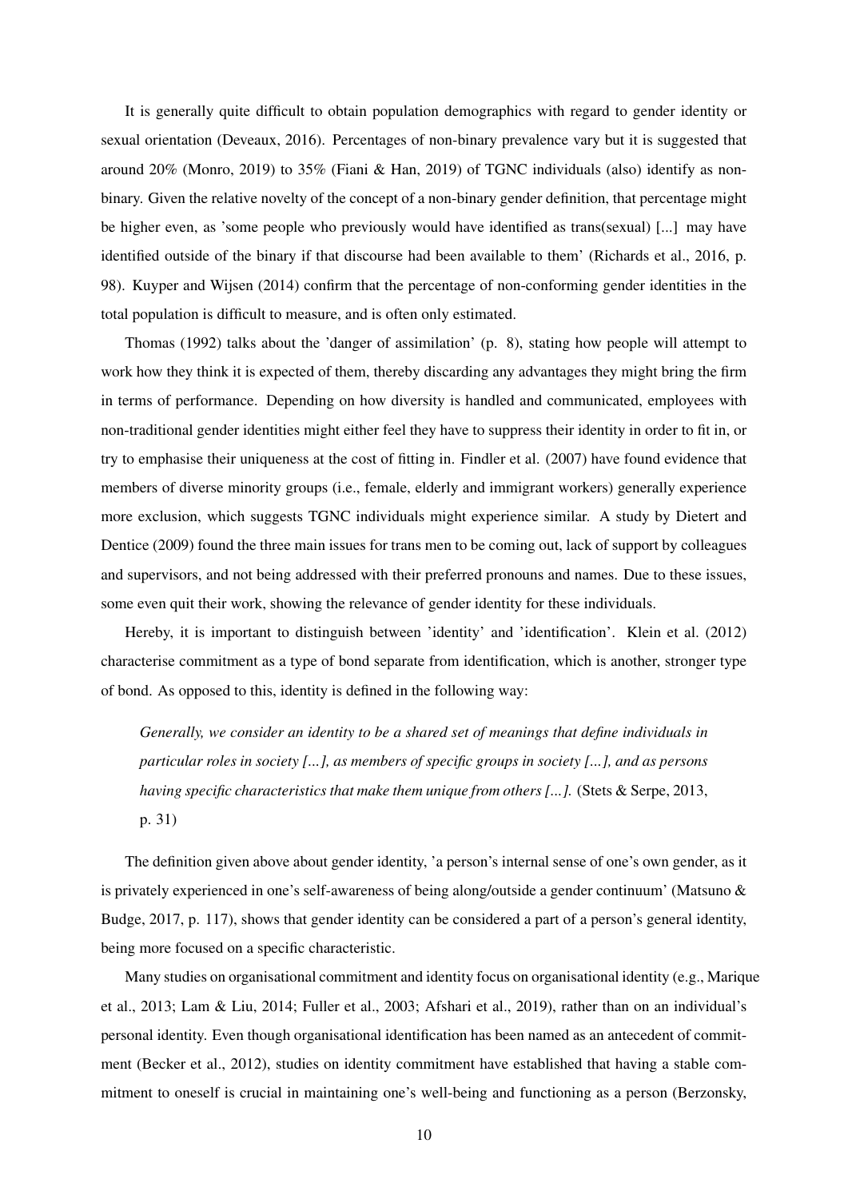It is generally quite difficult to obtain population demographics with regard to gender identity or sexual orientation (Deveaux, 2016). Percentages of non-binary prevalence vary but it is suggested that around 20% (Monro, 2019) to 35% (Fiani & Han, 2019) of TGNC individuals (also) identify as non-binary. Given the relative novelty of the concept of a non-binary gender definition, that percentage might be higher even, as 'some people who previously would have identified as trans(sexual) [...] may have identified outside of the binary if that discourse had been available to them' (Richards et al., 2016, p. 98). Kuyper and Wijsen (2014) confirm that the percentage of non-conforming gender identities in the total population is difficult to measure, and is often only estimated.

Thomas (1992) talks about the 'danger of assimilation' (p. 8), stating how people will attempt to work how they think it is expected of them, thereby discarding any advantages they might bring the firm in terms of performance. Depending on how diversity is handled and communicated, employees with non-traditional gender identities might either feel they have to suppress their identity in order to fit in, or try to emphasise their uniqueness at the cost of fitting in. Findler et al. (2007) have found evidence that members of diverse minority groups (i.e., female, elderly and immigrant workers) generally experience more exclusion, which suggests TGNC individuals might experience similar. A study by Dietert and Dentice (2009) found the three main issues for trans men to be coming out, lack of support by colleagues and supervisors, and not being addressed with their preferred pronouns and names. Due to these issues, some even quit their work, showing the relevance of gender identity for these individuals.

Hereby, it is important to distinguish between 'identity' and 'identification'. Klein et al. (2012) characterise commitment as a type of bond separate from identification, which is another, stronger type of bond. As opposed to this, identity is defined in the following way:

> *Generally, we consider an identity to be a shared set of meanings that define individuals in particular roles in society [...], as members of specific groups in society [...], and as persons having specific characteristics that make them unique from others [...].* (Stets & Serpe, 2013, p. 31)

The definition given above about gender identity, 'a person's internal sense of one's own gender, as it is privately experienced in one's self-awareness of being along/outside a gender continuum' (Matsuno & Budge, 2017, p. 117), shows that gender identity can be considered a part of a person's general identity, being more focused on a specific characteristic.

Many studies on organisational commitment and identity focus on organisational identity (e.g., Marique et al., 2013; Lam & Liu, 2014; Fuller et al., 2003; Afshari et al., 2019), rather than on an individual's personal identity. Even though organisational identification has been named as an antecedent of commitment (Becker et al., 2012), studies on identity commitment have established that having a stable commitment to oneself is crucial in maintaining one's well-being and functioning as a person (Berzonsky,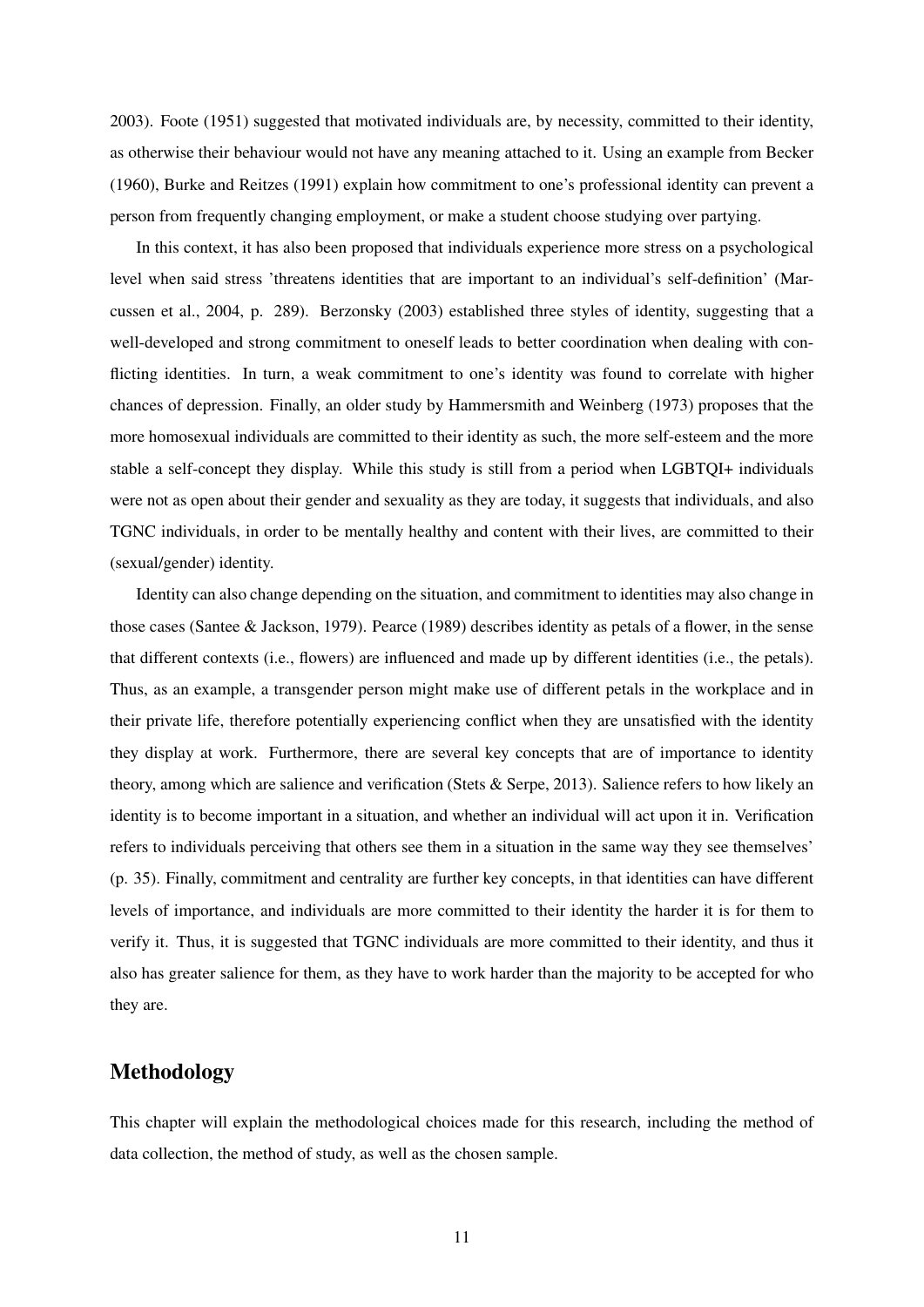2003). Foote (1951) suggested that motivated individuals are, by necessity, committed to their identity, as otherwise their behaviour would not have any meaning attached to it. Using an example from Becker (1960), Burke and Reitzes (1991) explain how commitment to one's professional identity can prevent a person from frequently changing employment, or make a student choose studying over partying.

In this context, it has also been proposed that individuals experience more stress on a psychological level when said stress 'threatens identities that are important to an individual's self-definition' (Marcussen et al., 2004, p. 289). Berzonsky (2003) established three styles of identity, suggesting that a well-developed and strong commitment to oneself leads to better coordination when dealing with conflicting identities. In turn, a weak commitment to one's identity was found to correlate with higher chances of depression. Finally, an older study by Hammersmith and Weinberg (1973) proposes that the more homosexual individuals are committed to their identity as such, the more self-esteem and the more stable a self-concept they display. While this study is still from a period when LGBTQI+ individuals were not as open about their gender and sexuality as they are today, it suggests that individuals, and also TGNC individuals, in order to be mentally healthy and content with their lives, are committed to their (sexual/gender) identity.

Identity can also change depending on the situation, and commitment to identities may also change in those cases (Santee & Jackson, 1979). Pearce (1989) describes identity as petals of a flower, in the sense that different contexts (i.e., flowers) are influenced and made up by different identities (i.e., the petals). Thus, as an example, a transgender person might make use of different petals in the workplace and in their private life, therefore potentially experiencing conflict when they are unsatisfied with the identity they display at work. Furthermore, there are several key concepts that are of importance to identity theory, among which are salience and verification (Stets & Serpe, 2013). Salience refers to how likely an identity is to become important in a situation, and whether an individual will act upon it in. Verification refers to individuals perceiving that others see them in a situation in the same way they see themselves' (p. 35). Finally, commitment and centrality are further key concepts, in that identities can have different levels of importance, and individuals are more committed to their identity the harder it is for them to verify it. Thus, it is suggested that TGNC individuals are more committed to their identity, and thus it also has greater salience for them, as they have to work harder than the majority to be accepted for who they are.

## Methodology

This chapter will explain the methodological choices made for this research, including the method of data collection, the method of study, as well as the chosen sample.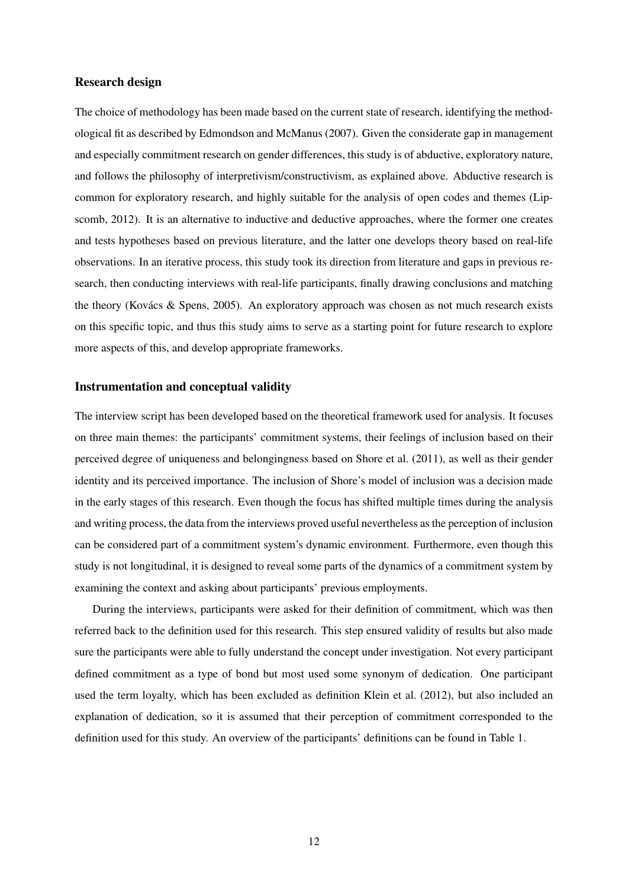### Research design

The choice of methodology has been made based on the current state of research, identifying the methodological fit as described by Edmondson and McManus (2007). Given the considerate gap in management and especially commitment research on gender differences, this study is of abductive, exploratory nature, and follows the philosophy of interpretivism/constructivism, as explained above. Abductive research is common for exploratory research, and highly suitable for the analysis of open codes and themes (Lipscomb, 2012). It is an alternative to inductive and deductive approaches, where the former one creates and tests hypotheses based on previous literature, and the latter one develops theory based on real-life observations. In an iterative process, this study took its direction from literature and gaps in previous research, then conducting interviews with real-life participants, finally drawing conclusions and matching the theory (Kovács & Spens, 2005). An exploratory approach was chosen as not much research exists on this specific topic, and thus this study aims to serve as a starting point for future research to explore more aspects of this, and develop appropriate frameworks.

### Instrumentation and conceptual validity

The interview script has been developed based on the theoretical framework used for analysis. It focuses on three main themes: the participants' commitment systems, their feelings of inclusion based on their perceived degree of uniqueness and belongingness based on Shore et al. (2011), as well as their gender identity and its perceived importance. The inclusion of Shore's model of inclusion was a decision made in the early stages of this research. Even though the focus has shifted multiple times during the analysis and writing process, the data from the interviews proved useful nevertheless as the perception of inclusion can be considered part of a commitment system's dynamic environment. Furthermore, even though this study is not longitudinal, it is designed to reveal some parts of the dynamics of a commitment system by examining the context and asking about participants' previous employments.

During the interviews, participants were asked for their definition of commitment, which was then referred back to the definition used for this research. This step ensured validity of results but also made sure the participants were able to fully understand the concept under investigation. Not every participant defined commitment as a type of bond but most used some synonym of dedication. One participant used the term loyalty, which has been excluded as definition Klein et al. (2012), but also included an explanation of dedication, so it is assumed that their perception of commitment corresponded to the definition used for this study. An overview of the participants' definitions can be found in Table 1.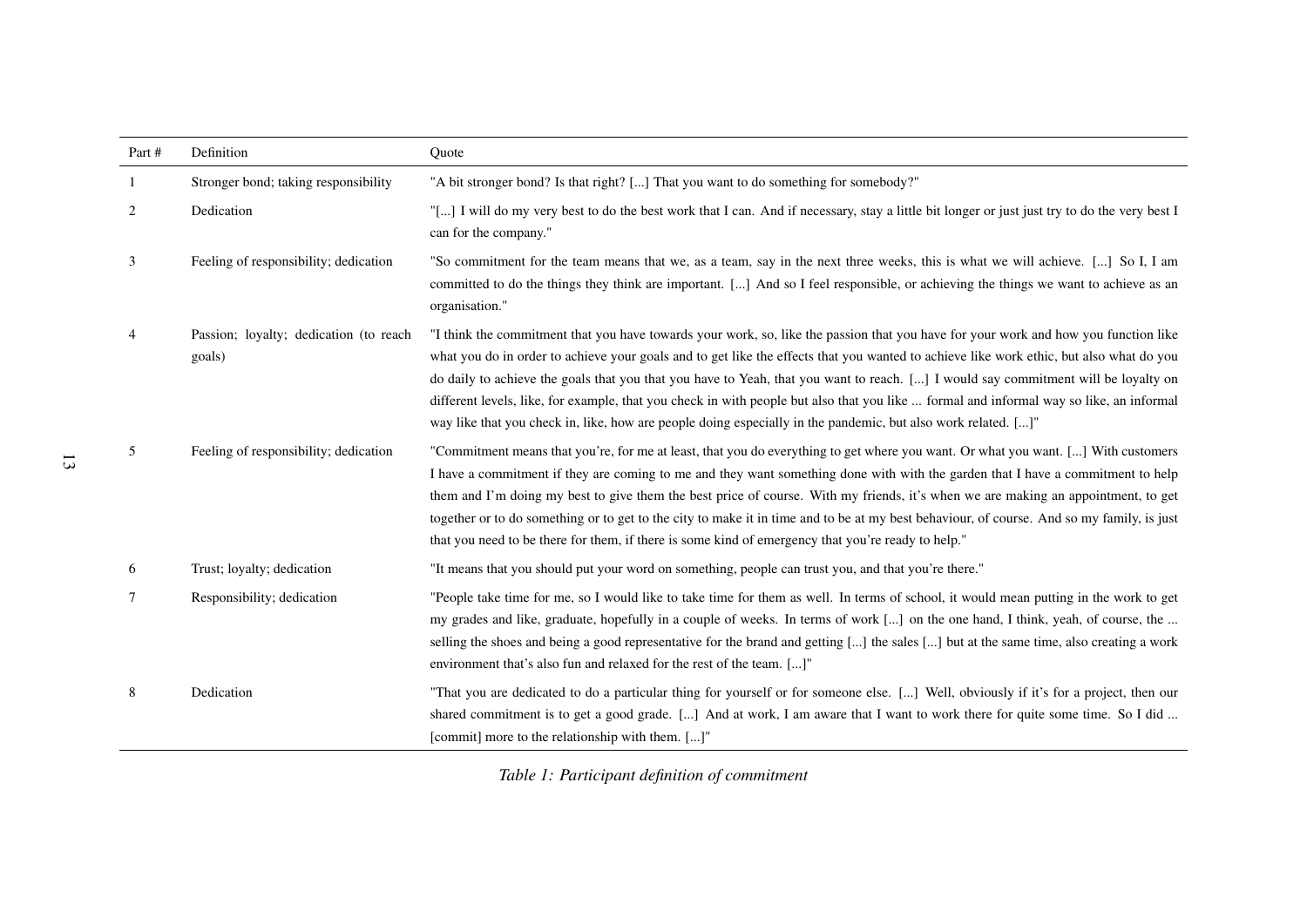| Part # | Definition | Quote |
|---|---|---|
| 1 | Stronger bond; taking responsibility | "A bit stronger bond? Is that right? [...] That you want to do something for somebody?" |
| 2 | Dedication | "[...] I will do my very best to do the best work that I can. And if necessary, stay a little bit longer or just just try to do the very best I can for the company." |
| 3 | Feeling of responsibility; dedication | "So commitment for the team means that we, as a team, say in the next three weeks, this is what we will achieve. [...] So I, I am committed to do the things they think are important. [...] And so I feel responsible, or achieving the things we want to achieve as an organisation." |
| 4 | Passion; loyalty; dedication (to reach goals) | "I think the commitment that you have towards your work, so, like the passion that you have for your work and how you function like what you do in order to achieve your goals and to get like the effects that you wanted to achieve like work ethic, but also what do you do daily to achieve the goals that you that you have to Yeah, that you want to reach. [...] I would say commitment will be loyalty on different levels, like, for example, that you check in with people but also that you like ... formal and informal way so like, an informal way like that you check in, like, how are people doing especially in the pandemic, but also work related. [...]" |
| 5 | Feeling of responsibility; dedication | "Commitment means that you're, for me at least, that you do everything to get where you want. Or what you want. [...] With customers I have a commitment if they are coming to me and they want something done with with the garden that I have a commitment to help them and I'm doing my best to give them the best price of course. With my friends, it's when we are making an appointment, to get together or to do something or to get to the city to make it in time and to be at my best behaviour, of course. And so my family, is just that you need to be there for them, if there is some kind of emergency that you're ready to help." |
| 6 | Trust; loyalty; dedication | "It means that you should put your word on something, people can trust you, and that you're there." |
| 7 | Responsibility; dedication | "People take time for me, so I would like to take time for them as well. In terms of school, it would mean putting in the work to get my grades and like, graduate, hopefully in a couple of weeks. In terms of work [...] on the one hand, I think, yeah, of course, the ... selling the shoes and being a good representative for the brand and getting [...] the sales [...] but at the same time, also creating a work environment that's also fun and relaxed for the rest of the team. [...]" |
| 8 | Dedication | "That you are dedicated to do a particular thing for yourself or for someone else. [...] Well, obviously if it's for a project, then our shared commitment is to get a good grade. [...] And at work, I am aware that I want to work there for quite some time. So I did ... [commit] more to the relationship with them. [...]" |

*Table 1: Participant definition of commitment*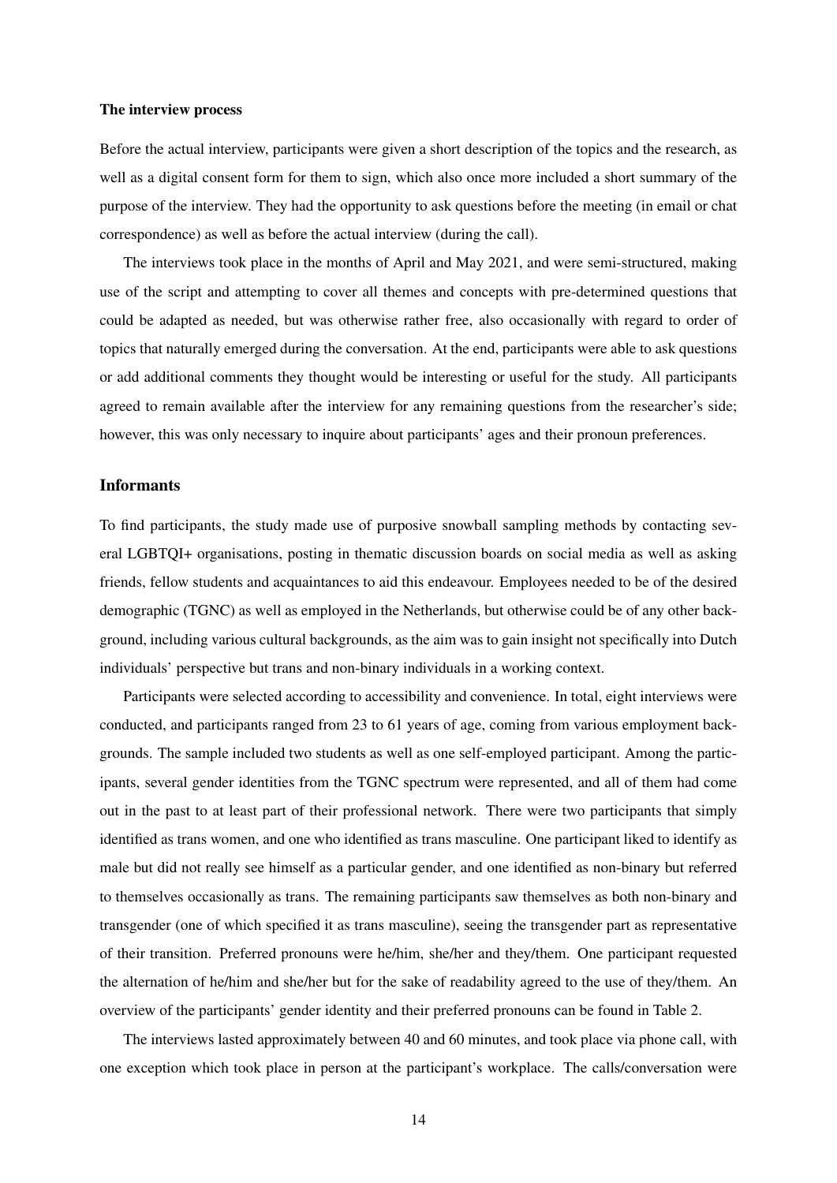#### The interview process

Before the actual interview, participants were given a short description of the topics and the research, as well as a digital consent form for them to sign, which also once more included a short summary of the purpose of the interview. They had the opportunity to ask questions before the meeting (in email or chat correspondence) as well as before the actual interview (during the call).

The interviews took place in the months of April and May 2021, and were semi-structured, making use of the script and attempting to cover all themes and concepts with pre-determined questions that could be adapted as needed, but was otherwise rather free, also occasionally with regard to order of topics that naturally emerged during the conversation. At the end, participants were able to ask questions or add additional comments they thought would be interesting or useful for the study. All participants agreed to remain available after the interview for any remaining questions from the researcher's side; however, this was only necessary to inquire about participants' ages and their pronoun preferences.

### Informants

To find participants, the study made use of purposive snowball sampling methods by contacting several LGBTQI+ organisations, posting in thematic discussion boards on social media as well as asking friends, fellow students and acquaintances to aid this endeavour. Employees needed to be of the desired demographic (TGNC) as well as employed in the Netherlands, but otherwise could be of any other background, including various cultural backgrounds, as the aim was to gain insight not specifically into Dutch individuals' perspective but trans and non-binary individuals in a working context.

Participants were selected according to accessibility and convenience. In total, eight interviews were conducted, and participants ranged from 23 to 61 years of age, coming from various employment backgrounds. The sample included two students as well as one self-employed participant. Among the participants, several gender identities from the TGNC spectrum were represented, and all of them had come out in the past to at least part of their professional network. There were two participants that simply identified as trans women, and one who identified as trans masculine. One participant liked to identify as male but did not really see himself as a particular gender, and one identified as non-binary but referred to themselves occasionally as trans. The remaining participants saw themselves as both non-binary and transgender (one of which specified it as trans masculine), seeing the transgender part as representative of their transition. Preferred pronouns were he/him, she/her and they/them. One participant requested the alternation of he/him and she/her but for the sake of readability agreed to the use of they/them. An overview of the participants' gender identity and their preferred pronouns can be found in Table 2.

The interviews lasted approximately between 40 and 60 minutes, and took place via phone call, with one exception which took place in person at the participant's workplace. The calls/conversation were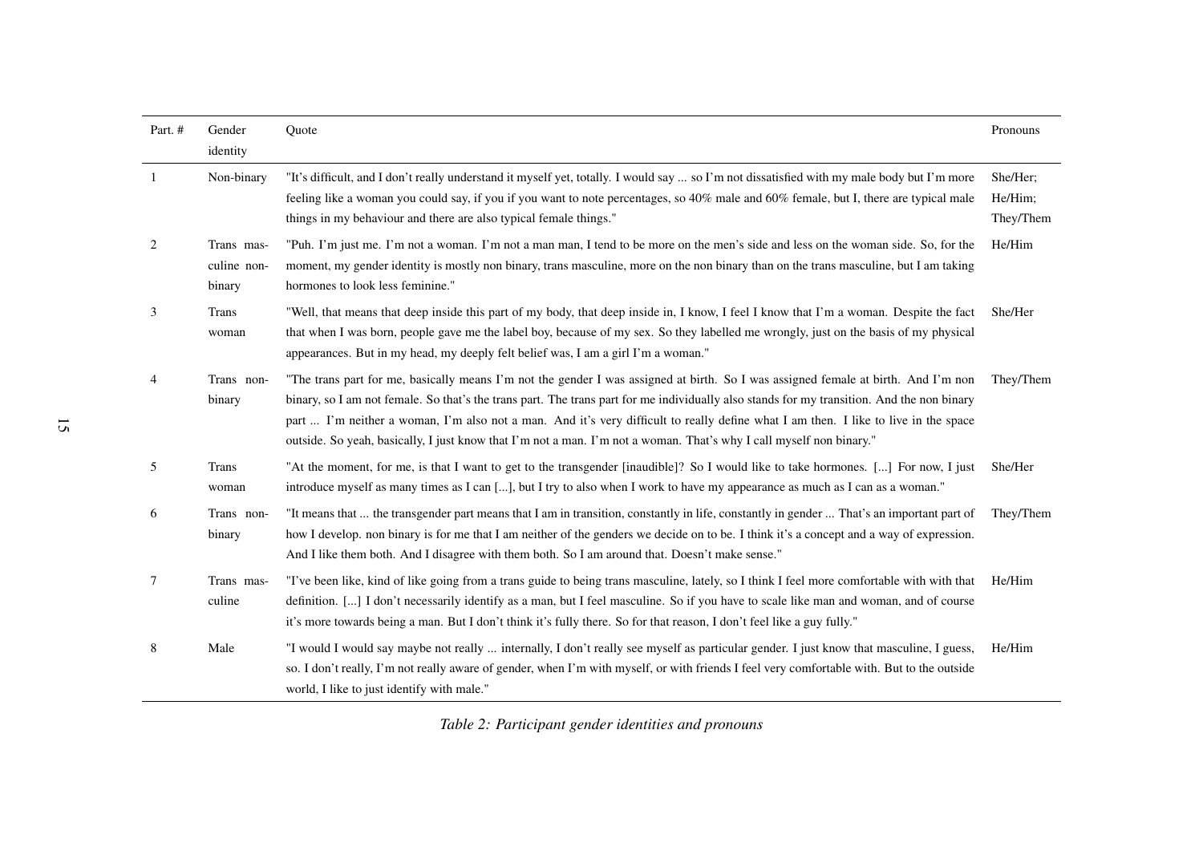| Part. # | Gender identity | Quote | Pronouns |
|---|---|---|---|
| 1 | Non-binary | "It's difficult, and I don't really understand it myself yet, totally. I would say ... so I'm not dissatisfied with my male body but I'm more feeling like a woman you could say, if you if you want to note percentages, so 40% male and 60% female, but I, there are typical male things in my behaviour and there are also typical female things." | She/Her; He/Him; They/Them |
| 2 | Trans masculine non-binary | "Puh. I'm just me. I'm not a woman. I'm not a man man, I tend to be more on the men's side and less on the woman side. So, for the moment, my gender identity is mostly non binary, trans masculine, more on the non binary than on the trans masculine, but I am taking hormones to look less feminine." | He/Him |
| 3 | Trans woman | "Well, that means that deep inside this part of my body, that deep inside in, I know, I feel I know that I'm a woman. Despite the fact that when I was born, people gave me the label boy, because of my sex. So they labelled me wrongly, just on the basis of my physical appearances. But in my head, my deeply felt belief was, I am a girl I'm a woman." | She/Her |
| 4 | Trans non-binary | "The trans part for me, basically means I'm not the gender I was assigned at birth. So I was assigned female at birth. And I'm non binary, so I am not female. So that's the trans part. The trans part for me individually also stands for my transition. And the non binary part ... I'm neither a woman, I'm also not a man. And it's very difficult to really define what I am then. I like to live in the space outside. So yeah, basically, I just know that I'm not a man. I'm not a woman. That's why I call myself non binary." | They/Them |
| 5 | Trans woman | "At the moment, for me, is that I want to get to the transgender [inaudible]? So I would like to take hormones. [...] For now, I just introduce myself as many times as I can [...], but I try to also when I work to have my appearance as much as I can as a woman." | She/Her |
| 6 | Trans non-binary | "It means that ... the transgender part means that I am in transition, constantly in life, constantly in gender ... That's an important part of how I develop. non binary is for me that I am neither of the genders we decide on to be. I think it's a concept and a way of expression. And I like them both. And I disagree with them both. So I am around that. Doesn't make sense." | They/Them |
| 7 | Trans masculine | "I've been like, kind of like going from a trans guide to being trans masculine, lately, so I think I feel more comfortable with with that definition. [...] I don't necessarily identify as a man, but I feel masculine. So if you have to scale like man and woman, and of course it's more towards being a man. But I don't think it's fully there. So for that reason, I don't feel like a guy fully." | He/Him |
| 8 | Male | "I would I would say maybe not really ... internally, I don't really see myself as particular gender. I just know that masculine, I guess, so. I don't really, I'm not really aware of gender, when I'm with myself, or with friends I feel very comfortable with. But to the outside world, I like to just identify with male." | He/Him |

*Table 2: Participant gender identities and pronouns*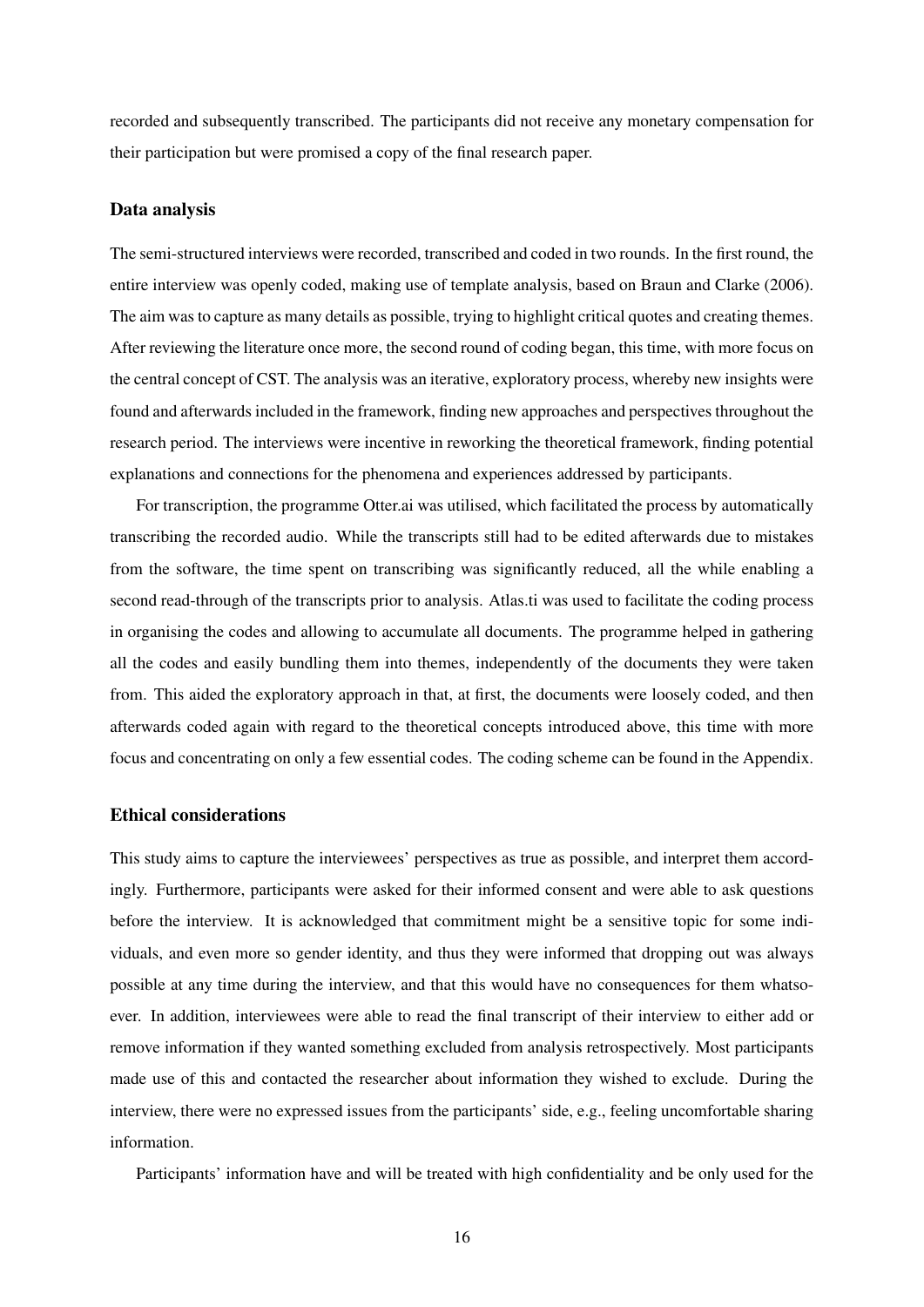recorded and subsequently transcribed. The participants did not receive any monetary compensation for their participation but were promised a copy of the final research paper.

### Data analysis

The semi-structured interviews were recorded, transcribed and coded in two rounds. In the first round, the entire interview was openly coded, making use of template analysis, based on Braun and Clarke (2006). The aim was to capture as many details as possible, trying to highlight critical quotes and creating themes. After reviewing the literature once more, the second round of coding began, this time, with more focus on the central concept of CST. The analysis was an iterative, exploratory process, whereby new insights were found and afterwards included in the framework, finding new approaches and perspectives throughout the research period. The interviews were incentive in reworking the theoretical framework, finding potential explanations and connections for the phenomena and experiences addressed by participants.

For transcription, the programme Otter.ai was utilised, which facilitated the process by automatically transcribing the recorded audio. While the transcripts still had to be edited afterwards due to mistakes from the software, the time spent on transcribing was significantly reduced, all the while enabling a second read-through of the transcripts prior to analysis. Atlas.ti was used to facilitate the coding process in organising the codes and allowing to accumulate all documents. The programme helped in gathering all the codes and easily bundling them into themes, independently of the documents they were taken from. This aided the exploratory approach in that, at first, the documents were loosely coded, and then afterwards coded again with regard to the theoretical concepts introduced above, this time with more focus and concentrating on only a few essential codes. The coding scheme can be found in the Appendix.

### Ethical considerations

This study aims to capture the interviewees' perspectives as true as possible, and interpret them accordingly. Furthermore, participants were asked for their informed consent and were able to ask questions before the interview. It is acknowledged that commitment might be a sensitive topic for some individuals, and even more so gender identity, and thus they were informed that dropping out was always possible at any time during the interview, and that this would have no consequences for them whatsoever. In addition, interviewees were able to read the final transcript of their interview to either add or remove information if they wanted something excluded from analysis retrospectively. Most participants made use of this and contacted the researcher about information they wished to exclude. During the interview, there were no expressed issues from the participants' side, e.g., feeling uncomfortable sharing information.

Participants' information have and will be treated with high confidentiality and be only used for the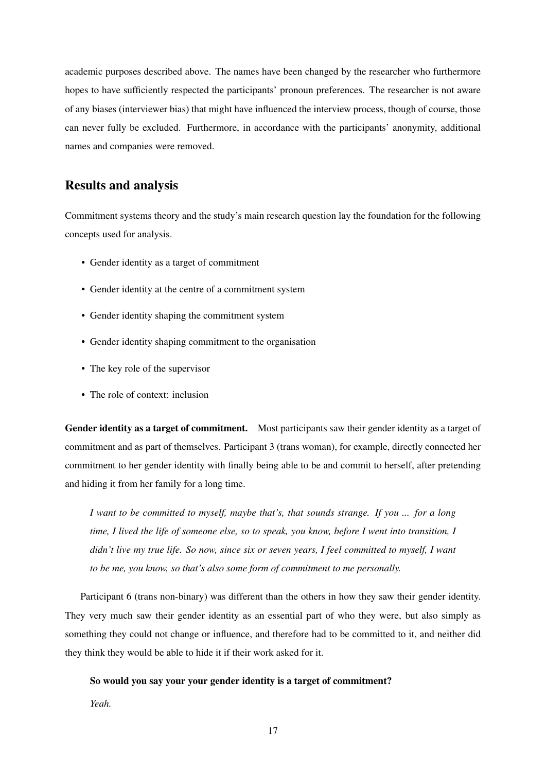academic purposes described above. The names have been changed by the researcher who furthermore hopes to have sufficiently respected the participants' pronoun preferences. The researcher is not aware of any biases (interviewer bias) that might have influenced the interview process, though of course, those can never fully be excluded. Furthermore, in accordance with the participants' anonymity, additional names and companies were removed.

## Results and analysis

Commitment systems theory and the study's main research question lay the foundation for the following concepts used for analysis.

- Gender identity as a target of commitment
- Gender identity at the centre of a commitment system
- Gender identity shaping the commitment system
- Gender identity shaping commitment to the organisation
- The key role of the supervisor
- The role of context: inclusion

**Gender identity as a target of commitment.** Most participants saw their gender identity as a target of commitment and as part of themselves. Participant 3 (trans woman), for example, directly connected her commitment to her gender identity with finally being able to be and commit to herself, after pretending and hiding it from her family for a long time.

> *I want to be committed to myself, maybe that's, that sounds strange. If you ... for a long time, I lived the life of someone else, so to speak, you know, before I went into transition, I didn't live my true life. So now, since six or seven years, I feel committed to myself, I want to be me, you know, so that's also some form of commitment to me personally.*

Participant 6 (trans non-binary) was different than the others in how they saw their gender identity. They very much saw their gender identity as an essential part of who they were, but also simply as something they could not change or influence, and therefore had to be committed to it, and neither did they think they would be able to hide it if their work asked for it.

> **So would you say your your gender identity is a target of commitment?**
>
> *Yeah.*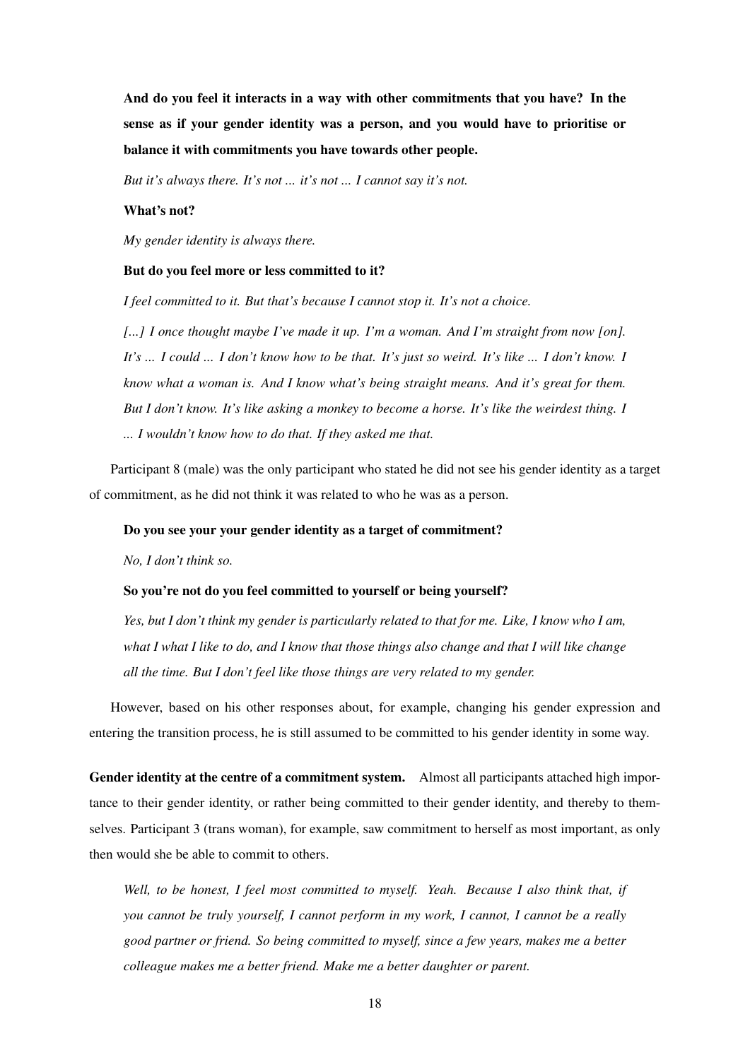**And do you feel it interacts in a way with other commitments that you have? In the sense as if your gender identity was a person, and you would have to prioritise or balance it with commitments you have towards other people.**

*But it's always there. It's not ... it's not ... I cannot say it's not.*

**What's not?**

*My gender identity is always there.*

**But do you feel more or less committed to it?**

*I feel committed to it. But that's because I cannot stop it. It's not a choice.*

*[...] I once thought maybe I've made it up. I'm a woman. And I'm straight from now [on]. It's ... I could ... I don't know how to be that. It's just so weird. It's like ... I don't know. I know what a woman is. And I know what's being straight means. And it's great for them. But I don't know. It's like asking a monkey to become a horse. It's like the weirdest thing. I ... I wouldn't know how to do that. If they asked me that.*

Participant 8 (male) was the only participant who stated he did not see his gender identity as a target of commitment, as he did not think it was related to who he was as a person.

**Do you see your your gender identity as a target of commitment?**

*No, I don't think so.*

**So you're not do you feel committed to yourself or being yourself?**

*Yes, but I don't think my gender is particularly related to that for me. Like, I know who I am, what I what I like to do, and I know that those things also change and that I will like change all the time. But I don't feel like those things are very related to my gender.*

However, based on his other responses about, for example, changing his gender expression and entering the transition process, he is still assumed to be committed to his gender identity in some way.

**Gender identity at the centre of a commitment system.** Almost all participants attached high importance to their gender identity, or rather being committed to their gender identity, and thereby to themselves. Participant 3 (trans woman), for example, saw commitment to herself as most important, as only then would she be able to commit to others.

*Well, to be honest, I feel most committed to myself. Yeah. Because I also think that, if you cannot be truly yourself, I cannot perform in my work, I cannot, I cannot be a really good partner or friend. So being committed to myself, since a few years, makes me a better colleague makes me a better friend. Make me a better daughter or parent.*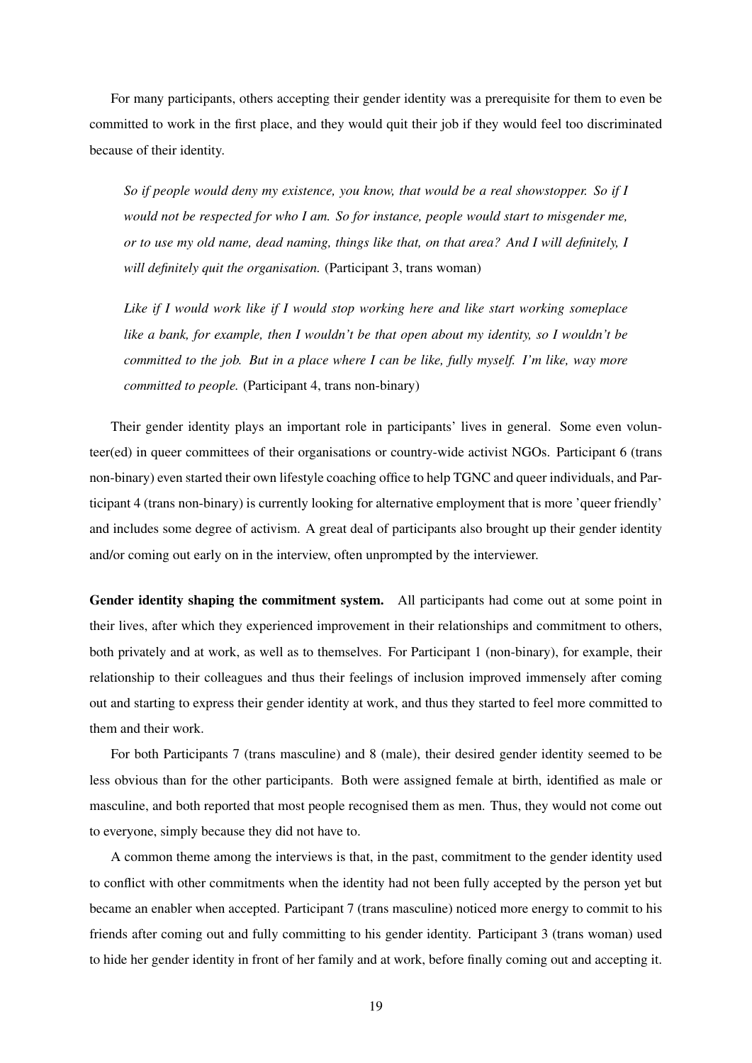For many participants, others accepting their gender identity was a prerequisite for them to even be committed to work in the first place, and they would quit their job if they would feel too discriminated because of their identity.

> *So if people would deny my existence, you know, that would be a real showstopper. So if I would not be respected for who I am. So for instance, people would start to misgender me, or to use my old name, dead naming, things like that, on that area? And I will definitely, I will definitely quit the organisation.* (Participant 3, trans woman)

> *Like if I would work like if I would stop working here and like start working someplace like a bank, for example, then I wouldn't be that open about my identity, so I wouldn't be committed to the job. But in a place where I can be like, fully myself. I'm like, way more committed to people.* (Participant 4, trans non-binary)

Their gender identity plays an important role in participants' lives in general. Some even volunteer(ed) in queer committees of their organisations or country-wide activist NGOs. Participant 6 (trans non-binary) even started their own lifestyle coaching office to help TGNC and queer individuals, and Participant 4 (trans non-binary) is currently looking for alternative employment that is more 'queer friendly' and includes some degree of activism. A great deal of participants also brought up their gender identity and/or coming out early on in the interview, often unprompted by the interviewer.

**Gender identity shaping the commitment system.** All participants had come out at some point in their lives, after which they experienced improvement in their relationships and commitment to others, both privately and at work, as well as to themselves. For Participant 1 (non-binary), for example, their relationship to their colleagues and thus their feelings of inclusion improved immensely after coming out and starting to express their gender identity at work, and thus they started to feel more committed to them and their work.

For both Participants 7 (trans masculine) and 8 (male), their desired gender identity seemed to be less obvious than for the other participants. Both were assigned female at birth, identified as male or masculine, and both reported that most people recognised them as men. Thus, they would not come out to everyone, simply because they did not have to.

A common theme among the interviews is that, in the past, commitment to the gender identity used to conflict with other commitments when the identity had not been fully accepted by the person yet but became an enabler when accepted. Participant 7 (trans masculine) noticed more energy to commit to his friends after coming out and fully committing to his gender identity. Participant 3 (trans woman) used to hide her gender identity in front of her family and at work, before finally coming out and accepting it.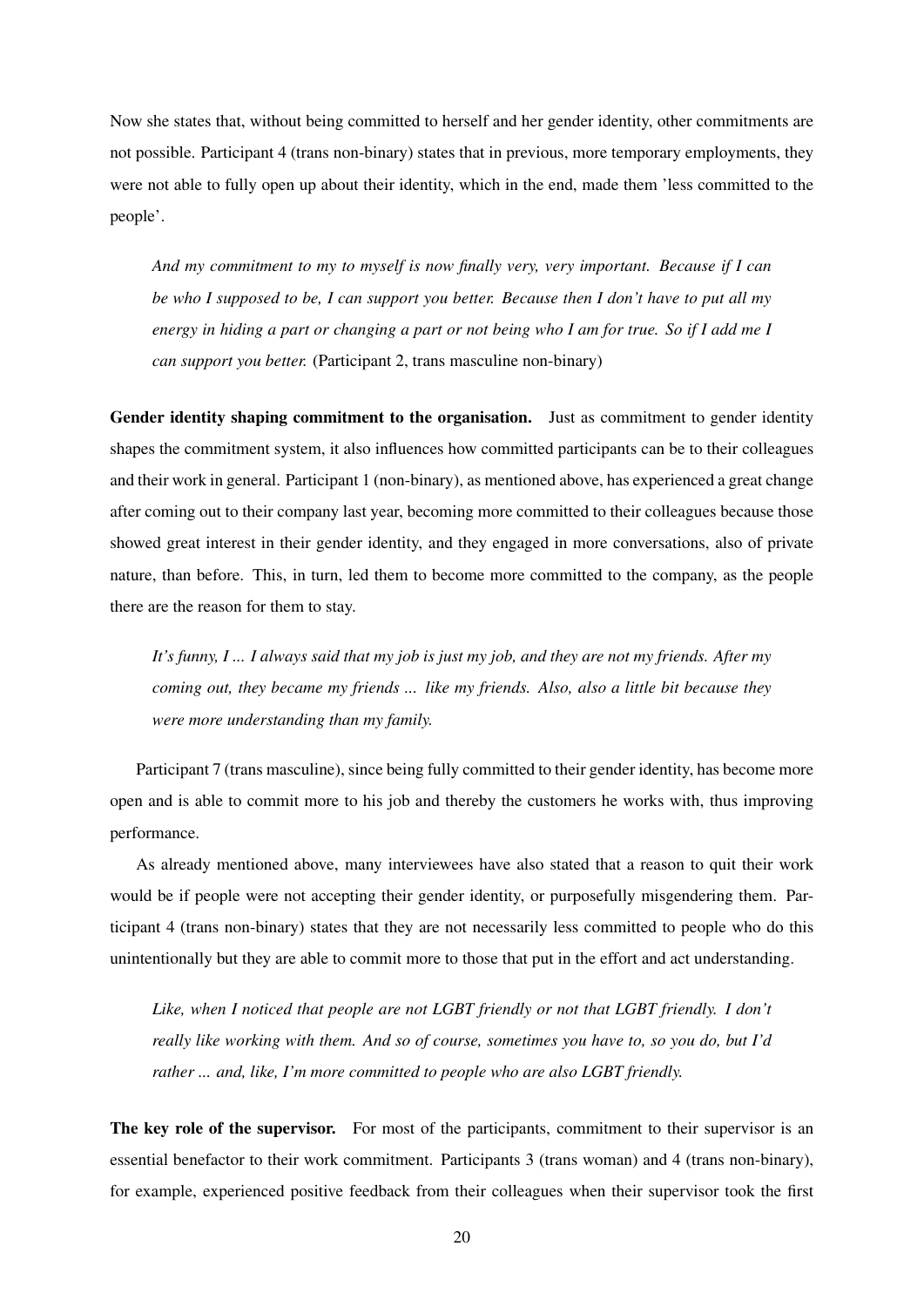Now she states that, without being committed to herself and her gender identity, other commitments are not possible. Participant 4 (trans non-binary) states that in previous, more temporary employments, they were not able to fully open up about their identity, which in the end, made them 'less committed to the people'.

> *And my commitment to my to myself is now finally very, very important. Because if I can be who I supposed to be, I can support you better. Because then I don't have to put all my energy in hiding a part or changing a part or not being who I am for true. So if I add me I can support you better.* (Participant 2, trans masculine non-binary)

**Gender identity shaping commitment to the organisation.** Just as commitment to gender identity shapes the commitment system, it also influences how committed participants can be to their colleagues and their work in general. Participant 1 (non-binary), as mentioned above, has experienced a great change after coming out to their company last year, becoming more committed to their colleagues because those showed great interest in their gender identity, and they engaged in more conversations, also of private nature, than before. This, in turn, led them to become more committed to the company, as the people there are the reason for them to stay.

> *It's funny, I ... I always said that my job is just my job, and they are not my friends. After my coming out, they became my friends ... like my friends. Also, also a little bit because they were more understanding than my family.*

Participant 7 (trans masculine), since being fully committed to their gender identity, has become more open and is able to commit more to his job and thereby the customers he works with, thus improving performance.

As already mentioned above, many interviewees have also stated that a reason to quit their work would be if people were not accepting their gender identity, or purposefully misgendering them. Participant 4 (trans non-binary) states that they are not necessarily less committed to people who do this unintentionally but they are able to commit more to those that put in the effort and act understanding.

> *Like, when I noticed that people are not LGBT friendly or not that LGBT friendly. I don't really like working with them. And so of course, sometimes you have to, so you do, but I'd rather ... and, like, I'm more committed to people who are also LGBT friendly.*

**The key role of the supervisor.** For most of the participants, commitment to their supervisor is an essential benefactor to their work commitment. Participants 3 (trans woman) and 4 (trans non-binary), for example, experienced positive feedback from their colleagues when their supervisor took the first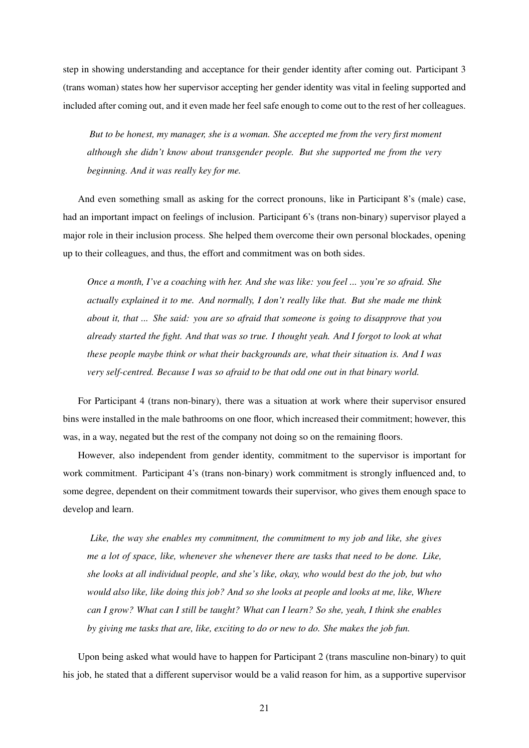step in showing understanding and acceptance for their gender identity after coming out. Participant 3 (trans woman) states how her supervisor accepting her gender identity was vital in feeling supported and included after coming out, and it even made her feel safe enough to come out to the rest of her colleagues.

> *But to be honest, my manager, she is a woman. She accepted me from the very first moment although she didn't know about transgender people. But she supported me from the very beginning. And it was really key for me.*

And even something small as asking for the correct pronouns, like in Participant 8's (male) case, had an important impact on feelings of inclusion. Participant 6's (trans non-binary) supervisor played a major role in their inclusion process. She helped them overcome their own personal blockades, opening up to their colleagues, and thus, the effort and commitment was on both sides.

> *Once a month, I've a coaching with her. And she was like: you feel ... you're so afraid. She actually explained it to me. And normally, I don't really like that. But she made me think about it, that ... She said: you are so afraid that someone is going to disapprove that you already started the fight. And that was so true. I thought yeah. And I forgot to look at what these people maybe think or what their backgrounds are, what their situation is. And I was very self-centred. Because I was so afraid to be that odd one out in that binary world.*

For Participant 4 (trans non-binary), there was a situation at work where their supervisor ensured bins were installed in the male bathrooms on one floor, which increased their commitment; however, this was, in a way, negated but the rest of the company not doing so on the remaining floors.

However, also independent from gender identity, commitment to the supervisor is important for work commitment. Participant 4's (trans non-binary) work commitment is strongly influenced and, to some degree, dependent on their commitment towards their supervisor, who gives them enough space to develop and learn.

> *Like, the way she enables my commitment, the commitment to my job and like, she gives me a lot of space, like, whenever she whenever there are tasks that need to be done. Like, she looks at all individual people, and she's like, okay, who would best do the job, but who would also like, like doing this job? And so she looks at people and looks at me, like, Where can I grow? What can I still be taught? What can I learn? So she, yeah, I think she enables by giving me tasks that are, like, exciting to do or new to do. She makes the job fun.*

Upon being asked what would have to happen for Participant 2 (trans masculine non-binary) to quit his job, he stated that a different supervisor would be a valid reason for him, as a supportive supervisor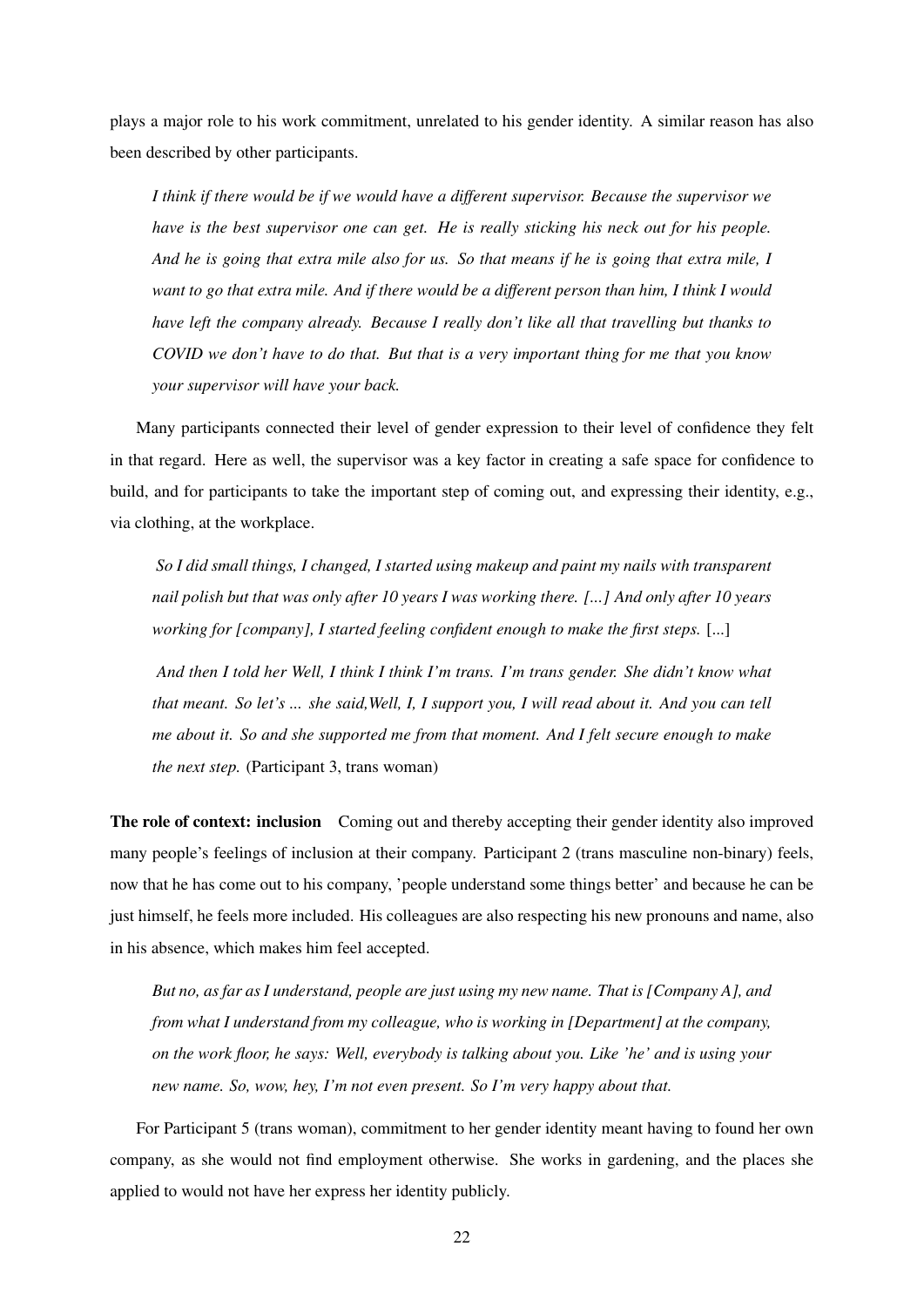plays a major role to his work commitment, unrelated to his gender identity. A similar reason has also been described by other participants.

> *I think if there would be if we would have a different supervisor. Because the supervisor we have is the best supervisor one can get. He is really sticking his neck out for his people. And he is going that extra mile also for us. So that means if he is going that extra mile, I want to go that extra mile. And if there would be a different person than him, I think I would have left the company already. Because I really don't like all that travelling but thanks to COVID we don't have to do that. But that is a very important thing for me that you know your supervisor will have your back.*

Many participants connected their level of gender expression to their level of confidence they felt in that regard. Here as well, the supervisor was a key factor in creating a safe space for confidence to build, and for participants to take the important step of coming out, and expressing their identity, e.g., via clothing, at the workplace.

> *So I did small things, I changed, I started using makeup and paint my nails with transparent nail polish but that was only after 10 years I was working there. [...] And only after 10 years working for [company], I started feeling confident enough to make the first steps.* [...]
>
> *And then I told her Well, I think I think I'm trans. I'm trans gender. She didn't know what that meant. So let's ... she said,Well, I, I support you, I will read about it. And you can tell me about it. So and she supported me from that moment. And I felt secure enough to make the next step.* (Participant 3, trans woman)

**The role of context: inclusion** Coming out and thereby accepting their gender identity also improved many people's feelings of inclusion at their company. Participant 2 (trans masculine non-binary) feels, now that he has come out to his company, 'people understand some things better' and because he can be just himself, he feels more included. His colleagues are also respecting his new pronouns and name, also in his absence, which makes him feel accepted.

> *But no, as far as I understand, people are just using my new name. That is [Company A], and from what I understand from my colleague, who is working in [Department] at the company, on the work floor, he says: Well, everybody is talking about you. Like 'he' and is using your new name. So, wow, hey, I'm not even present. So I'm very happy about that.*

For Participant 5 (trans woman), commitment to her gender identity meant having to found her own company, as she would not find employment otherwise. She works in gardening, and the places she applied to would not have her express her identity publicly.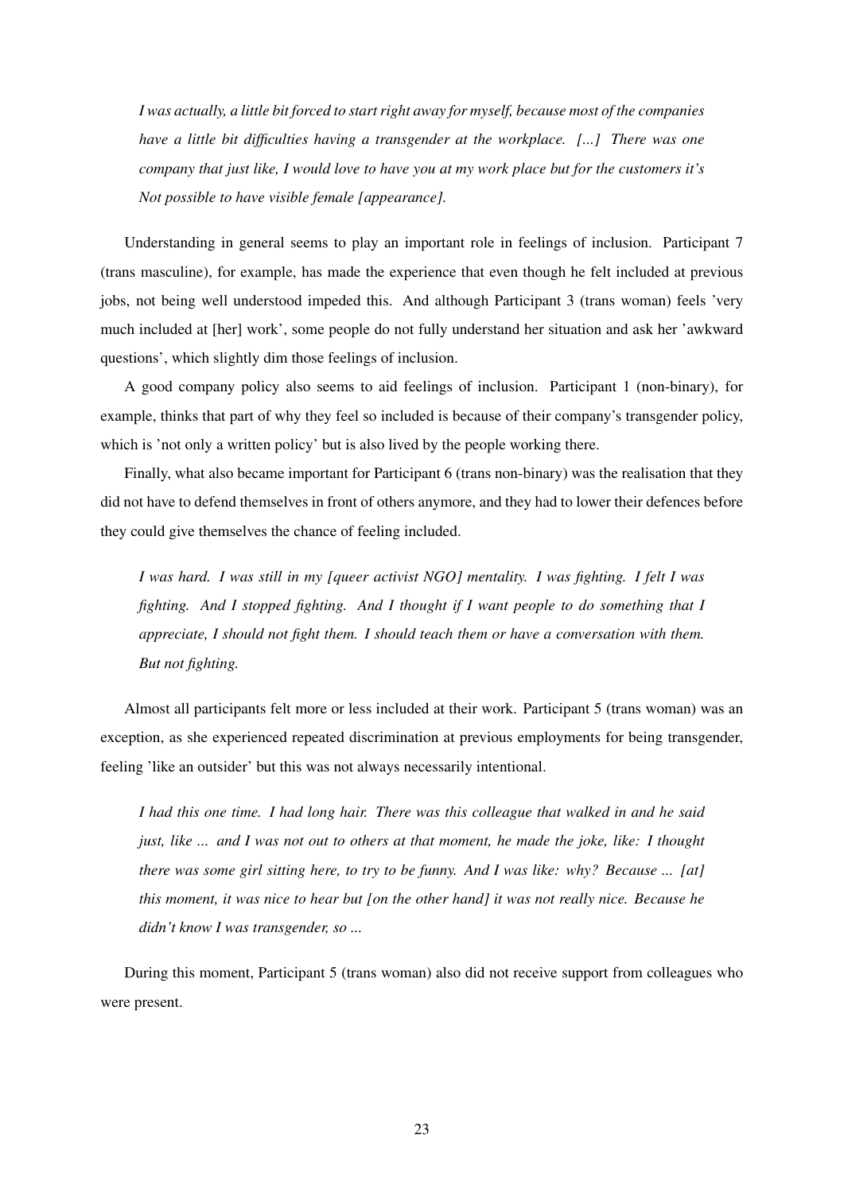*I was actually, a little bit forced to start right away for myself, because most of the companies have a little bit difficulties having a transgender at the workplace. [...] There was one company that just like, I would love to have you at my work place but for the customers it's Not possible to have visible female [appearance].*

Understanding in general seems to play an important role in feelings of inclusion. Participant 7 (trans masculine), for example, has made the experience that even though he felt included at previous jobs, not being well understood impeded this. And although Participant 3 (trans woman) feels 'very much included at [her] work', some people do not fully understand her situation and ask her 'awkward questions', which slightly dim those feelings of inclusion.

A good company policy also seems to aid feelings of inclusion. Participant 1 (non-binary), for example, thinks that part of why they feel so included is because of their company's transgender policy, which is 'not only a written policy' but is also lived by the people working there.

Finally, what also became important for Participant 6 (trans non-binary) was the realisation that they did not have to defend themselves in front of others anymore, and they had to lower their defences before they could give themselves the chance of feeling included.

*I was hard. I was still in my [queer activist NGO] mentality. I was fighting. I felt I was fighting. And I stopped fighting. And I thought if I want people to do something that I appreciate, I should not fight them. I should teach them or have a conversation with them. But not fighting.*

Almost all participants felt more or less included at their work. Participant 5 (trans woman) was an exception, as she experienced repeated discrimination at previous employments for being transgender, feeling 'like an outsider' but this was not always necessarily intentional.

*I had this one time. I had long hair. There was this colleague that walked in and he said just, like ... and I was not out to others at that moment, he made the joke, like: I thought there was some girl sitting here, to try to be funny. And I was like: why? Because ... [at] this moment, it was nice to hear but [on the other hand] it was not really nice. Because he didn't know I was transgender, so ...*

During this moment, Participant 5 (trans woman) also did not receive support from colleagues who were present.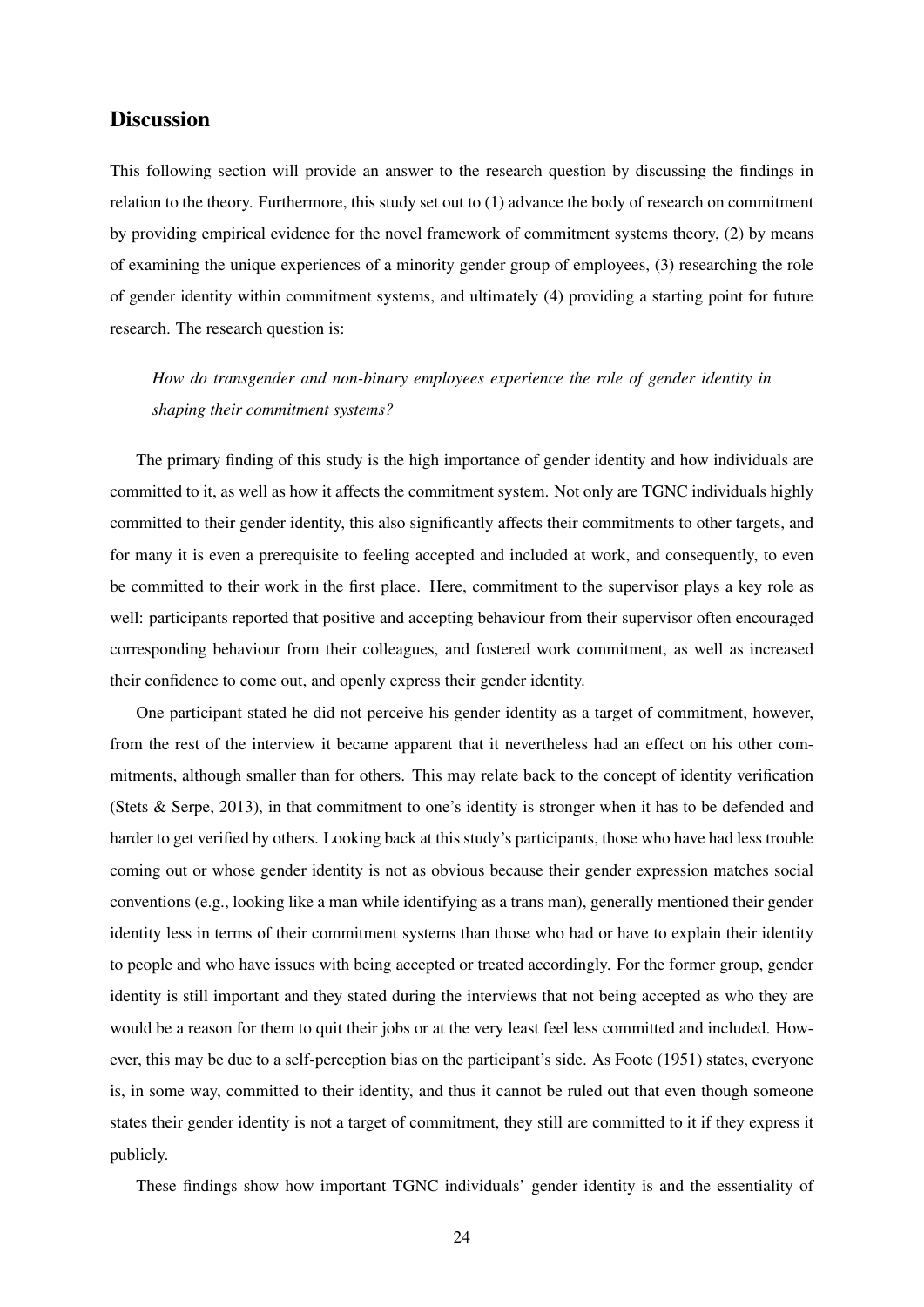## Discussion

This following section will provide an answer to the research question by discussing the findings in relation to the theory. Furthermore, this study set out to (1) advance the body of research on commitment by providing empirical evidence for the novel framework of commitment systems theory, (2) by means of examining the unique experiences of a minority gender group of employees, (3) researching the role of gender identity within commitment systems, and ultimately (4) providing a starting point for future research. The research question is:

> *How do transgender and non-binary employees experience the role of gender identity in shaping their commitment systems?*

The primary finding of this study is the high importance of gender identity and how individuals are committed to it, as well as how it affects the commitment system. Not only are TGNC individuals highly committed to their gender identity, this also significantly affects their commitments to other targets, and for many it is even a prerequisite to feeling accepted and included at work, and consequently, to even be committed to their work in the first place. Here, commitment to the supervisor plays a key role as well: participants reported that positive and accepting behaviour from their supervisor often encouraged corresponding behaviour from their colleagues, and fostered work commitment, as well as increased their confidence to come out, and openly express their gender identity.

One participant stated he did not perceive his gender identity as a target of commitment, however, from the rest of the interview it became apparent that it nevertheless had an effect on his other commitments, although smaller than for others. This may relate back to the concept of identity verification (Stets & Serpe, 2013), in that commitment to one's identity is stronger when it has to be defended and harder to get verified by others. Looking back at this study's participants, those who have had less trouble coming out or whose gender identity is not as obvious because their gender expression matches social conventions (e.g., looking like a man while identifying as a trans man), generally mentioned their gender identity less in terms of their commitment systems than those who had or have to explain their identity to people and who have issues with being accepted or treated accordingly. For the former group, gender identity is still important and they stated during the interviews that not being accepted as who they are would be a reason for them to quit their jobs or at the very least feel less committed and included. However, this may be due to a self-perception bias on the participant's side. As Foote (1951) states, everyone is, in some way, committed to their identity, and thus it cannot be ruled out that even though someone states their gender identity is not a target of commitment, they still are committed to it if they express it publicly.

These findings show how important TGNC individuals' gender identity is and the essentiality of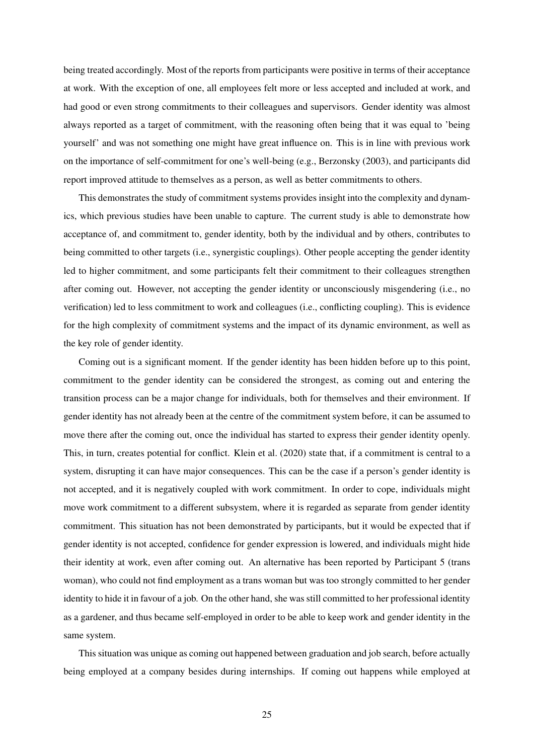being treated accordingly. Most of the reports from participants were positive in terms of their acceptance at work. With the exception of one, all employees felt more or less accepted and included at work, and had good or even strong commitments to their colleagues and supervisors. Gender identity was almost always reported as a target of commitment, with the reasoning often being that it was equal to 'being yourself' and was not something one might have great influence on. This is in line with previous work on the importance of self-commitment for one's well-being (e.g., Berzonsky (2003), and participants did report improved attitude to themselves as a person, as well as better commitments to others.

This demonstrates the study of commitment systems provides insight into the complexity and dynamics, which previous studies have been unable to capture. The current study is able to demonstrate how acceptance of, and commitment to, gender identity, both by the individual and by others, contributes to being committed to other targets (i.e., synergistic couplings). Other people accepting the gender identity led to higher commitment, and some participants felt their commitment to their colleagues strengthen after coming out. However, not accepting the gender identity or unconsciously misgendering (i.e., no verification) led to less commitment to work and colleagues (i.e., conflicting coupling). This is evidence for the high complexity of commitment systems and the impact of its dynamic environment, as well as the key role of gender identity.

Coming out is a significant moment. If the gender identity has been hidden before up to this point, commitment to the gender identity can be considered the strongest, as coming out and entering the transition process can be a major change for individuals, both for themselves and their environment. If gender identity has not already been at the centre of the commitment system before, it can be assumed to move there after the coming out, once the individual has started to express their gender identity openly. This, in turn, creates potential for conflict. Klein et al. (2020) state that, if a commitment is central to a system, disrupting it can have major consequences. This can be the case if a person's gender identity is not accepted, and it is negatively coupled with work commitment. In order to cope, individuals might move work commitment to a different subsystem, where it is regarded as separate from gender identity commitment. This situation has not been demonstrated by participants, but it would be expected that if gender identity is not accepted, confidence for gender expression is lowered, and individuals might hide their identity at work, even after coming out. An alternative has been reported by Participant 5 (trans woman), who could not find employment as a trans woman but was too strongly committed to her gender identity to hide it in favour of a job. On the other hand, she was still committed to her professional identity as a gardener, and thus became self-employed in order to be able to keep work and gender identity in the same system.

This situation was unique as coming out happened between graduation and job search, before actually being employed at a company besides during internships. If coming out happens while employed at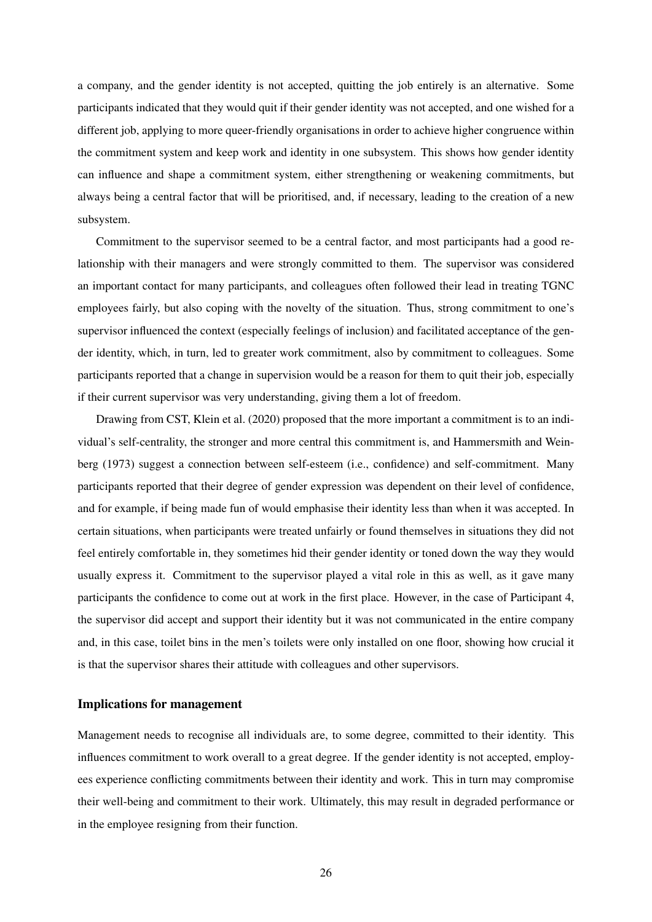a company, and the gender identity is not accepted, quitting the job entirely is an alternative. Some participants indicated that they would quit if their gender identity was not accepted, and one wished for a different job, applying to more queer-friendly organisations in order to achieve higher congruence within the commitment system and keep work and identity in one subsystem. This shows how gender identity can influence and shape a commitment system, either strengthening or weakening commitments, but always being a central factor that will be prioritised, and, if necessary, leading to the creation of a new subsystem.

Commitment to the supervisor seemed to be a central factor, and most participants had a good relationship with their managers and were strongly committed to them. The supervisor was considered an important contact for many participants, and colleagues often followed their lead in treating TGNC employees fairly, but also coping with the novelty of the situation. Thus, strong commitment to one's supervisor influenced the context (especially feelings of inclusion) and facilitated acceptance of the gender identity, which, in turn, led to greater work commitment, also by commitment to colleagues. Some participants reported that a change in supervision would be a reason for them to quit their job, especially if their current supervisor was very understanding, giving them a lot of freedom.

Drawing from CST, Klein et al. (2020) proposed that the more important a commitment is to an individual's self-centrality, the stronger and more central this commitment is, and Hammersmith and Weinberg (1973) suggest a connection between self-esteem (i.e., confidence) and self-commitment. Many participants reported that their degree of gender expression was dependent on their level of confidence, and for example, if being made fun of would emphasise their identity less than when it was accepted. In certain situations, when participants were treated unfairly or found themselves in situations they did not feel entirely comfortable in, they sometimes hid their gender identity or toned down the way they would usually express it. Commitment to the supervisor played a vital role in this as well, as it gave many participants the confidence to come out at work in the first place. However, in the case of Participant 4, the supervisor did accept and support their identity but it was not communicated in the entire company and, in this case, toilet bins in the men's toilets were only installed on one floor, showing how crucial it is that the supervisor shares their attitude with colleagues and other supervisors.

### Implications for management

Management needs to recognise all individuals are, to some degree, committed to their identity. This influences commitment to work overall to a great degree. If the gender identity is not accepted, employees experience conflicting commitments between their identity and work. This in turn may compromise their well-being and commitment to their work. Ultimately, this may result in degraded performance or in the employee resigning from their function.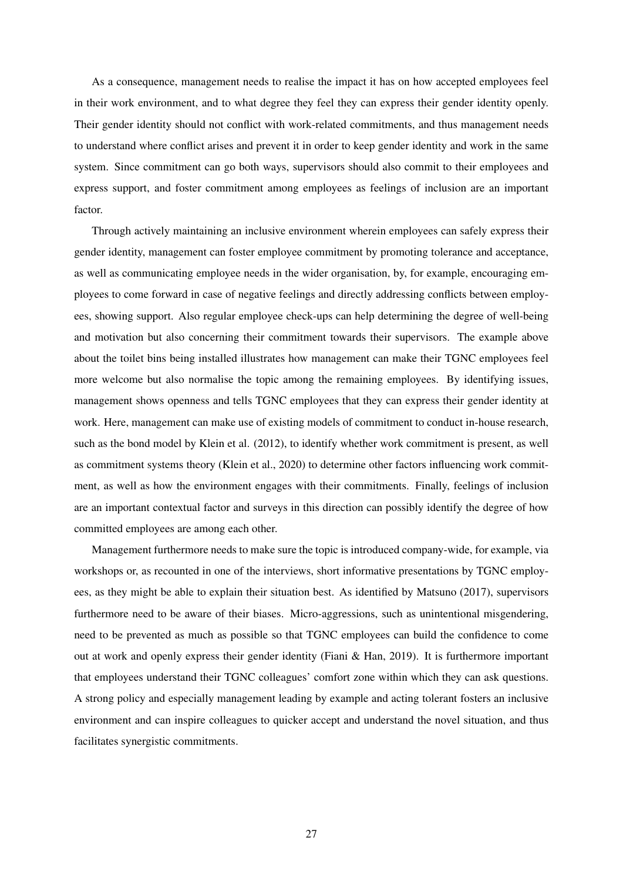As a consequence, management needs to realise the impact it has on how accepted employees feel in their work environment, and to what degree they feel they can express their gender identity openly. Their gender identity should not conflict with work-related commitments, and thus management needs to understand where conflict arises and prevent it in order to keep gender identity and work in the same system. Since commitment can go both ways, supervisors should also commit to their employees and express support, and foster commitment among employees as feelings of inclusion are an important factor.

Through actively maintaining an inclusive environment wherein employees can safely express their gender identity, management can foster employee commitment by promoting tolerance and acceptance, as well as communicating employee needs in the wider organisation, by, for example, encouraging employees to come forward in case of negative feelings and directly addressing conflicts between employees, showing support. Also regular employee check-ups can help determining the degree of well-being and motivation but also concerning their commitment towards their supervisors. The example above about the toilet bins being installed illustrates how management can make their TGNC employees feel more welcome but also normalise the topic among the remaining employees. By identifying issues, management shows openness and tells TGNC employees that they can express their gender identity at work. Here, management can make use of existing models of commitment to conduct in-house research, such as the bond model by Klein et al. (2012), to identify whether work commitment is present, as well as commitment systems theory (Klein et al., 2020) to determine other factors influencing work commitment, as well as how the environment engages with their commitments. Finally, feelings of inclusion are an important contextual factor and surveys in this direction can possibly identify the degree of how committed employees are among each other.

Management furthermore needs to make sure the topic is introduced company-wide, for example, via workshops or, as recounted in one of the interviews, short informative presentations by TGNC employees, as they might be able to explain their situation best. As identified by Matsuno (2017), supervisors furthermore need to be aware of their biases. Micro-aggressions, such as unintentional misgendering, need to be prevented as much as possible so that TGNC employees can build the confidence to come out at work and openly express their gender identity (Fiani & Han, 2019). It is furthermore important that employees understand their TGNC colleagues' comfort zone within which they can ask questions. A strong policy and especially management leading by example and acting tolerant fosters an inclusive environment and can inspire colleagues to quicker accept and understand the novel situation, and thus facilitates synergistic commitments.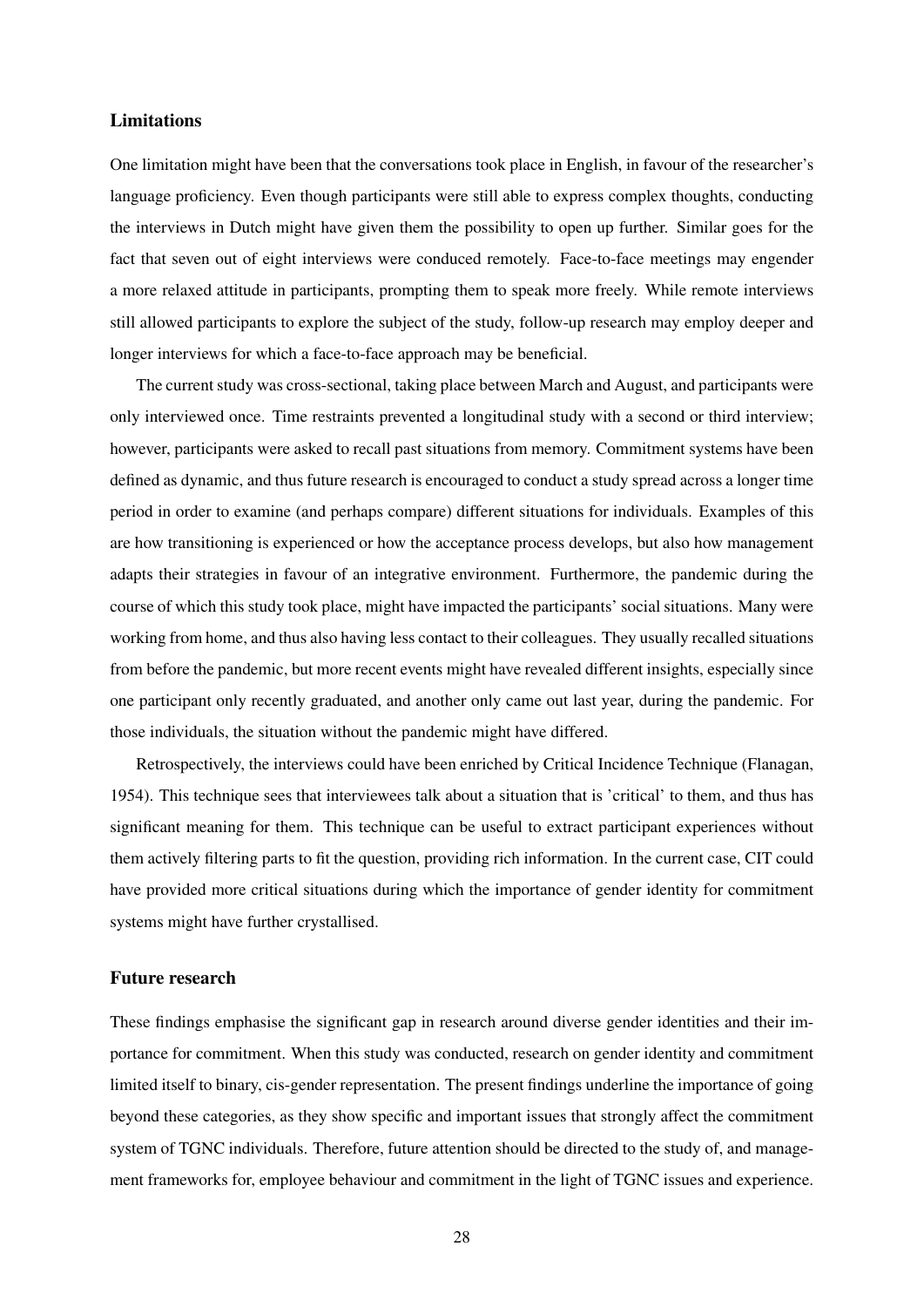## Limitations

One limitation might have been that the conversations took place in English, in favour of the researcher's language proficiency. Even though participants were still able to express complex thoughts, conducting the interviews in Dutch might have given them the possibility to open up further. Similar goes for the fact that seven out of eight interviews were conduced remotely. Face-to-face meetings may engender a more relaxed attitude in participants, prompting them to speak more freely. While remote interviews still allowed participants to explore the subject of the study, follow-up research may employ deeper and longer interviews for which a face-to-face approach may be beneficial.

The current study was cross-sectional, taking place between March and August, and participants were only interviewed once. Time restraints prevented a longitudinal study with a second or third interview; however, participants were asked to recall past situations from memory. Commitment systems have been defined as dynamic, and thus future research is encouraged to conduct a study spread across a longer time period in order to examine (and perhaps compare) different situations for individuals. Examples of this are how transitioning is experienced or how the acceptance process develops, but also how management adapts their strategies in favour of an integrative environment. Furthermore, the pandemic during the course of which this study took place, might have impacted the participants' social situations. Many were working from home, and thus also having less contact to their colleagues. They usually recalled situations from before the pandemic, but more recent events might have revealed different insights, especially since one participant only recently graduated, and another only came out last year, during the pandemic. For those individuals, the situation without the pandemic might have differed.

Retrospectively, the interviews could have been enriched by Critical Incidence Technique (Flanagan, 1954). This technique sees that interviewees talk about a situation that is 'critical' to them, and thus has significant meaning for them. This technique can be useful to extract participant experiences without them actively filtering parts to fit the question, providing rich information. In the current case, CIT could have provided more critical situations during which the importance of gender identity for commitment systems might have further crystallised.

## Future research

These findings emphasise the significant gap in research around diverse gender identities and their importance for commitment. When this study was conducted, research on gender identity and commitment limited itself to binary, cis-gender representation. The present findings underline the importance of going beyond these categories, as they show specific and important issues that strongly affect the commitment system of TGNC individuals. Therefore, future attention should be directed to the study of, and management frameworks for, employee behaviour and commitment in the light of TGNC issues and experience.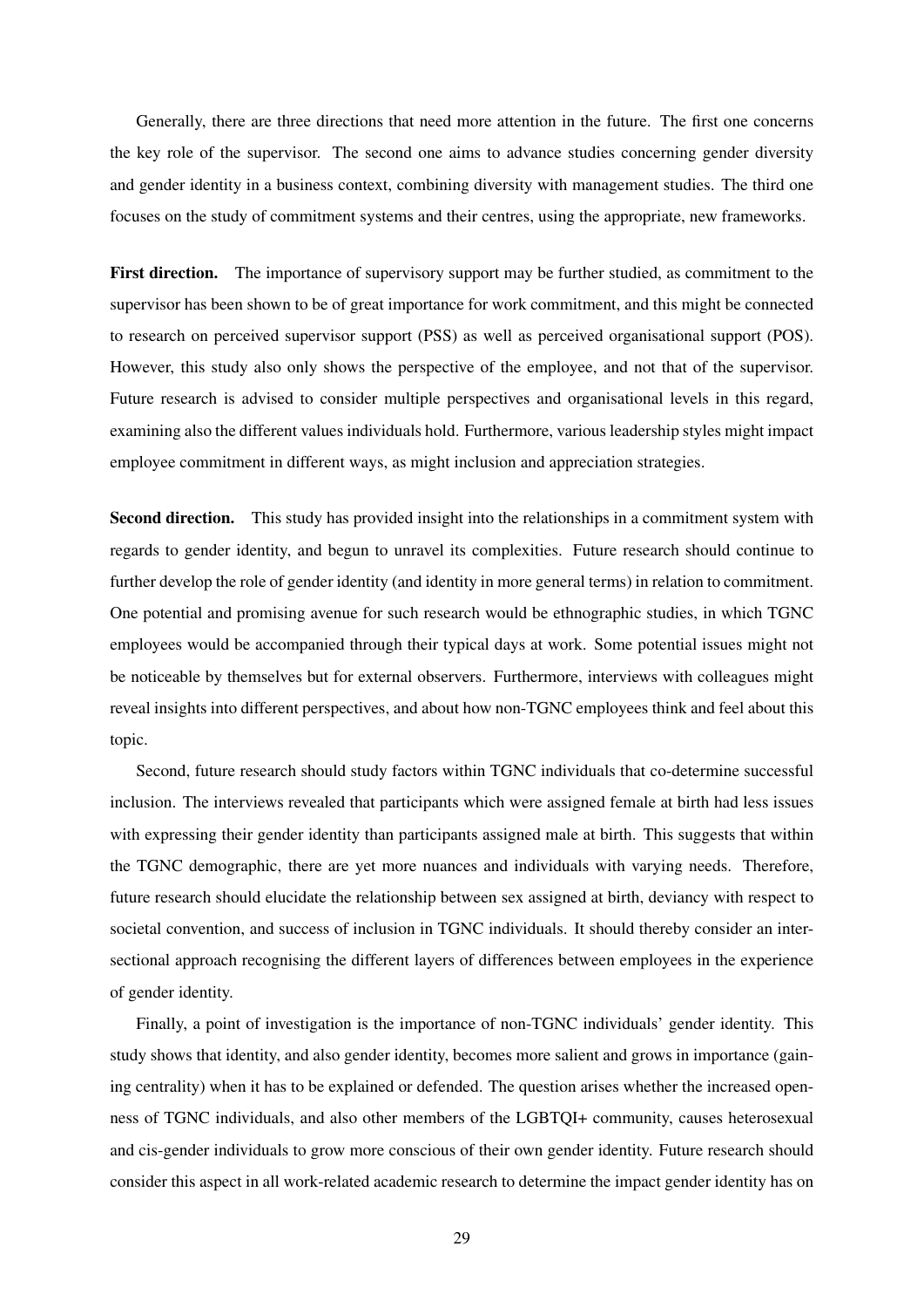Generally, there are three directions that need more attention in the future. The first one concerns the key role of the supervisor. The second one aims to advance studies concerning gender diversity and gender identity in a business context, combining diversity with management studies. The third one focuses on the study of commitment systems and their centres, using the appropriate, new frameworks.

**First direction.** The importance of supervisory support may be further studied, as commitment to the supervisor has been shown to be of great importance for work commitment, and this might be connected to research on perceived supervisor support (PSS) as well as perceived organisational support (POS). However, this study also only shows the perspective of the employee, and not that of the supervisor. Future research is advised to consider multiple perspectives and organisational levels in this regard, examining also the different values individuals hold. Furthermore, various leadership styles might impact employee commitment in different ways, as might inclusion and appreciation strategies.

**Second direction.** This study has provided insight into the relationships in a commitment system with regards to gender identity, and begun to unravel its complexities. Future research should continue to further develop the role of gender identity (and identity in more general terms) in relation to commitment. One potential and promising avenue for such research would be ethnographic studies, in which TGNC employees would be accompanied through their typical days at work. Some potential issues might not be noticeable by themselves but for external observers. Furthermore, interviews with colleagues might reveal insights into different perspectives, and about how non-TGNC employees think and feel about this topic.

Second, future research should study factors within TGNC individuals that co-determine successful inclusion. The interviews revealed that participants which were assigned female at birth had less issues with expressing their gender identity than participants assigned male at birth. This suggests that within the TGNC demographic, there are yet more nuances and individuals with varying needs. Therefore, future research should elucidate the relationship between sex assigned at birth, deviancy with respect to societal convention, and success of inclusion in TGNC individuals. It should thereby consider an intersectional approach recognising the different layers of differences between employees in the experience of gender identity.

Finally, a point of investigation is the importance of non-TGNC individuals' gender identity. This study shows that identity, and also gender identity, becomes more salient and grows in importance (gaining centrality) when it has to be explained or defended. The question arises whether the increased openness of TGNC individuals, and also other members of the LGBTQI+ community, causes heterosexual and cis-gender individuals to grow more conscious of their own gender identity. Future research should consider this aspect in all work-related academic research to determine the impact gender identity has on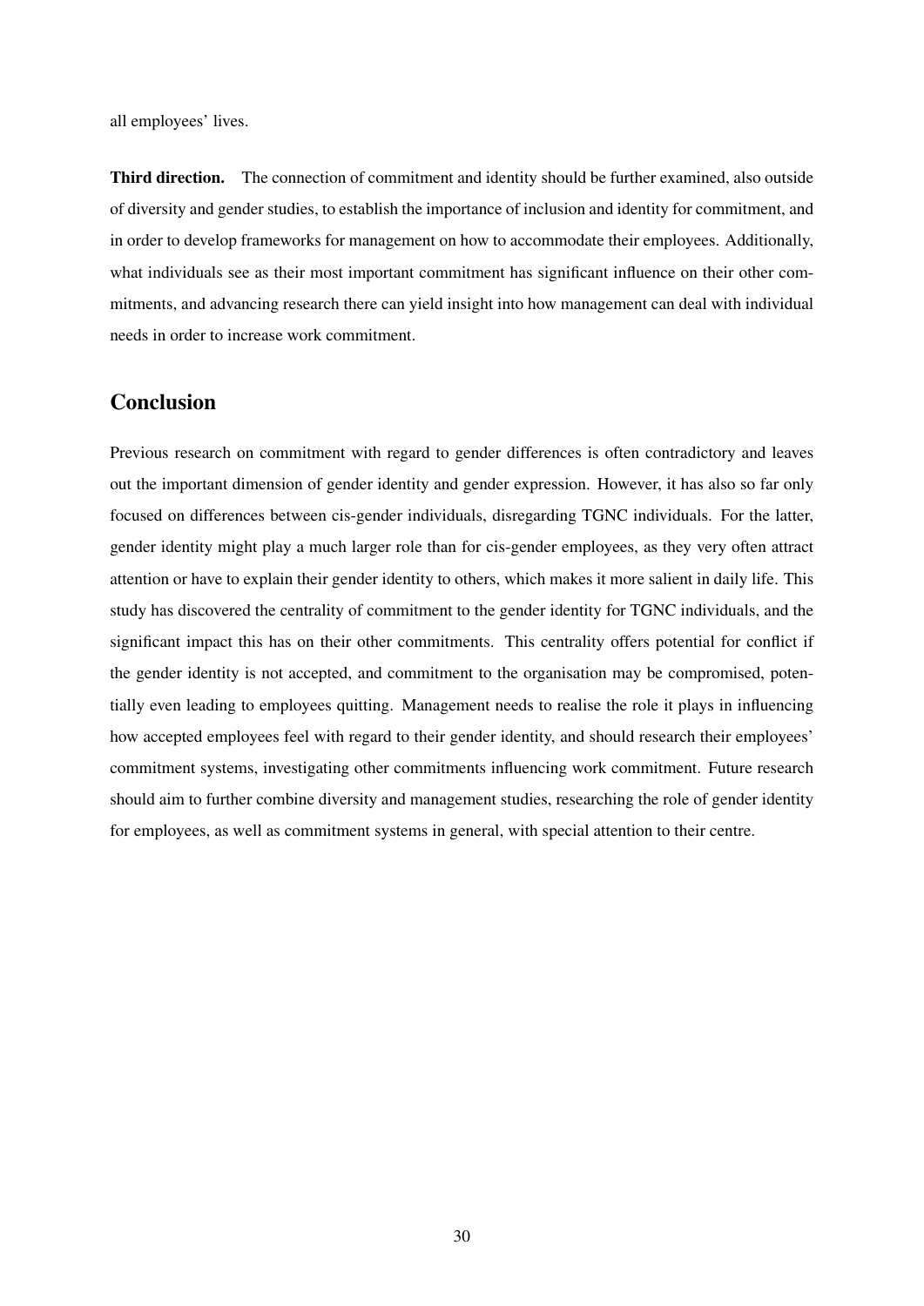all employees' lives.

**Third direction.** The connection of commitment and identity should be further examined, also outside of diversity and gender studies, to establish the importance of inclusion and identity for commitment, and in order to develop frameworks for management on how to accommodate their employees. Additionally, what individuals see as their most important commitment has significant influence on their other commitments, and advancing research there can yield insight into how management can deal with individual needs in order to increase work commitment.

## Conclusion

Previous research on commitment with regard to gender differences is often contradictory and leaves out the important dimension of gender identity and gender expression. However, it has also so far only focused on differences between cis-gender individuals, disregarding TGNC individuals. For the latter, gender identity might play a much larger role than for cis-gender employees, as they very often attract attention or have to explain their gender identity to others, which makes it more salient in daily life. This study has discovered the centrality of commitment to the gender identity for TGNC individuals, and the significant impact this has on their other commitments. This centrality offers potential for conflict if the gender identity is not accepted, and commitment to the organisation may be compromised, potentially even leading to employees quitting. Management needs to realise the role it plays in influencing how accepted employees feel with regard to their gender identity, and should research their employees' commitment systems, investigating other commitments influencing work commitment. Future research should aim to further combine diversity and management studies, researching the role of gender identity for employees, as well as commitment systems in general, with special attention to their centre.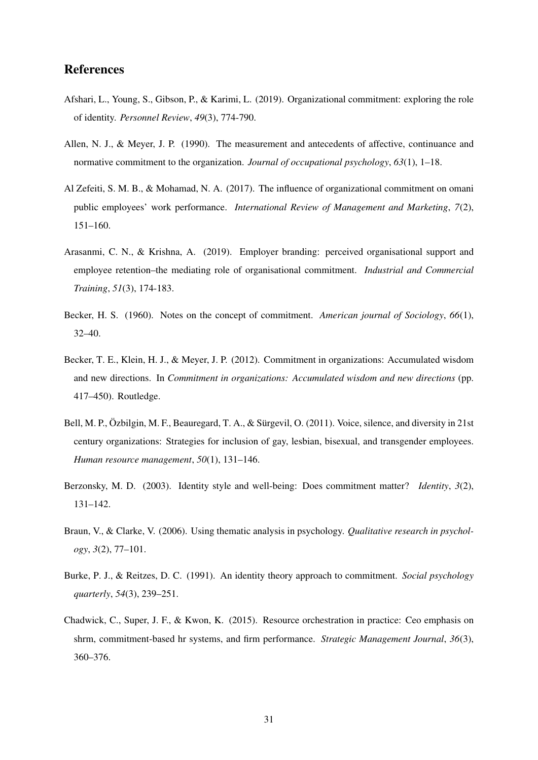## References

Afshari, L., Young, S., Gibson, P., & Karimi, L. (2019). Organizational commitment: exploring the role of identity. *Personnel Review*, *49*(3), 774-790.

Allen, N. J., & Meyer, J. P. (1990). The measurement and antecedents of affective, continuance and normative commitment to the organization. *Journal of occupational psychology*, *63*(1), 1–18.

Al Zefeiti, S. M. B., & Mohamad, N. A. (2017). The influence of organizational commitment on omani public employees' work performance. *International Review of Management and Marketing*, *7*(2), 151–160.

Arasanmi, C. N., & Krishna, A. (2019). Employer branding: perceived organisational support and employee retention–the mediating role of organisational commitment. *Industrial and Commercial Training*, *51*(3), 174-183.

Becker, H. S. (1960). Notes on the concept of commitment. *American journal of Sociology*, *66*(1), 32–40.

Becker, T. E., Klein, H. J., & Meyer, J. P. (2012). Commitment in organizations: Accumulated wisdom and new directions. In *Commitment in organizations: Accumulated wisdom and new directions* (pp. 417–450). Routledge.

Bell, M. P., Özbilgin, M. F., Beauregard, T. A., & Sürgevil, O. (2011). Voice, silence, and diversity in 21st century organizations: Strategies for inclusion of gay, lesbian, bisexual, and transgender employees. *Human resource management*, *50*(1), 131–146.

Berzonsky, M. D. (2003). Identity style and well-being: Does commitment matter? *Identity*, *3*(2), 131–142.

Braun, V., & Clarke, V. (2006). Using thematic analysis in psychology. *Qualitative research in psychology*, *3*(2), 77–101.

Burke, P. J., & Reitzes, D. C. (1991). An identity theory approach to commitment. *Social psychology quarterly*, *54*(3), 239–251.

Chadwick, C., Super, J. F., & Kwon, K. (2015). Resource orchestration in practice: Ceo emphasis on shrm, commitment-based hr systems, and firm performance. *Strategic Management Journal*, *36*(3), 360–376.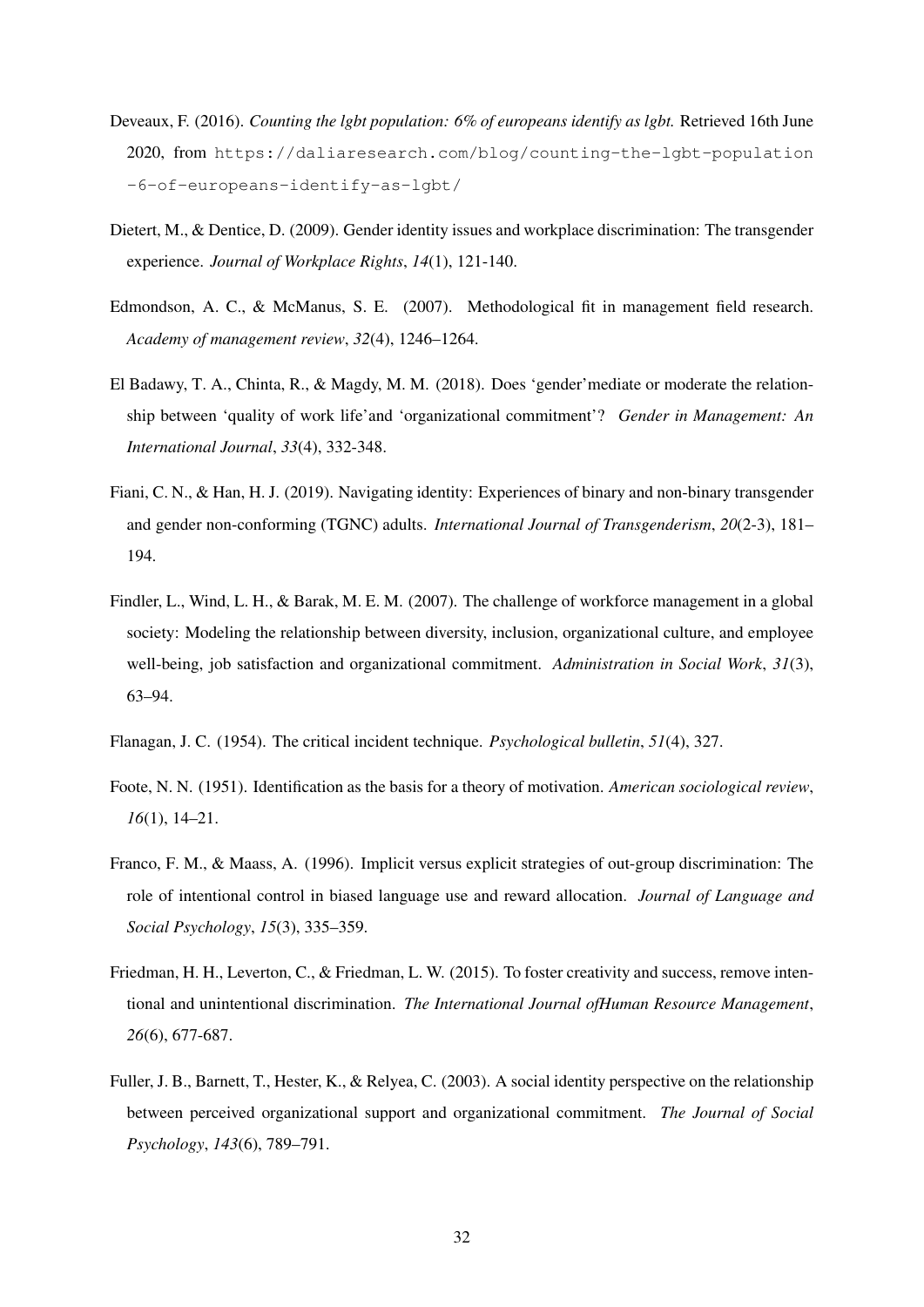Deveaux, F. (2016). *Counting the lgbt population: 6% of europeans identify as lgbt.* Retrieved 16th June 2020, from https://daliaresearch.com/blog/counting-the-lgbt-population-6-of-europeans-identify-as-lgbt/

Dietert, M., & Dentice, D. (2009). Gender identity issues and workplace discrimination: The transgender experience. *Journal of Workplace Rights*, *14*(1), 121-140.

Edmondson, A. C., & McManus, S. E. (2007). Methodological fit in management field research. *Academy of management review*, *32*(4), 1246–1264.

El Badawy, T. A., Chinta, R., & Magdy, M. M. (2018). Does 'gender'mediate or moderate the relationship between 'quality of work life'and 'organizational commitment'? *Gender in Management: An International Journal*, *33*(4), 332-348.

Fiani, C. N., & Han, H. J. (2019). Navigating identity: Experiences of binary and non-binary transgender and gender non-conforming (TGNC) adults. *International Journal of Transgenderism*, *20*(2-3), 181–194.

Findler, L., Wind, L. H., & Barak, M. E. M. (2007). The challenge of workforce management in a global society: Modeling the relationship between diversity, inclusion, organizational culture, and employee well-being, job satisfaction and organizational commitment. *Administration in Social Work*, *31*(3), 63–94.

Flanagan, J. C. (1954). The critical incident technique. *Psychological bulletin*, *51*(4), 327.

Foote, N. N. (1951). Identification as the basis for a theory of motivation. *American sociological review*, *16*(1), 14–21.

Franco, F. M., & Maass, A. (1996). Implicit versus explicit strategies of out-group discrimination: The role of intentional control in biased language use and reward allocation. *Journal of Language and Social Psychology*, *15*(3), 335–359.

Friedman, H. H., Leverton, C., & Friedman, L. W. (2015). To foster creativity and success, remove intentional and unintentional discrimination. *The International Journal ofHuman Resource Management*, *26*(6), 677-687.

Fuller, J. B., Barnett, T., Hester, K., & Relyea, C. (2003). A social identity perspective on the relationship between perceived organizational support and organizational commitment. *The Journal of Social Psychology*, *143*(6), 789–791.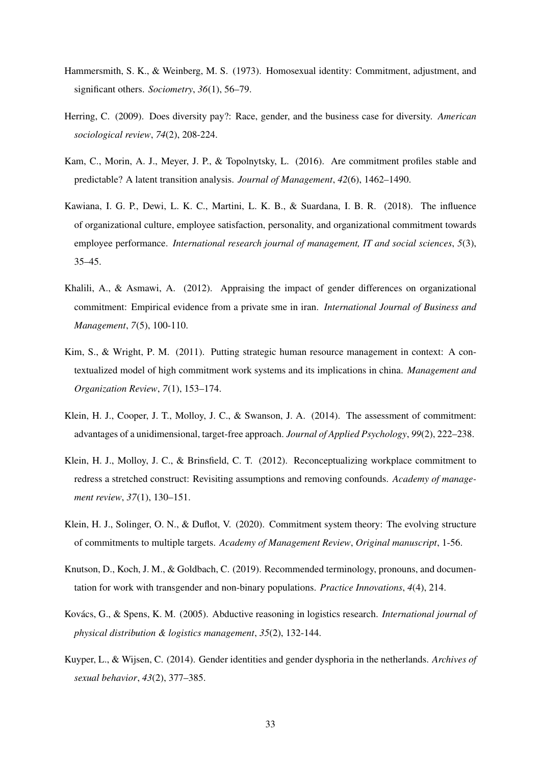Hammersmith, S. K., & Weinberg, M. S. (1973). Homosexual identity: Commitment, adjustment, and significant others. *Sociometry*, *36*(1), 56–79.

Herring, C. (2009). Does diversity pay?: Race, gender, and the business case for diversity. *American sociological review*, *74*(2), 208-224.

Kam, C., Morin, A. J., Meyer, J. P., & Topolnytsky, L. (2016). Are commitment profiles stable and predictable? A latent transition analysis. *Journal of Management*, *42*(6), 1462–1490.

Kawiana, I. G. P., Dewi, L. K. C., Martini, L. K. B., & Suardana, I. B. R. (2018). The influence of organizational culture, employee satisfaction, personality, and organizational commitment towards employee performance. *International research journal of management, IT and social sciences*, *5*(3), 35–45.

Khalili, A., & Asmawi, A. (2012). Appraising the impact of gender differences on organizational commitment: Empirical evidence from a private sme in iran. *International Journal of Business and Management*, *7*(5), 100-110.

Kim, S., & Wright, P. M. (2011). Putting strategic human resource management in context: A contextualized model of high commitment work systems and its implications in china. *Management and Organization Review*, *7*(1), 153–174.

Klein, H. J., Cooper, J. T., Molloy, J. C., & Swanson, J. A. (2014). The assessment of commitment: advantages of a unidimensional, target-free approach. *Journal of Applied Psychology*, *99*(2), 222–238.

Klein, H. J., Molloy, J. C., & Brinsfield, C. T. (2012). Reconceptualizing workplace commitment to redress a stretched construct: Revisiting assumptions and removing confounds. *Academy of management review*, *37*(1), 130–151.

Klein, H. J., Solinger, O. N., & Duflot, V. (2020). Commitment system theory: The evolving structure of commitments to multiple targets. *Academy of Management Review*, *Original manuscript*, 1-56.

Knutson, D., Koch, J. M., & Goldbach, C. (2019). Recommended terminology, pronouns, and documentation for work with transgender and non-binary populations. *Practice Innovations*, *4*(4), 214.

Kovács, G., & Spens, K. M. (2005). Abductive reasoning in logistics research. *International journal of physical distribution & logistics management*, *35*(2), 132-144.

Kuyper, L., & Wijsen, C. (2014). Gender identities and gender dysphoria in the netherlands. *Archives of sexual behavior*, *43*(2), 377–385.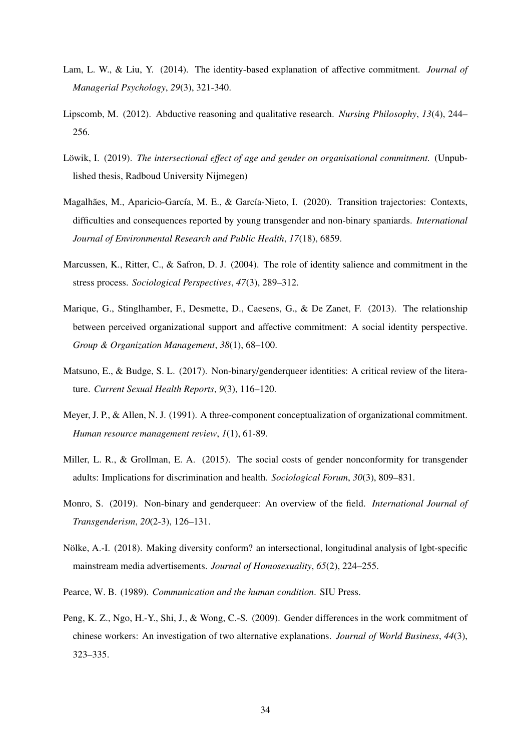Lam, L. W., & Liu, Y. (2014). The identity-based explanation of affective commitment. *Journal of Managerial Psychology*, *29*(3), 321-340.

Lipscomb, M. (2012). Abductive reasoning and qualitative research. *Nursing Philosophy*, *13*(4), 244–256.

Löwik, I. (2019). *The intersectional effect of age and gender on organisational commitment.* (Unpublished thesis, Radboud University Nijmegen)

Magalhães, M., Aparicio-García, M. E., & García-Nieto, I. (2020). Transition trajectories: Contexts, difficulties and consequences reported by young transgender and non-binary spaniards. *International Journal of Environmental Research and Public Health*, *17*(18), 6859.

Marcussen, K., Ritter, C., & Safron, D. J. (2004). The role of identity salience and commitment in the stress process. *Sociological Perspectives*, *47*(3), 289–312.

Marique, G., Stinglhamber, F., Desmette, D., Caesens, G., & De Zanet, F. (2013). The relationship between perceived organizational support and affective commitment: A social identity perspective. *Group & Organization Management*, *38*(1), 68–100.

Matsuno, E., & Budge, S. L. (2017). Non-binary/genderqueer identities: A critical review of the literature. *Current Sexual Health Reports*, *9*(3), 116–120.

Meyer, J. P., & Allen, N. J. (1991). A three-component conceptualization of organizational commitment. *Human resource management review*, *1*(1), 61-89.

Miller, L. R., & Grollman, E. A. (2015). The social costs of gender nonconformity for transgender adults: Implications for discrimination and health. *Sociological Forum*, *30*(3), 809–831.

Monro, S. (2019). Non-binary and genderqueer: An overview of the field. *International Journal of Transgenderism*, *20*(2-3), 126–131.

Nölke, A.-I. (2018). Making diversity conform? an intersectional, longitudinal analysis of lgbt-specific mainstream media advertisements. *Journal of Homosexuality*, *65*(2), 224–255.

Pearce, W. B. (1989). *Communication and the human condition*. SIU Press.

Peng, K. Z., Ngo, H.-Y., Shi, J., & Wong, C.-S. (2009). Gender differences in the work commitment of chinese workers: An investigation of two alternative explanations. *Journal of World Business*, *44*(3), 323–335.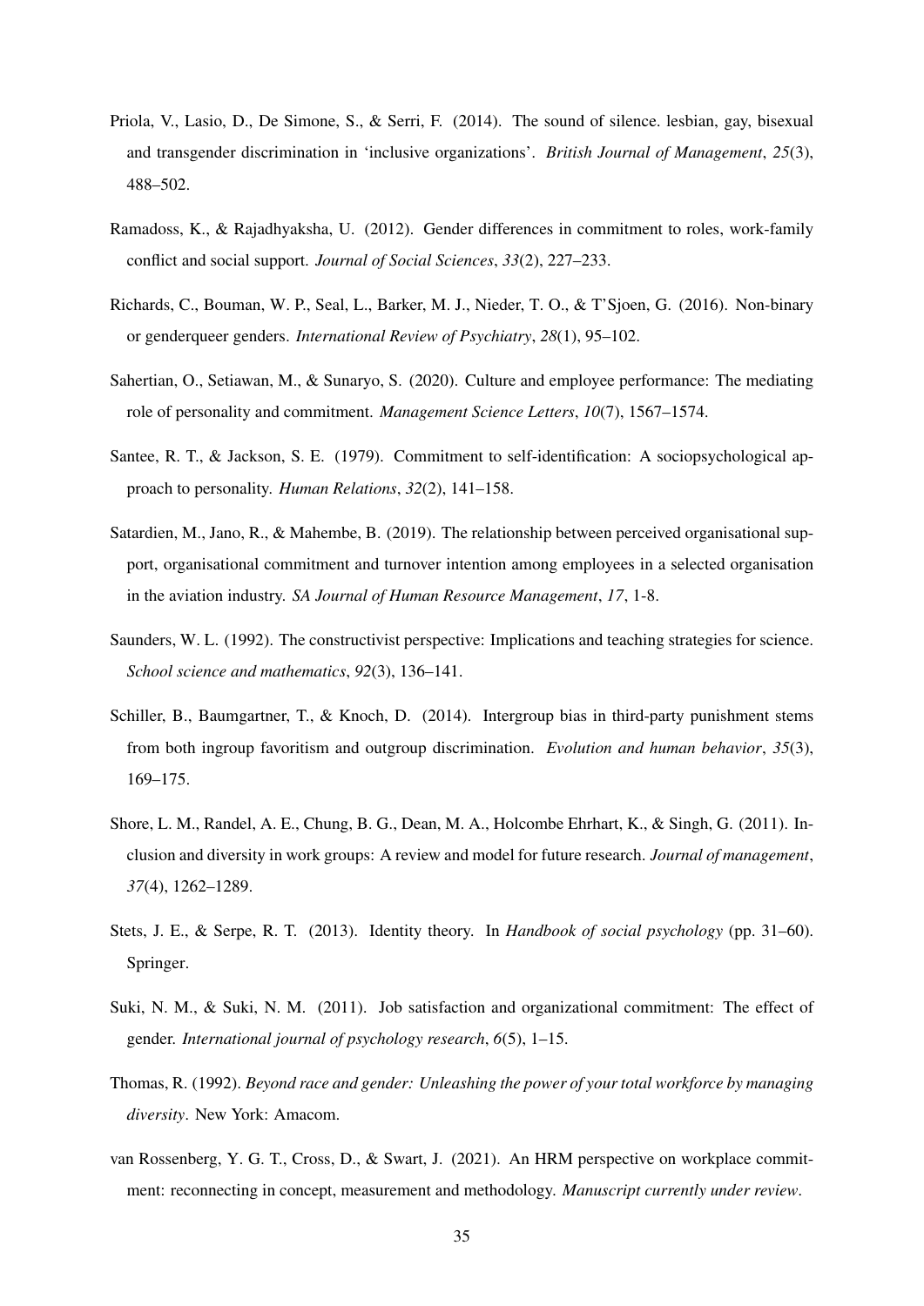Priola, V., Lasio, D., De Simone, S., & Serri, F. (2014). The sound of silence. lesbian, gay, bisexual and transgender discrimination in 'inclusive organizations'. *British Journal of Management*, *25*(3), 488–502.

Ramadoss, K., & Rajadhyaksha, U. (2012). Gender differences in commitment to roles, work-family conflict and social support. *Journal of Social Sciences*, *33*(2), 227–233.

Richards, C., Bouman, W. P., Seal, L., Barker, M. J., Nieder, T. O., & T'Sjoen, G. (2016). Non-binary or genderqueer genders. *International Review of Psychiatry*, *28*(1), 95–102.

Sahertian, O., Setiawan, M., & Sunaryo, S. (2020). Culture and employee performance: The mediating role of personality and commitment. *Management Science Letters*, *10*(7), 1567–1574.

Santee, R. T., & Jackson, S. E. (1979). Commitment to self-identification: A sociopsychological approach to personality. *Human Relations*, *32*(2), 141–158.

Satardien, M., Jano, R., & Mahembe, B. (2019). The relationship between perceived organisational support, organisational commitment and turnover intention among employees in a selected organisation in the aviation industry. *SA Journal of Human Resource Management*, *17*, 1-8.

Saunders, W. L. (1992). The constructivist perspective: Implications and teaching strategies for science. *School science and mathematics*, *92*(3), 136–141.

Schiller, B., Baumgartner, T., & Knoch, D. (2014). Intergroup bias in third-party punishment stems from both ingroup favoritism and outgroup discrimination. *Evolution and human behavior*, *35*(3), 169–175.

Shore, L. M., Randel, A. E., Chung, B. G., Dean, M. A., Holcombe Ehrhart, K., & Singh, G. (2011). Inclusion and diversity in work groups: A review and model for future research. *Journal of management*, *37*(4), 1262–1289.

Stets, J. E., & Serpe, R. T. (2013). Identity theory. In *Handbook of social psychology* (pp. 31–60). Springer.

Suki, N. M., & Suki, N. M. (2011). Job satisfaction and organizational commitment: The effect of gender. *International journal of psychology research*, *6*(5), 1–15.

Thomas, R. (1992). *Beyond race and gender: Unleashing the power of your total workforce by managing diversity*. New York: Amacom.

van Rossenberg, Y. G. T., Cross, D., & Swart, J. (2021). An HRM perspective on workplace commitment: reconnecting in concept, measurement and methodology. *Manuscript currently under review*.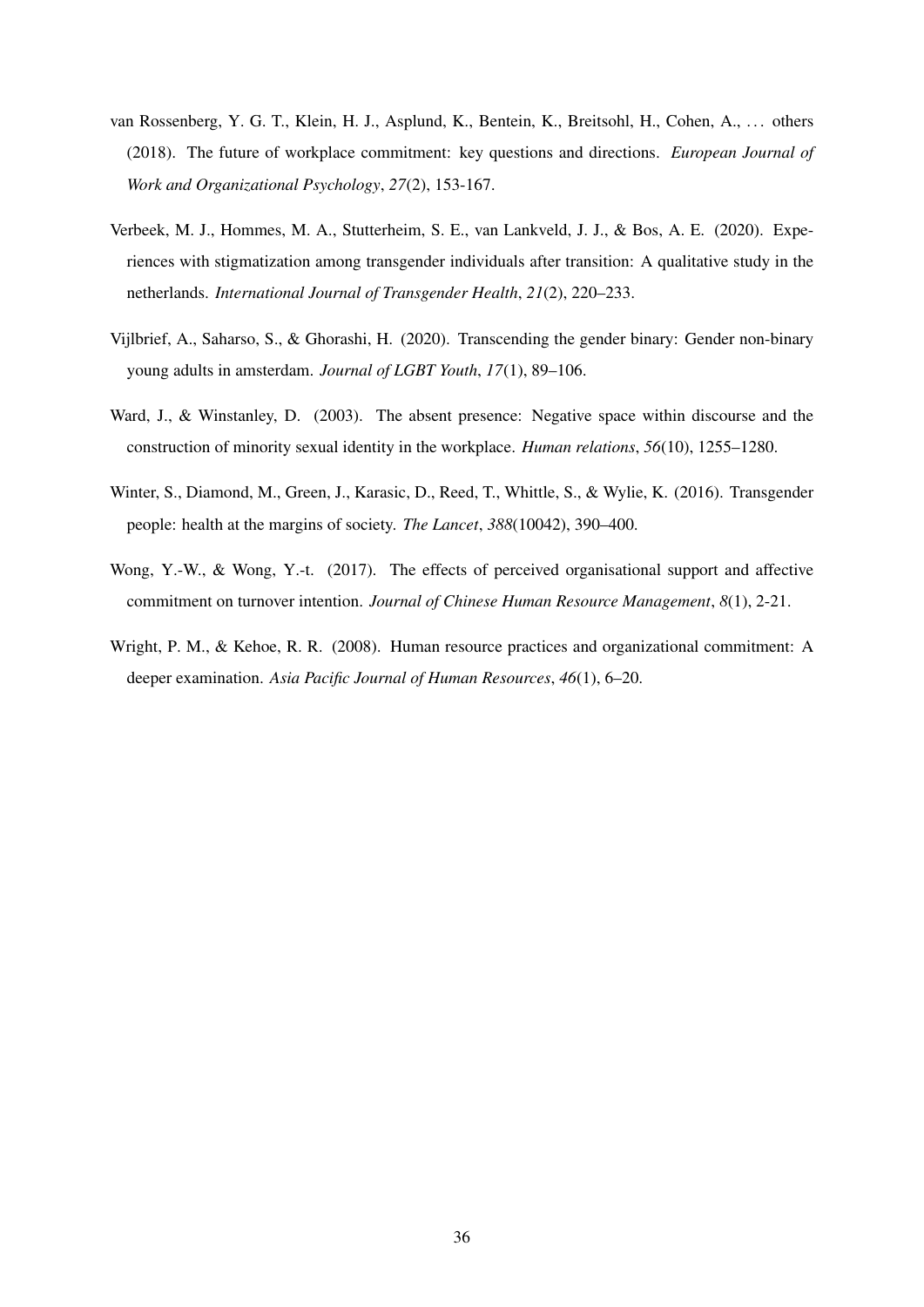van Rossenberg, Y. G. T., Klein, H. J., Asplund, K., Bentein, K., Breitsohl, H., Cohen, A., ... others (2018). The future of workplace commitment: key questions and directions. *European Journal of Work and Organizational Psychology*, *27*(2), 153-167.

Verbeek, M. J., Hommes, M. A., Stutterheim, S. E., van Lankveld, J. J., & Bos, A. E. (2020). Experiences with stigmatization among transgender individuals after transition: A qualitative study in the netherlands. *International Journal of Transgender Health*, *21*(2), 220–233.

Vijlbrief, A., Saharso, S., & Ghorashi, H. (2020). Transcending the gender binary: Gender non-binary young adults in amsterdam. *Journal of LGBT Youth*, *17*(1), 89–106.

Ward, J., & Winstanley, D. (2003). The absent presence: Negative space within discourse and the construction of minority sexual identity in the workplace. *Human relations*, *56*(10), 1255–1280.

Winter, S., Diamond, M., Green, J., Karasic, D., Reed, T., Whittle, S., & Wylie, K. (2016). Transgender people: health at the margins of society. *The Lancet*, *388*(10042), 390–400.

Wong, Y.-W., & Wong, Y.-t. (2017). The effects of perceived organisational support and affective commitment on turnover intention. *Journal of Chinese Human Resource Management*, *8*(1), 2-21.

Wright, P. M., & Kehoe, R. R. (2008). Human resource practices and organizational commitment: A deeper examination. *Asia Pacific Journal of Human Resources*, *46*(1), 6–20.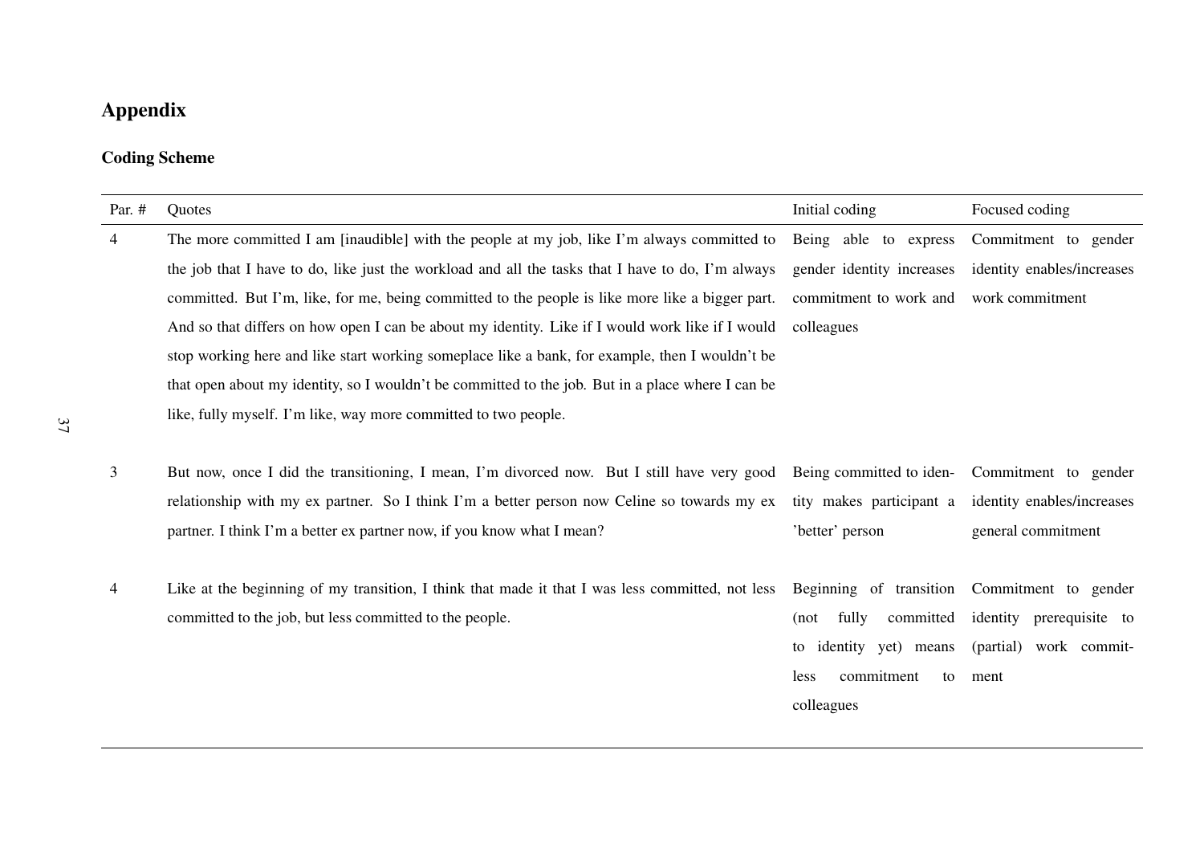## Appendix

### Coding Scheme

| Par. # | Quotes | Initial coding | Focused coding |
|---|---|---|---|
| 4 | The more committed I am [inaudible] with the people at my job, like I'm always committed to the job that I have to do, like just the workload and all the tasks that I have to do, I'm always committed. But I'm, like, for me, being committed to the people is like more like a bigger part. And so that differs on how open I can be about my identity. Like if I would work like if I would stop working here and like start working someplace like a bank, for example, then I wouldn't be that open about my identity, so I wouldn't be committed to the job. But in a place where I can be like, fully myself. I'm like, way more committed to two people. | Being able to express gender identity increases commitment to work and colleagues | Commitment to gender identity enables/increases work commitment |
| 3 | But now, once I did the transitioning, I mean, I'm divorced now. But I still have very good relationship with my ex partner. So I think I'm a better person now Celine so towards my ex partner. I think I'm a better ex partner now, if you know what I mean? | Being committed to identity makes participant a 'better' person | Commitment to gender identity enables/increases general commitment |
| 4 | Like at the beginning of my transition, I think that made it that I was less committed, not less committed to the job, but less committed to the people. | Beginning of transition (not fully committed to identity yet) means less commitment to colleagues | Commitment to gender identity prerequisite to (partial) work commitment |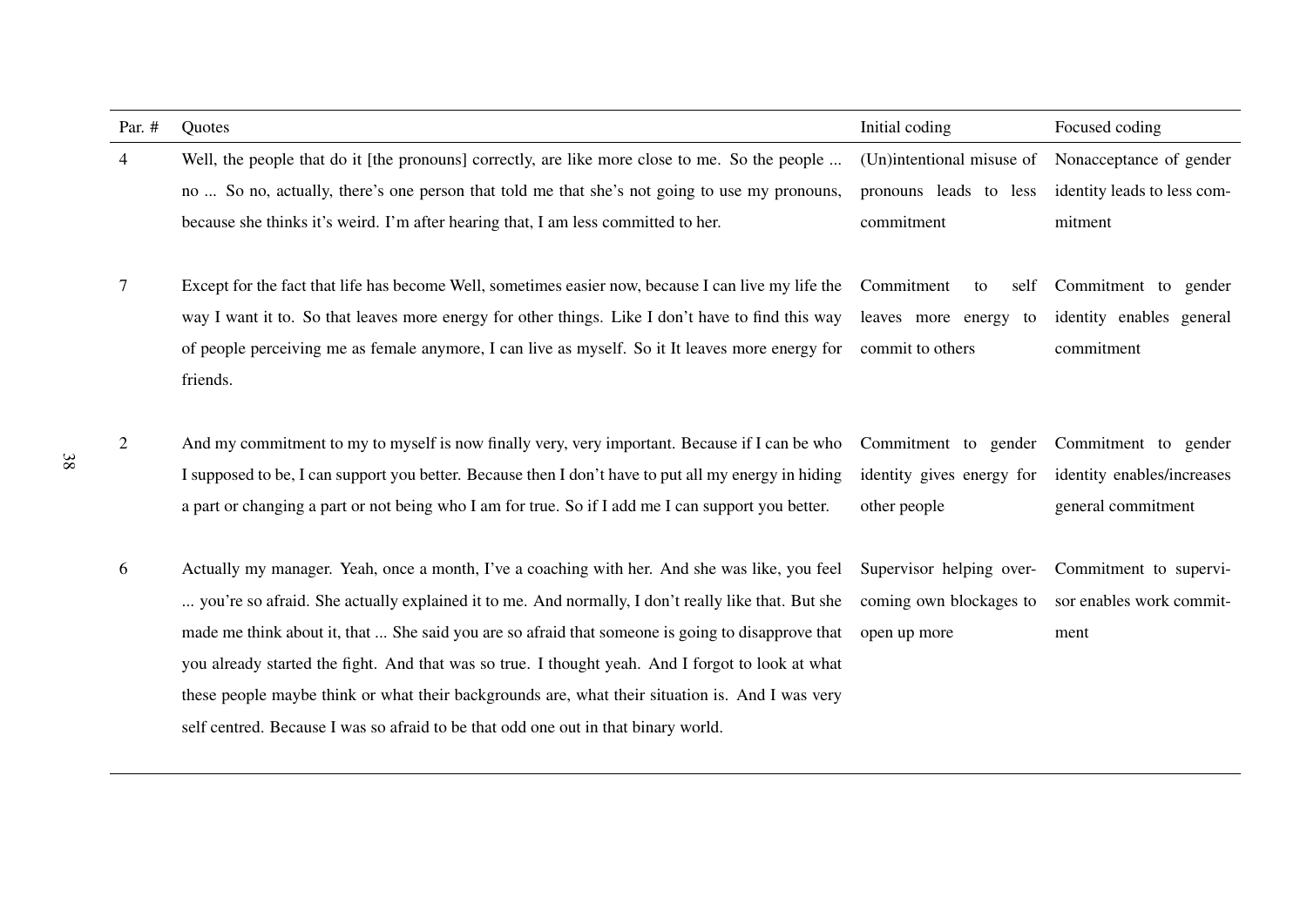| Par. # | Quotes | Initial coding | Focused coding |
|---|---|---|---|
| 4 | Well, the people that do it [the pronouns] correctly, are like more close to me. So the people ... no ... So no, actually, there's one person that told me that she's not going to use my pronouns, because she thinks it's weird. I'm after hearing that, I am less committed to her. | (Un)intentional misuse of pronouns leads to less commitment | Nonacceptance of gender identity leads to less commitment |
| 7 | Except for the fact that life has become Well, sometimes easier now, because I can live my life the way I want it to. So that leaves more energy for other things. Like I don't have to find this way of people perceiving me as female anymore, I can live as myself. So it It leaves more energy for friends. | Commitment to self leaves more energy to commit to others | Commitment to gender identity enables general commitment |
| 2 | And my commitment to my to myself is now finally very, very important. Because if I can be who I supposed to be, I can support you better. Because then I don't have to put all my energy in hiding a part or changing a part or not being who I am for true. So if I add me I can support you better. | Commitment to gender identity gives energy for other people | Commitment to gender identity enables/increases general commitment |
| 6 | Actually my manager. Yeah, once a month, I've a coaching with her. And she was like, you feel ... you're so afraid. She actually explained it to me. And normally, I don't really like that. But she made me think about it, that ... She said you are so afraid that someone is going to disapprove that you already started the fight. And that was so true. I thought yeah. And I forgot to look at what these people maybe think or what their backgrounds are, what their situation is. And I was very self centred. Because I was so afraid to be that odd one out in that binary world. | Supervisor helping overcoming own blockages to open up more | Commitment to supervisor enables work commitment |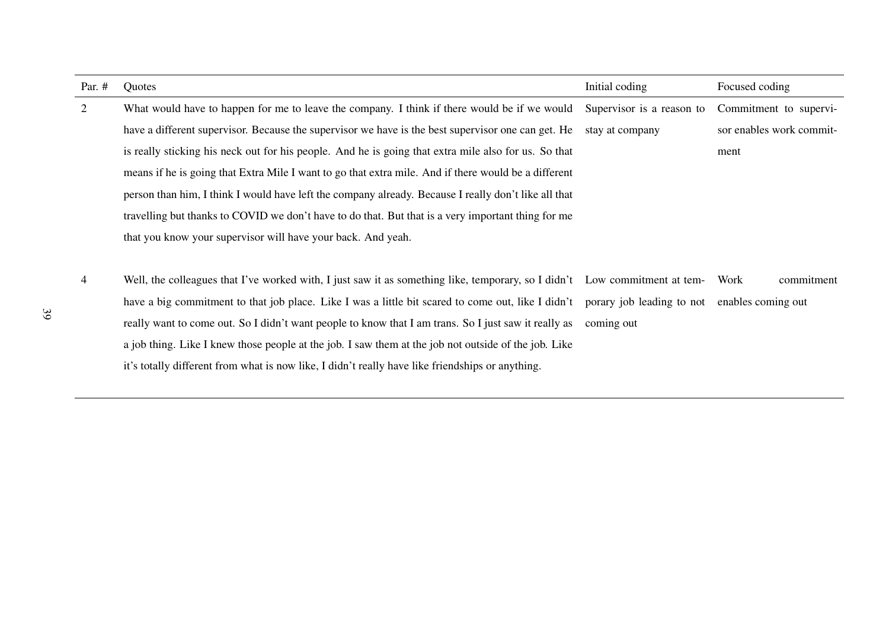| Par. # | Quotes | Initial coding | Focused coding |
|---|---|---|---|
| 2 | What would have to happen for me to leave the company. I think if there would be if we would have a different supervisor. Because the supervisor we have is the best supervisor one can get. He is really sticking his neck out for his people. And he is going that extra mile also for us. So that means if he is going that Extra Mile I want to go that extra mile. And if there would be a different person than him, I think I would have left the company already. Because I really don't like all that travelling but thanks to COVID we don't have to do that. But that is a very important thing for me that you know your supervisor will have your back. And yeah. | Supervisor is a reason to stay at company | Commitment to supervisor enables work commitment |
| 4 | Well, the colleagues that I've worked with, I just saw it as something like, temporary, so I didn't have a big commitment to that job place. Like I was a little bit scared to come out, like I didn't really want to come out. So I didn't want people to know that I am trans. So I just saw it really as a job thing. Like I knew those people at the job. I saw them at the job not outside of the job. Like it's totally different from what is now like, I didn't really have like friendships or anything. | Low commitment at temporary job leading to not coming out | Work commitment enables coming out |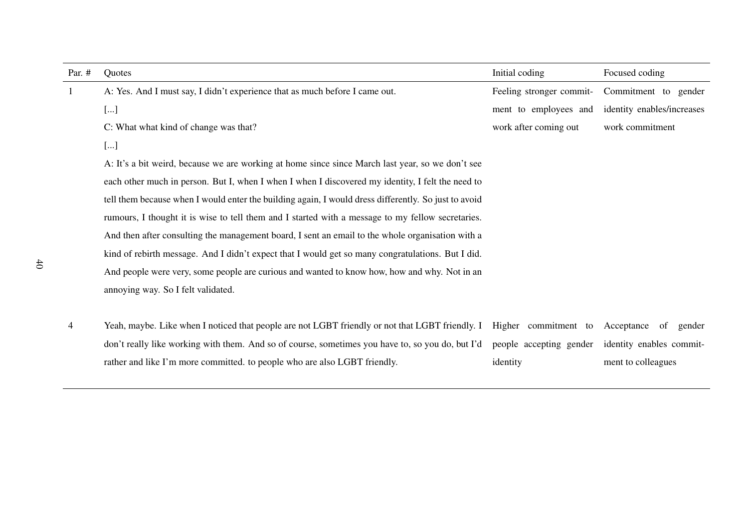| Par. # | Quotes | Initial coding | Focused coding |
|---|---|---|---|
| 1 | A: Yes. And I must say, I didn't experience that as much before I came out. [...] C: What what kind of change was that? [...] A: It's a bit weird, because we are working at home since since March last year, so we don't see each other much in person. But I, when I when I when I discovered my identity, I felt the need to tell them because when I would enter the building again, I would dress differently. So just to avoid rumours, I thought it is wise to tell them and I started with a message to my fellow secretaries. And then after consulting the management board, I sent an email to the whole organisation with a kind of rebirth message. And I didn't expect that I would get so many congratulations. But I did. And people were very, some people are curious and wanted to know how, how and why. Not in an annoying way. So I felt validated. | Feeling stronger commitment to employees and work after coming out | Commitment to gender identity enables/increases work commitment |
| 4 | Yeah, maybe. Like when I noticed that people are not LGBT friendly or not that LGBT friendly. I don't really like working with them. And so of course, sometimes you have to, so you do, but I'd rather and like I'm more committed. to people who are also LGBT friendly. | Higher commitment to people accepting gender identity | Acceptance of gender identity enables commitment to colleagues |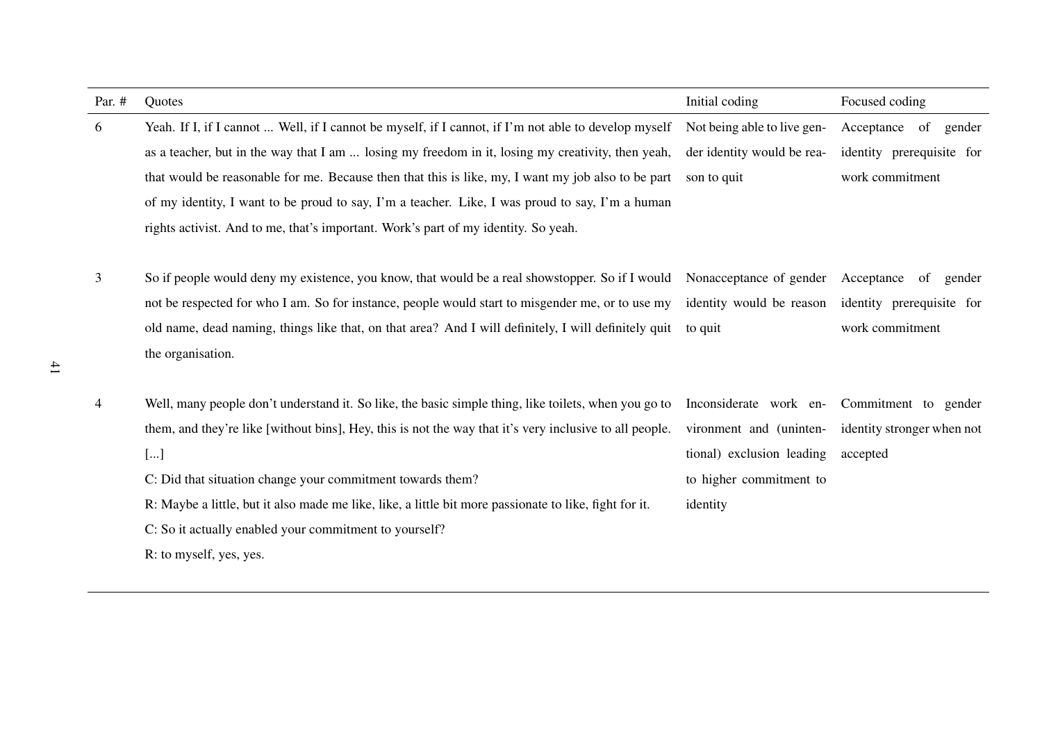| Par. # | Quotes | Initial coding | Focused coding |
|---|---|---|---|
| 6 | Yeah. If I, if I cannot ... Well, if I cannot be myself, if I cannot, if I'm not able to develop myself as a teacher, but in the way that I am ... losing my freedom in it, losing my creativity, then yeah, that would be reasonable for me. Because then that this is like, my, I want my job also to be part of my identity, I want to be proud to say, I'm a teacher. Like, I was proud to say, I'm a human rights activist. And to me, that's important. Work's part of my identity. So yeah. | Not being able to live gender identity would be reason to quit | Acceptance of gender identity prerequisite for work commitment |
| 3 | So if people would deny my existence, you know, that would be a real showstopper. So if I would not be respected for who I am. So for instance, people would start to misgender me, or to use my old name, dead naming, things like that, on that area? And I will definitely, I will definitely quit the organisation. | Nonacceptance of gender identity would be reason to quit | Acceptance of gender identity prerequisite for work commitment |
| 4 | Well, many people don't understand it. So like, the basic simple thing, like toilets, when you go to them, and they're like [without bins], Hey, this is not the way that it's very inclusive to all people. [...]<br>C: Did that situation change your commitment towards them?<br>R: Maybe a little, but it also made me like, like, a little bit more passionate to like, fight for it.<br>C: So it actually enabled your commitment to yourself?<br>R: to myself, yes, yes. | Inconsiderate work environment and (unintentional) exclusion leading to higher commitment to identity | Commitment to gender identity stronger when not accepted |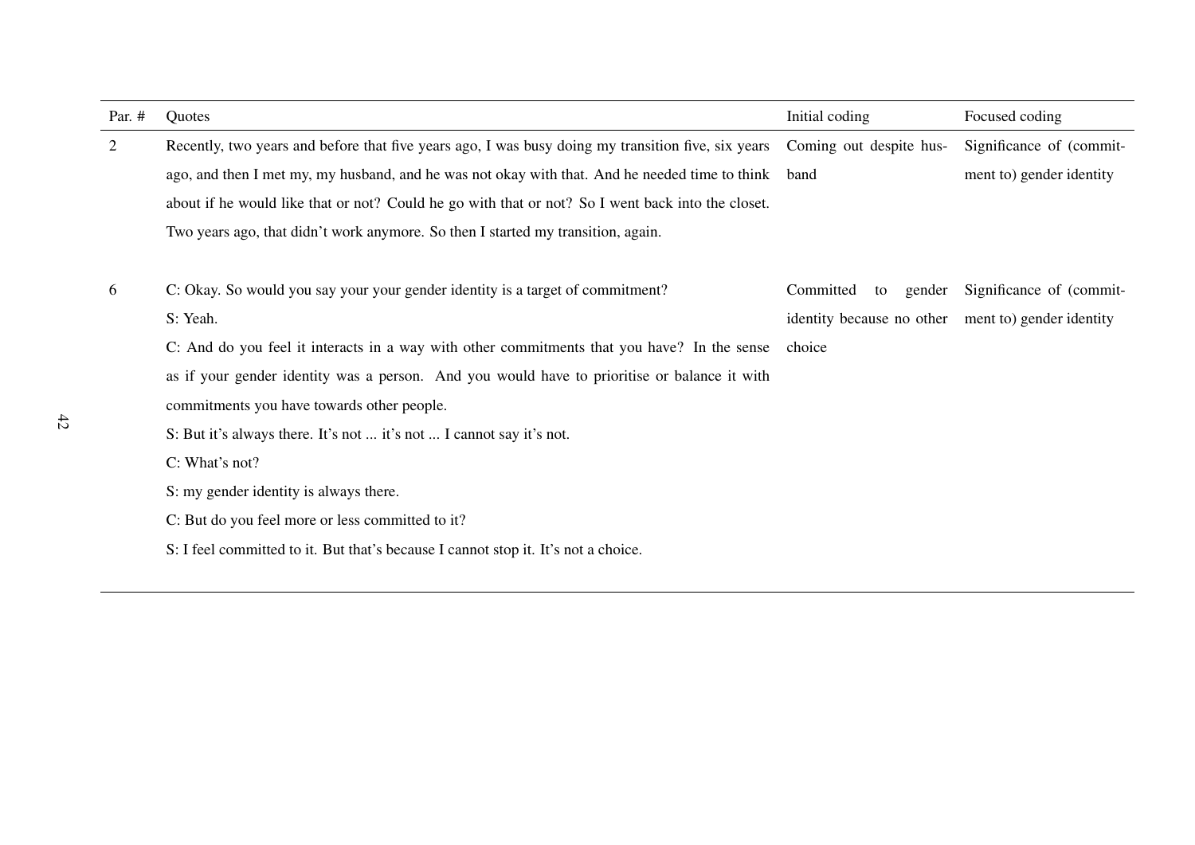| Par. # | Quotes | Initial coding | Focused coding |
|---|---|---|---|
| 2 | Recently, two years and before that five years ago, I was busy doing my transition five, six years ago, and then I met my, my husband, and he was not okay with that. And he needed time to think about if he would like that or not? Could he go with that or not? So I went back into the closet. Two years ago, that didn't work anymore. So then I started my transition, again. | Coming out despite husband | Significance of (commitment to) gender identity |
| 6 | C: Okay. So would you say your your gender identity is a target of commitment?<br>S: Yeah.<br>C: And do you feel it interacts in a way with other commitments that you have? In the sense as if your gender identity was a person. And you would have to prioritise or balance it with commitments you have towards other people.<br>S: But it's always there. It's not ... it's not ... I cannot say it's not.<br>C: What's not?<br>S: my gender identity is always there.<br>C: But do you feel more or less committed to it?<br>S: I feel committed to it. But that's because I cannot stop it. It's not a choice. | Committed to gender identity because no other choice | Significance of (commitment to) gender identity |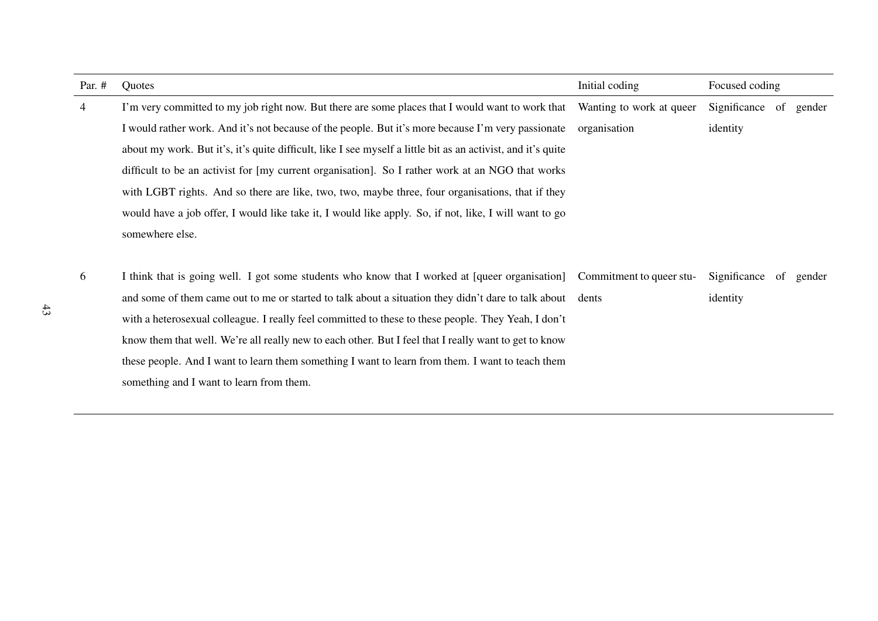| Par. # | Quotes | Initial coding | Focused coding |
|---|---|---|---|
| 4 | I'm very committed to my job right now. But there are some places that I would want to work that I would rather work. And it's not because of the people. But it's more because I'm very passionate about my work. But it's, it's quite difficult, like I see myself a little bit as an activist, and it's quite difficult to be an activist for [my current organisation]. So I rather work at an NGO that works with LGBT rights. And so there are like, two, two, maybe three, four organisations, that if they would have a job offer, I would like take it, I would like apply. So, if not, like, I will want to go somewhere else. | Wanting to work at queer organisation | Significance of gender identity |
| 6 | I think that is going well. I got some students who know that I worked at [queer organisation] and some of them came out to me or started to talk about a situation they didn't dare to talk about with a heterosexual colleague. I really feel committed to these to these people. They Yeah, I don't know them that well. We're all really new to each other. But I feel that I really want to get to know these people. And I want to learn them something I want to learn from them. I want to teach them something and I want to learn from them. | Commitment to queer students | Significance of gender identity |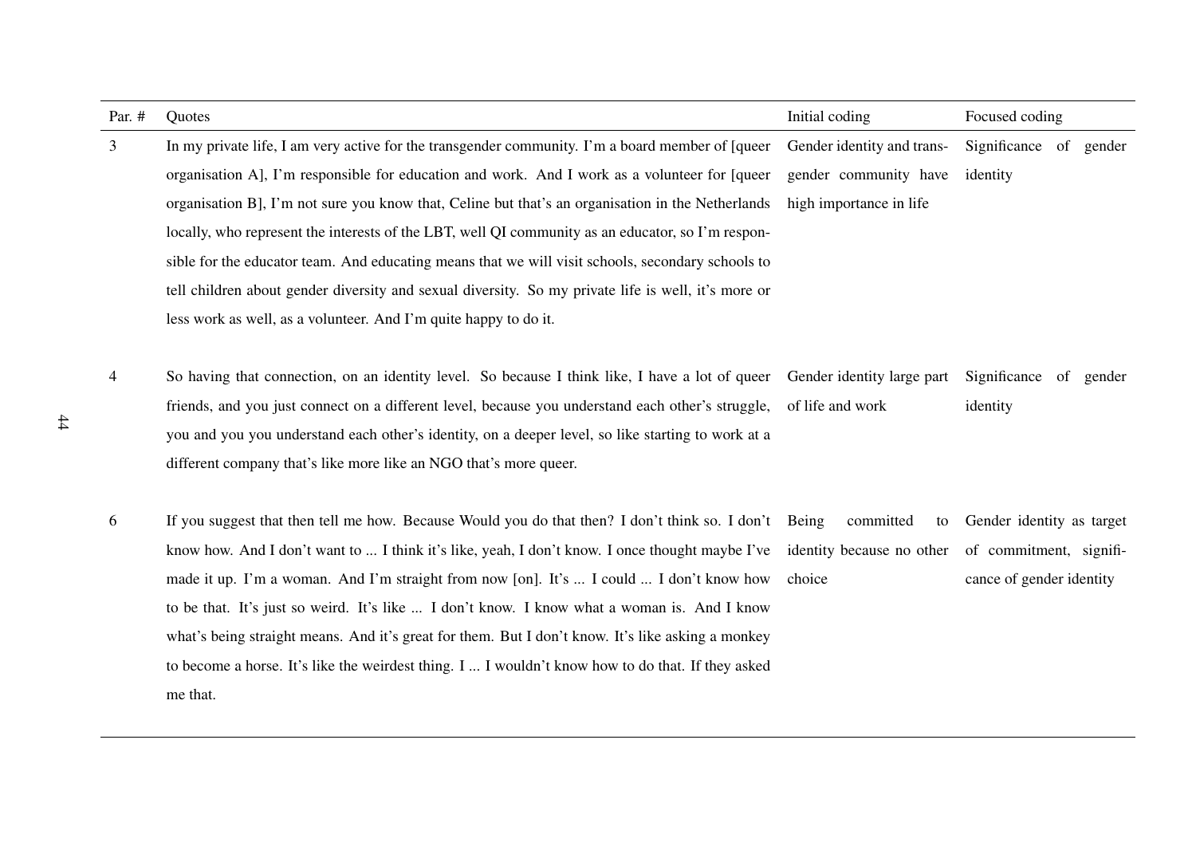| Par. # | Quotes | Initial coding | Focused coding |
| --- | --- | --- | --- |
| 3 | In my private life, I am very active for the transgender community. I'm a board member of [queer organisation A], I'm responsible for education and work. And I work as a volunteer for [queer organisation B], I'm not sure you know that, Celine but that's an organisation in the Netherlands locally, who represent the interests of the LBT, well QI community as an educator, so I'm responsible for the educator team. And educating means that we will visit schools, secondary schools to tell children about gender diversity and sexual diversity. So my private life is well, it's more or less work as well, as a volunteer. And I'm quite happy to do it. | Gender identity and transgender community have high importance in life | Significance of gender identity |
| 4 | So having that connection, on an identity level. So because I think like, I have a lot of queer friends, and you just connect on a different level, because you understand each other's struggle, you and you you understand each other's identity, on a deeper level, so like starting to work at a different company that's like more like an NGO that's more queer. | Gender identity large part of life and work | Significance of gender identity |
| 6 | If you suggest that then tell me how. Because Would you do that then? I don't think so. I don't know how. And I don't want to ... I think it's like, yeah, I don't know. I once thought maybe I've made it up. I'm a woman. And I'm straight from now [on]. It's ... I could ... I don't know how to be that. It's just so weird. It's like ... I don't know. I know what a woman is. And I know what's being straight means. And it's great for them. But I don't know. It's like asking a monkey to become a horse. It's like the weirdest thing. I ... I wouldn't know how to do that. If they asked me that. | Being committed to identity because no other choice | Gender identity as target of commitment, significance of gender identity |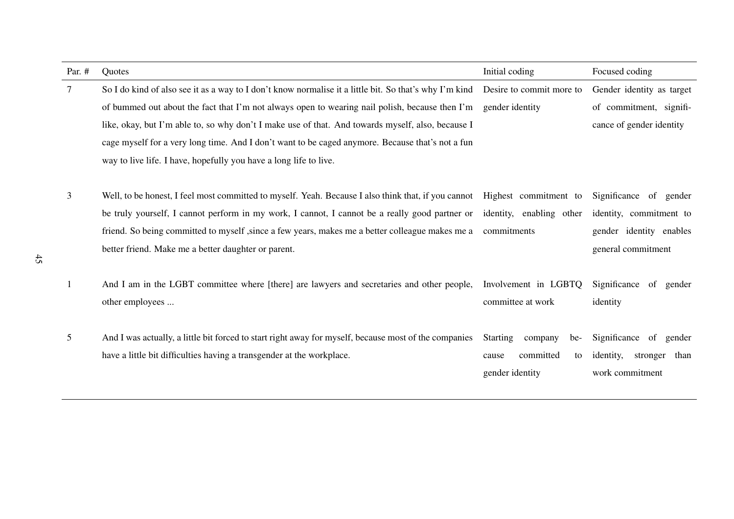| Par. # | Quotes | Initial coding | Focused coding |
|---|---|---|---|
| 7 | So I do kind of also see it as a way to I don't know normalise it a little bit. So that's why I'm kind of bummed out about the fact that I'm not always open to wearing nail polish, because then I'm like, okay, but I'm able to, so why don't I make use of that. And towards myself, also, because I cage myself for a very long time. And I don't want to be caged anymore. Because that's not a fun way to live life. I have, hopefully you have a long life to live. | Desire to commit more to gender identity | Gender identity as target of commitment, significance of gender identity |
| 3 | Well, to be honest, I feel most committed to myself. Yeah. Because I also think that, if you cannot be truly yourself, I cannot perform in my work, I cannot, I cannot be a really good partner or friend. So being committed to myself ,since a few years, makes me a better colleague makes me a better friend. Make me a better daughter or parent. | Highest commitment to identity, enabling other commitments | Significance of gender identity, commitment to gender identity enables general commitment |
| 1 | And I am in the LGBT committee where [there] are lawyers and secretaries and other people, other employees ... | Involvement in LGBTQ committee at work | Significance of gender identity |
| 5 | And I was actually, a little bit forced to start right away for myself, because most of the companies have a little bit difficulties having a transgender at the workplace. | Starting company because committed to gender identity | Significance of gender identity, stronger than work commitment |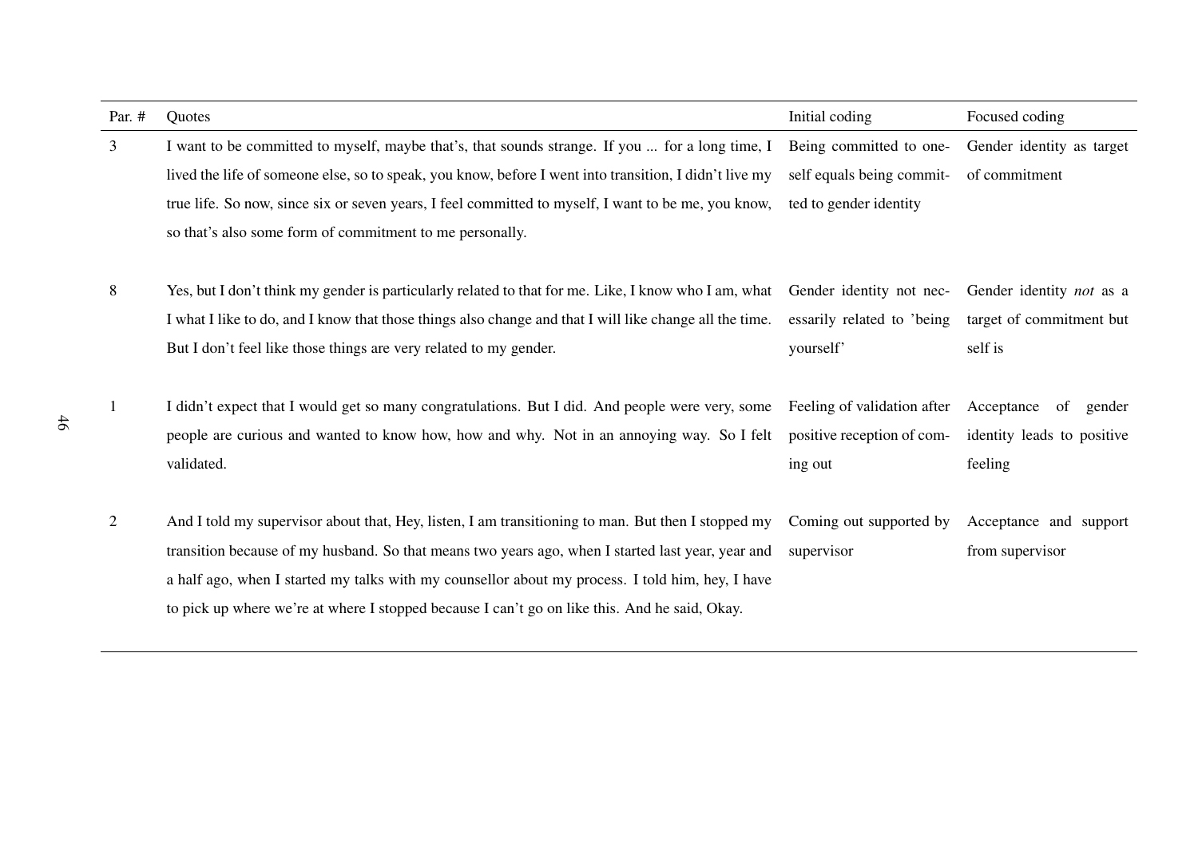| Par. # | Quotes | Initial coding | Focused coding |
|---|---|---|---|
| 3 | I want to be committed to myself, maybe that's, that sounds strange. If you ... for a long time, I lived the life of someone else, so to speak, you know, before I went into transition, I didn't live my true life. So now, since six or seven years, I feel committed to myself, I want to be me, you know, so that's also some form of commitment to me personally. | Being committed to oneself equals being committed to gender identity | Gender identity as target of commitment |
| 8 | Yes, but I don't think my gender is particularly related to that for me. Like, I know who I am, what I what I like to do, and I know that those things also change and that I will like change all the time. But I don't feel like those things are very related to my gender. | Gender identity not necessarily related to 'being yourself' | Gender identity *not* as a target of commitment but self is |
| 1 | I didn't expect that I would get so many congratulations. But I did. And people were very, some people are curious and wanted to know how, how and why. Not in an annoying way. So I felt validated. | Feeling of validation after positive reception of coming out | Acceptance of gender identity leads to positive feeling |
| 2 | And I told my supervisor about that, Hey, listen, I am transitioning to man. But then I stopped my transition because of my husband. So that means two years ago, when I started last year, year and a half ago, when I started my talks with my counsellor about my process. I told him, hey, I have to pick up where we're at where I stopped because I can't go on like this. And he said, Okay. | Coming out supported by supervisor | Acceptance and support from supervisor |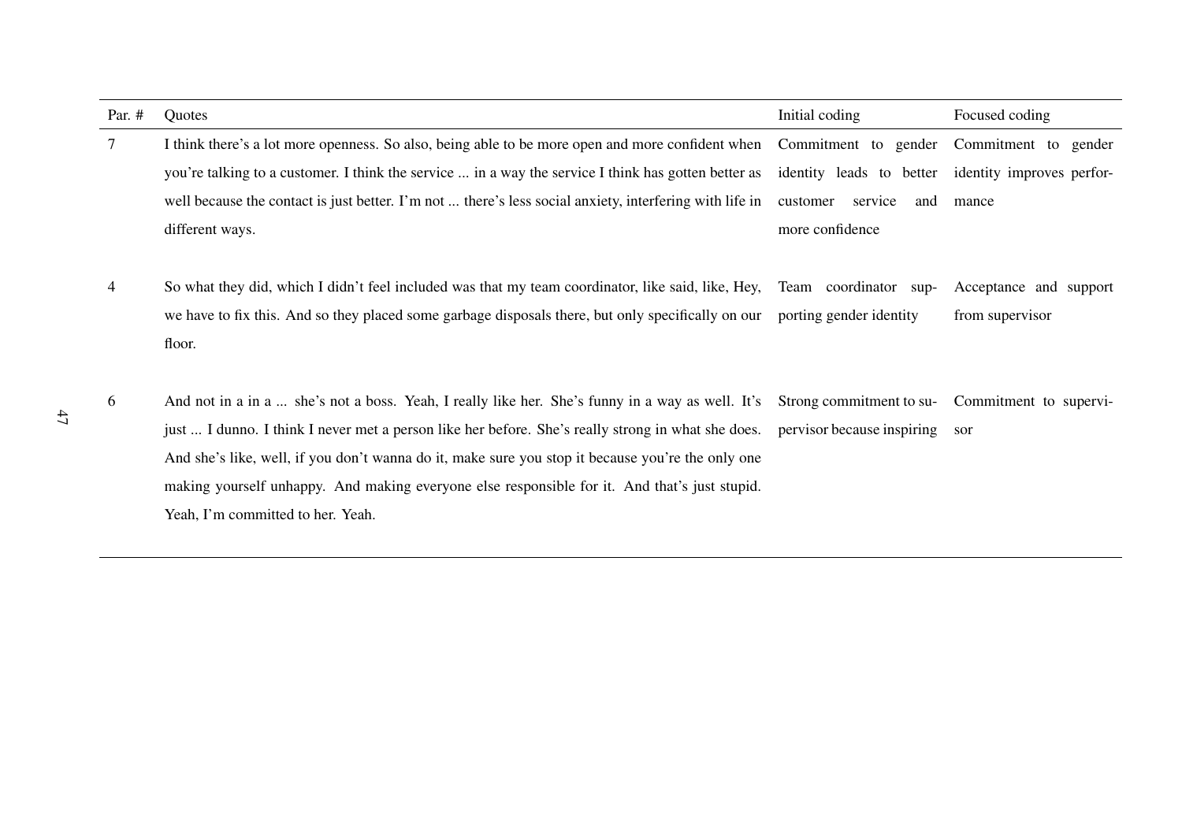| Par. # | Quotes | Initial coding | Focused coding |
|---|---|---|---|
| 7 | I think there's a lot more openness. So also, being able to be more open and more confident when you're talking to a customer. I think the service ... in a way the service I think has gotten better as well because the contact is just better. I'm not ... there's less social anxiety, interfering with life in different ways. | Commitment to gender identity leads to better customer service and more confidence | Commitment to gender identity improves performance |
| 4 | So what they did, which I didn't feel included was that my team coordinator, like said, like, Hey, we have to fix this. And so they placed some garbage disposals there, but only specifically on our floor. | Team coordinator supporting gender identity | Acceptance and support from supervisor |
| 6 | And not in a in a ... she's not a boss. Yeah, I really like her. She's funny in a way as well. It's just ... I dunno. I think I never met a person like her before. She's really strong in what she does. And she's like, well, if you don't wanna do it, make sure you stop it because you're the only one making yourself unhappy. And making everyone else responsible for it. And that's just stupid. Yeah, I'm committed to her. Yeah. | Strong commitment to supervisor because inspiring | Commitment to supervisor |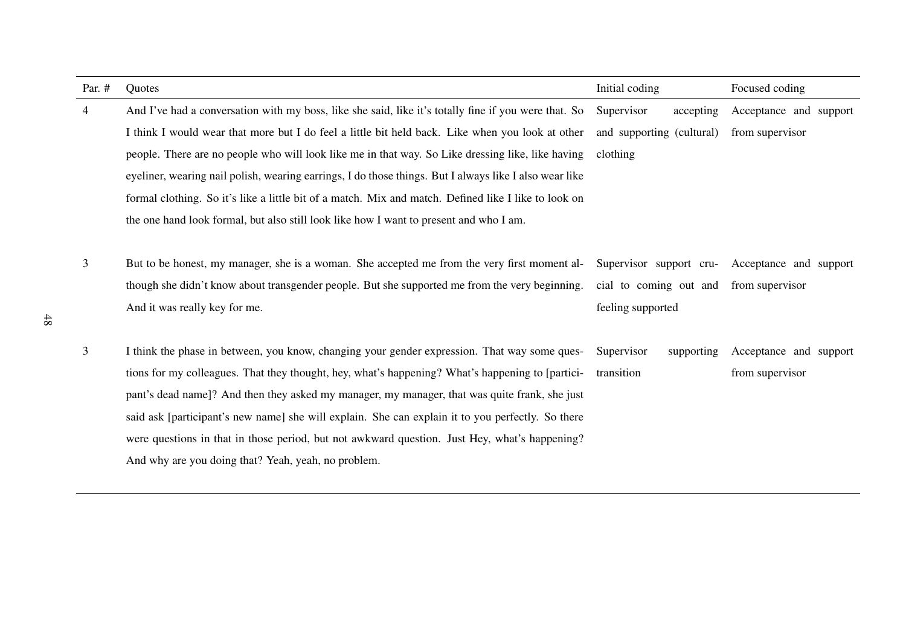| Par. # | Quotes | Initial coding | Focused coding |
|---|---|---|---|
| 4 | And I've had a conversation with my boss, like she said, like it's totally fine if you were that. So I think I would wear that more but I do feel a little bit held back. Like when you look at other people. There are no people who will look like me in that way. So Like dressing like, like having eyeliner, wearing nail polish, wearing earrings, I do those things. But I always like I also wear like formal clothing. So it's like a little bit of a match. Mix and match. Defined like I like to look on the one hand look formal, but also still look like how I want to present and who I am. | Supervisor accepting and supporting (cultural) clothing | Acceptance and support from supervisor |
| 3 | But to be honest, my manager, she is a woman. She accepted me from the very first moment although she didn't know about transgender people. But she supported me from the very beginning. And it was really key for me. | Supervisor support crucial to coming out and feeling supported | Acceptance and support from supervisor |
| 3 | I think the phase in between, you know, changing your gender expression. That way some questions for my colleagues. That they thought, hey, what's happening? What's happening to [participant's dead name]? And then they asked my manager, my manager, that was quite frank, she just said ask [participant's new name] she will explain. She can explain it to you perfectly. So there were questions in that in those period, but not awkward question. Just Hey, what's happening? And why are you doing that? Yeah, yeah, no problem. | Supervisor supporting transition | Acceptance and support from supervisor |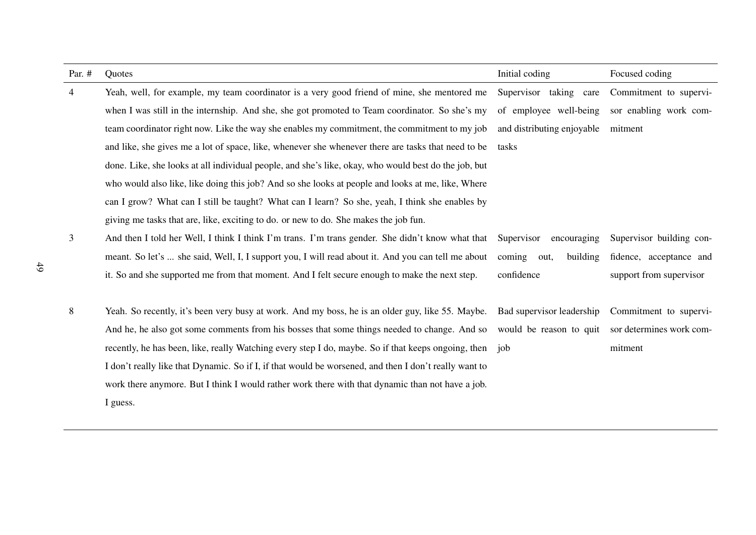| Par. # | Quotes | Initial coding | Focused coding |
|---|---|---|---|
| 4 | Yeah, well, for example, my team coordinator is a very good friend of mine, she mentored me when I was still in the internship. And she, she got promoted to Team coordinator. So she's my team coordinator right now. Like the way she enables my commitment, the commitment to my job and like, she gives me a lot of space, like, whenever she whenever there are tasks that need to be done. Like, she looks at all individual people, and she's like, okay, who would best do the job, but who would also like, like doing this job? And so she looks at people and looks at me, like, Where can I grow? What can I still be taught? What can I learn? So she, yeah, I think she enables by giving me tasks that are, like, exciting to do. or new to do. She makes the job fun. | Supervisor taking care of employee well-being and distributing enjoyable tasks | Commitment to supervisor enabling work commitment |
| 3 | And then I told her Well, I think I think I'm trans. I'm trans gender. She didn't know what that meant. So let's ... she said, Well, I, I support you, I will read about it. And you can tell me about it. So and she supported me from that moment. And I felt secure enough to make the next step. | Supervisor encouraging coming out, building confidence | Supervisor building confidence, acceptance and support from supervisor |
| 8 | Yeah. So recently, it's been very busy at work. And my boss, he is an older guy, like 55. Maybe. And he, he also got some comments from his bosses that some things needed to change. And so recently, he has been, like, really Watching every step I do, maybe. So if that keeps ongoing, then I don't really like that Dynamic. So if I, if that would be worsened, and then I don't really want to work there anymore. But I think I would rather work there with that dynamic than not have a job. I guess. | Bad supervisor leadership would be reason to quit job | Commitment to supervisor determines work commitment |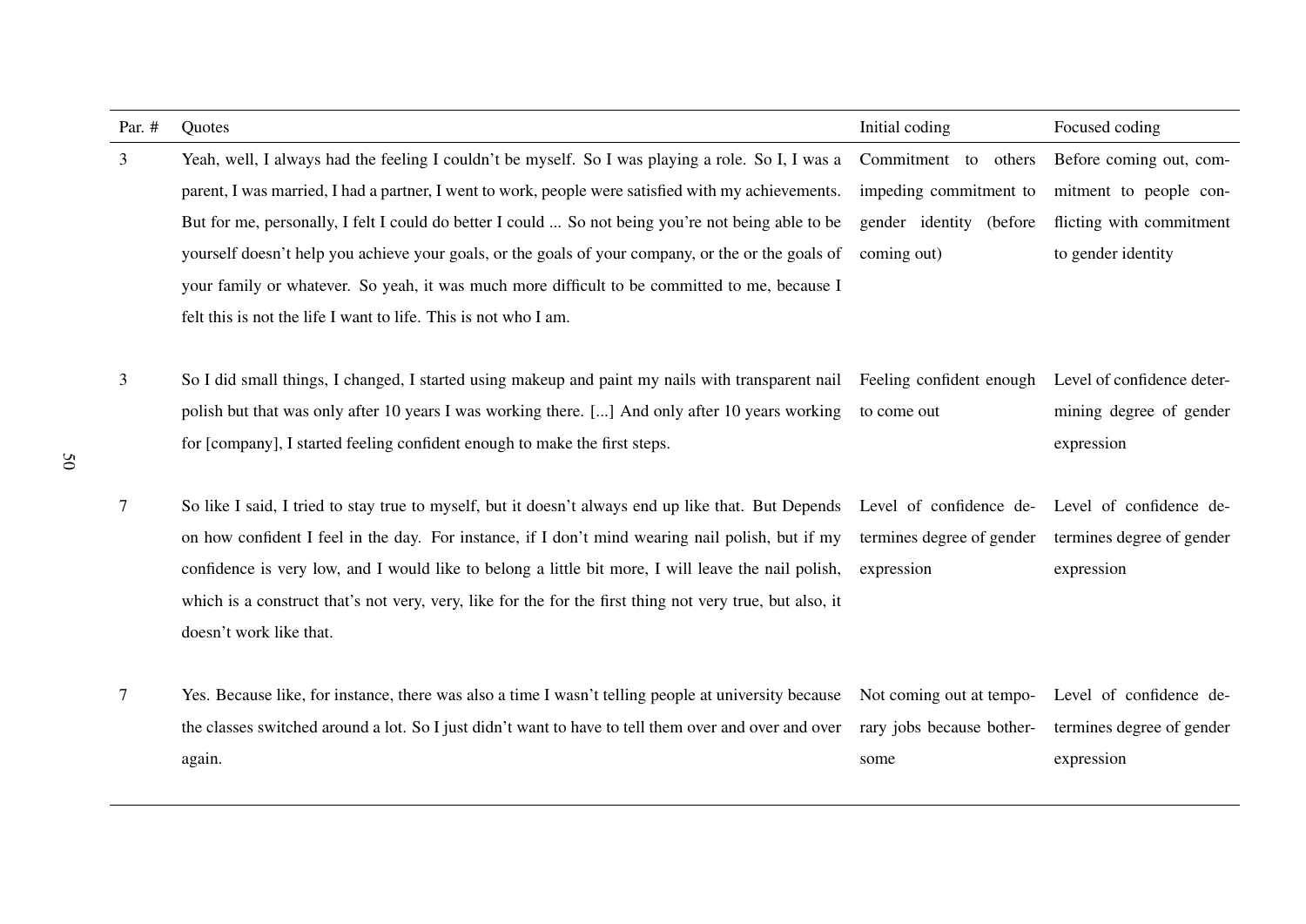| Par. # | Quotes | Initial coding | Focused coding |
|---|---|---|---|
| 3 | Yeah, well, I always had the feeling I couldn't be myself. So I was playing a role. So I, I was a parent, I was married, I had a partner, I went to work, people were satisfied with my achievements. But for me, personally, I felt I could do better I could ... So not being you're not being able to be yourself doesn't help you achieve your goals, or the goals of your company, or the or the goals of your family or whatever. So yeah, it was much more difficult to be committed to me, because I felt this is not the life I want to life. This is not who I am. | Commitment to others impeding commitment to gender identity (before coming out) | Before coming out, commitment to people conflicting with commitment to gender identity |
| 3 | So I did small things, I changed, I started using makeup and paint my nails with transparent nail polish but that was only after 10 years I was working there. [...] And only after 10 years working for [company], I started feeling confident enough to make the first steps. | Feeling confident enough to come out | Level of confidence determining degree of gender expression |
| 7 | So like I said, I tried to stay true to myself, but it doesn't always end up like that. But Depends on how confident I feel in the day. For instance, if I don't mind wearing nail polish, but if my confidence is very low, and I would like to belong a little bit more, I will leave the nail polish, which is a construct that's not very, very, like for the for the first thing not very true, but also, it doesn't work like that. | Level of confidence determines degree of gender expression | Level of confidence determines degree of gender expression |
| 7 | Yes. Because like, for instance, there was also a time I wasn't telling people at university because the classes switched around a lot. So I just didn't want to have to tell them over and over and over again. | Not coming out at temporary jobs because bothersome | Level of confidence determines degree of gender expression |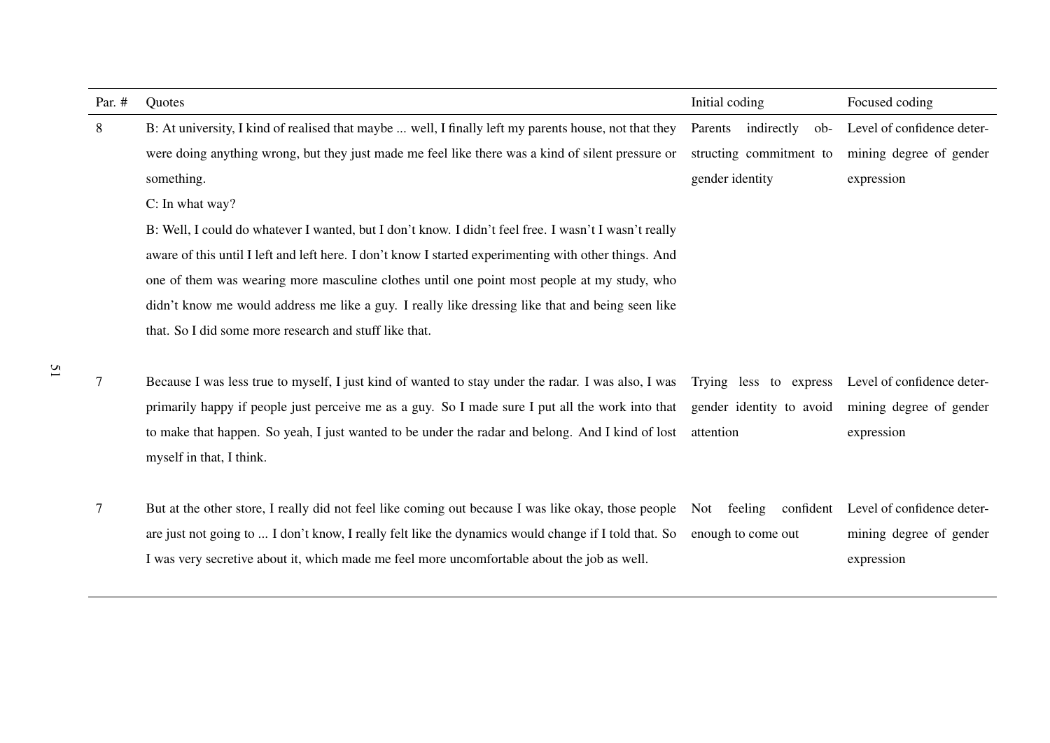| Par. # | Quotes | Initial coding | Focused coding |
|---|---|---|---|
| 8 | B: At university, I kind of realised that maybe ... well, I finally left my parents house, not that they were doing anything wrong, but they just made me feel like there was a kind of silent pressure or something.<br>C: In what way?<br>B: Well, I could do whatever I wanted, but I don't know. I didn't feel free. I wasn't I wasn't really aware of this until I left and left here. I don't know I started experimenting with other things. And one of them was wearing more masculine clothes until one point most people at my study, who didn't know me would address me like a guy. I really like dressing like that and being seen like that. So I did some more research and stuff like that. | Parents indirectly obstructing commitment to gender identity | Level of confidence determining degree of gender expression |
| 7 | Because I was less true to myself, I just kind of wanted to stay under the radar. I was also, I was primarily happy if people just perceive me as a guy. So I made sure I put all the work into that to make that happen. So yeah, I just wanted to be under the radar and belong. And I kind of lost myself in that, I think. | Trying less to express gender identity to avoid attention | Level of confidence determining degree of gender expression |
| 7 | But at the other store, I really did not feel like coming out because I was like okay, those people are just not going to ... I don't know, I really felt like the dynamics would change if I told that. So I was very secretive about it, which made me feel more uncomfortable about the job as well. | Not feeling confident enough to come out | Level of confidence determining degree of gender expression |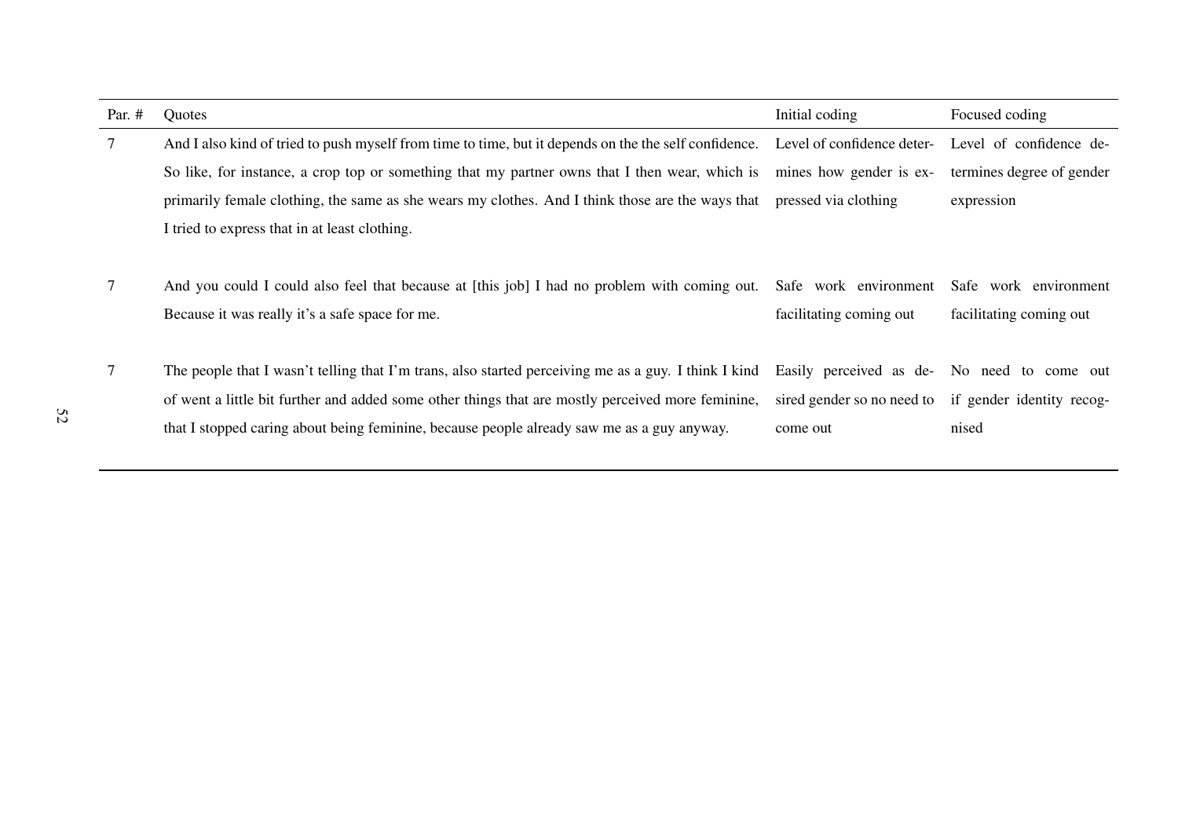| Par. # | Quotes | Initial coding | Focused coding |
|---|---|---|---|
| 7 | And I also kind of tried to push myself from time to time, but it depends on the the self confidence. So like, for instance, a crop top or something that my partner owns that I then wear, which is primarily female clothing, the same as she wears my clothes. And I think those are the ways that I tried to express that in at least clothing. | Level of confidence determines how gender is expressed via clothing | Level of confidence determines degree of gender expression |
| 7 | And you could I could also feel that because at [this job] I had no problem with coming out. Because it was really it's a safe space for me. | Safe work environment facilitating coming out | Safe work environment facilitating coming out |
| 7 | The people that I wasn't telling that I'm trans, also started perceiving me as a guy. I think I kind of went a little bit further and added some other things that are mostly perceived more feminine, that I stopped caring about being feminine, because people already saw me as a guy anyway. | Easily perceived as desired gender so no need to come out | No need to come out if gender identity recognised |